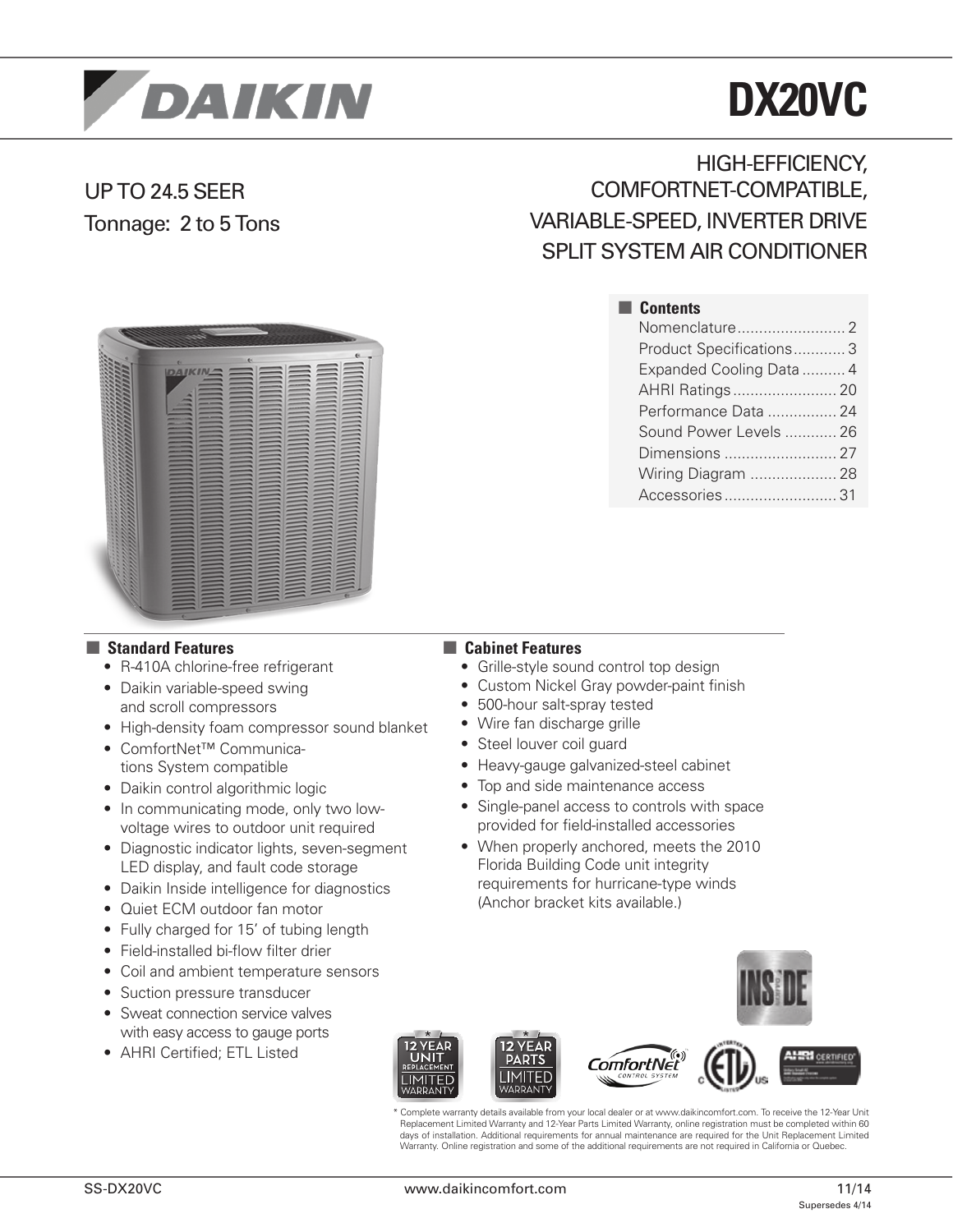# DX20VC

UP TO 24.5 SEER
Tonnage: 2 to 5 Tons

## HIGH-EFFICIENCY, COMFORTNET-COMPATIBLE, VARIABLE-SPEED, INVERTER DRIVE SPLIT SYSTEM AIR CONDITIONER

### Contents

- Nomenclature ........................ 2
- Product Specifications ............ 3
- Expanded Cooling Data .......... 4
- AHRI Ratings ........................ 20
- Performance Data ................ 24
- Sound Power Levels ............ 26
- Dimensions .......................... 27
- Wiring Diagram .................... 28
- Accessories .......................... 31

### Standard Features

- R-410A chlorine-free refrigerant
- Daikin variable-speed swing and scroll compressors
- High-density foam compressor sound blanket
- ComfortNet™ Communications System compatible
- Daikin control algorithmic logic
- In communicating mode, only two low-voltage wires to outdoor unit required
- Diagnostic indicator lights, seven-segment LED display, and fault code storage
- Daikin Inside intelligence for diagnostics
- Quiet ECM outdoor fan motor
- Fully charged for 15' of tubing length
- Field-installed bi-flow filter drier
- Coil and ambient temperature sensors
- Suction pressure transducer
- Sweat connection service valves with easy access to gauge ports
- AHRI Certified; ETL Listed

### Cabinet Features

- Grille-style sound control top design
- Custom Nickel Gray powder-paint finish
- 500-hour salt-spray tested
- Wire fan discharge grille
- Steel louver coil guard
- Heavy-gauge galvanized-steel cabinet
- Top and side maintenance access
- Single-panel access to controls with space provided for field-installed accessories
- When properly anchored, meets the 2010 Florida Building Code unit integrity requirements for hurricane-type winds (Anchor bracket kits available.)

* Complete warranty details available from your local dealer or at www.daikincomfort.com. To receive the 12-Year Unit Replacement Limited Warranty and 12-Year Parts Limited Warranty, online registration must be completed within 60 days of installation. Additional requirements for annual maintenance are required for the Unit Replacement Limited Warranty. Online registration and some of the additional requirements are not required in California or Quebec.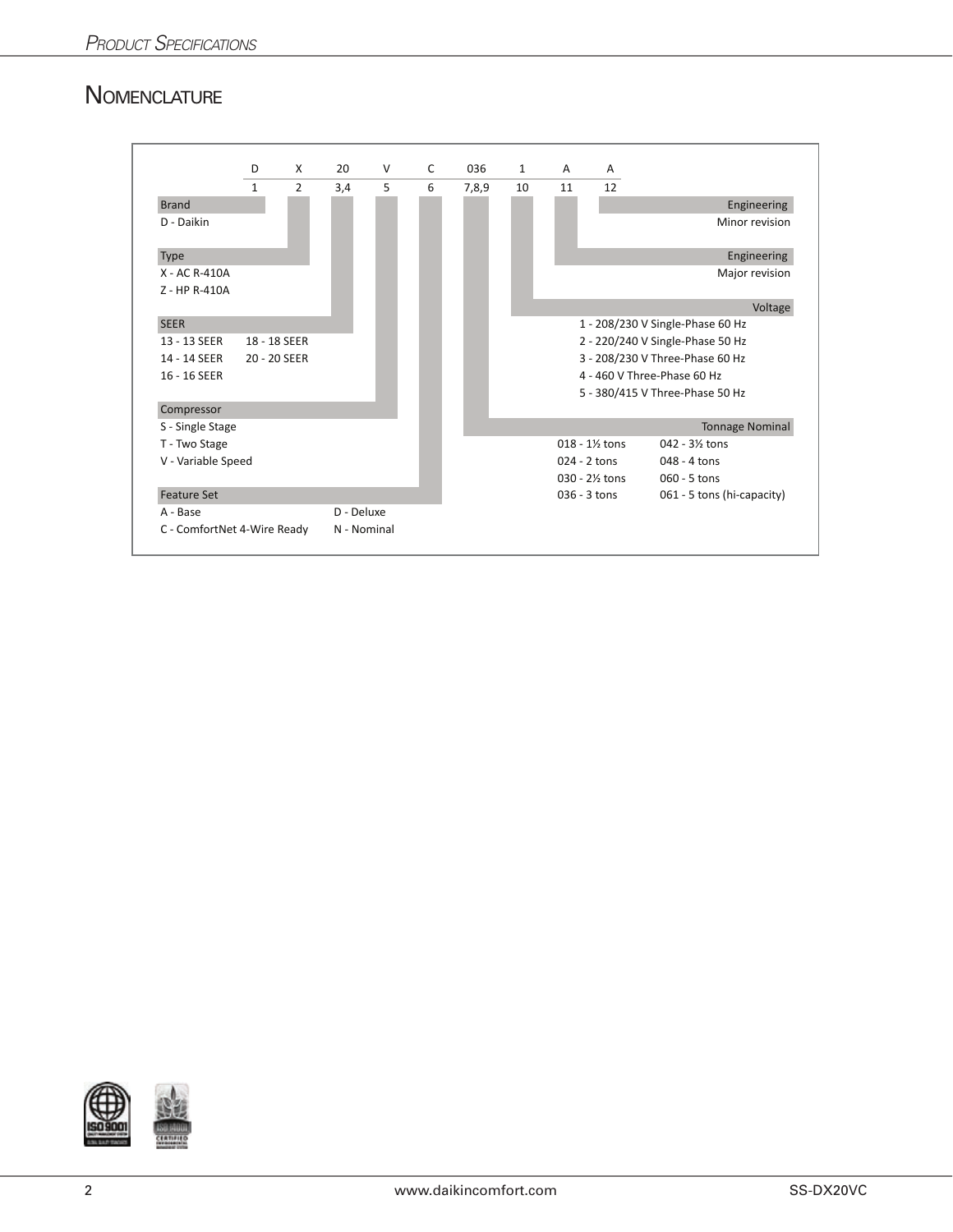## Nomenclature

| D | X | 20 | V | C | 036 | 1 | A | A |
|---|---|---|---|---|---|---|---|---|
| 1 | 2 | 3,4 | 5 | 6 | 7,8,9 | 10 | 11 | 12 |

**Brand**
- D - Daikin

**Type**
- X - AC R-410A
- Z - HP R-410A

**SEER**
- 13 - 13 SEER
- 14 - 14 SEER
- 16 - 16 SEER
- 18 - 18 SEER
- 20 - 20 SEER

**Compressor**
- S - Single Stage
- T - Two Stage
- V - Variable Speed

**Feature Set**
- A - Base
- C - ComfortNet 4-Wire Ready
- D - Deluxe
- N - Nominal

**Tonnage Nominal**
- 018 - 1½ tons
- 024 - 2 tons
- 030 - 2½ tons
- 036 - 3 tons
- 042 - 3½ tons
- 048 - 4 tons
- 060 - 5 tons
- 061 - 5 tons (hi-capacity)

**Voltage**
- 1 - 208/230 V Single-Phase 60 Hz
- 2 - 220/240 V Single-Phase 50 Hz
- 3 - 208/230 V Three-Phase 60 Hz
- 4 - 460 V Three-Phase 60 Hz
- 5 - 380/415 V Three-Phase 50 Hz

**Engineering** Major revision

**Engineering** Minor revision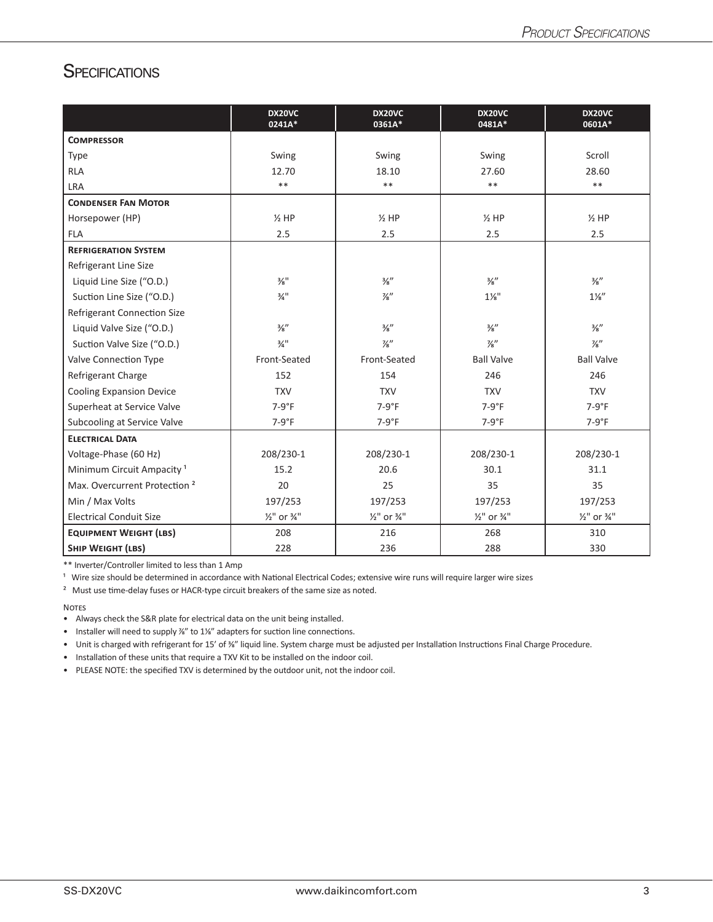## Specifications

| | DX20VC 0241A* | DX20VC 0361A* | DX20VC 0481A* | DX20VC 0601A* |
|---|---|---|---|---|
| **Compressor** | | | | |
| Type | Swing | Swing | Swing | Scroll |
| RLA | 12.70 | 18.10 | 27.60 | 28.60 |
| LRA | ** | ** | ** | ** |
| **Condenser Fan Motor** | | | | |
| Horsepower (HP) | ½ HP | ½ HP | ½ HP | ½ HP |
| FLA | 2.5 | 2.5 | 2.5 | 2.5 |
| **Refrigeration System** | | | | |
| Refrigerant Line Size | | | | |
| Liquid Line Size ("O.D.) | ⅜" | ⅜" | ⅜" | ⅜" |
| Suction Line Size ("O.D.) | ¾" | ⅞" | 1⅛" | 1⅛" |
| Refrigerant Connection Size | | | | |
| Liquid Valve Size ("O.D.) | ⅜" | ⅜" | ⅜" | ⅜" |
| Suction Valve Size ("O.D.) | ¾" | ⅞" | ⅞" | ⅞" |
| Valve Connection Type | Front-Seated | Front-Seated | Ball Valve | Ball Valve |
| Refrigerant Charge | 152 | 154 | 246 | 246 |
| Cooling Expansion Device | TXV | TXV | TXV | TXV |
| Superheat at Service Valve | 7-9°F | 7-9°F | 7-9°F | 7-9°F |
| Subcooling at Service Valve | 7-9°F | 7-9°F | 7-9°F | 7-9°F |
| **Electrical Data** | | | | |
| Voltage-Phase (60 Hz) | 208/230-1 | 208/230-1 | 208/230-1 | 208/230-1 |
| Minimum Circuit Ampacity [1] | 15.2 | 20.6 | 30.1 | 31.1 |
| Max. Overcurrent Protection [2] | 20 | 25 | 35 | 35 |
| Min / Max Volts | 197/253 | 197/253 | 197/253 | 197/253 |
| Electrical Conduit Size | ½" or ¾" | ½" or ¾" | ½" or ¾" | ½" or ¾" |
| **Equipment Weight (lbs)** | 208 | 216 | 268 | 310 |
| **Ship Weight (lbs)** | 228 | 236 | 288 | 330 |

** Inverter/Controller limited to less than 1 Amp

[1] Wire size should be determined in accordance with National Electrical Codes; extensive wire runs will require larger wire sizes

[2] Must use time-delay fuses or HACR-type circuit breakers of the same size as noted.

Notes

- Always check the S&R plate for electrical data on the unit being installed.
- Installer will need to supply ⅞" to 1⅛" adapters for suction line connections.
- Unit is charged with refrigerant for 15' of ⅜" liquid line. System charge must be adjusted per Installation Instructions Final Charge Procedure.
- Installation of these units that require a TXV Kit to be installed on the indoor coil.
- PLEASE NOTE: the specified TXV is determined by the outdoor unit, not the indoor coil.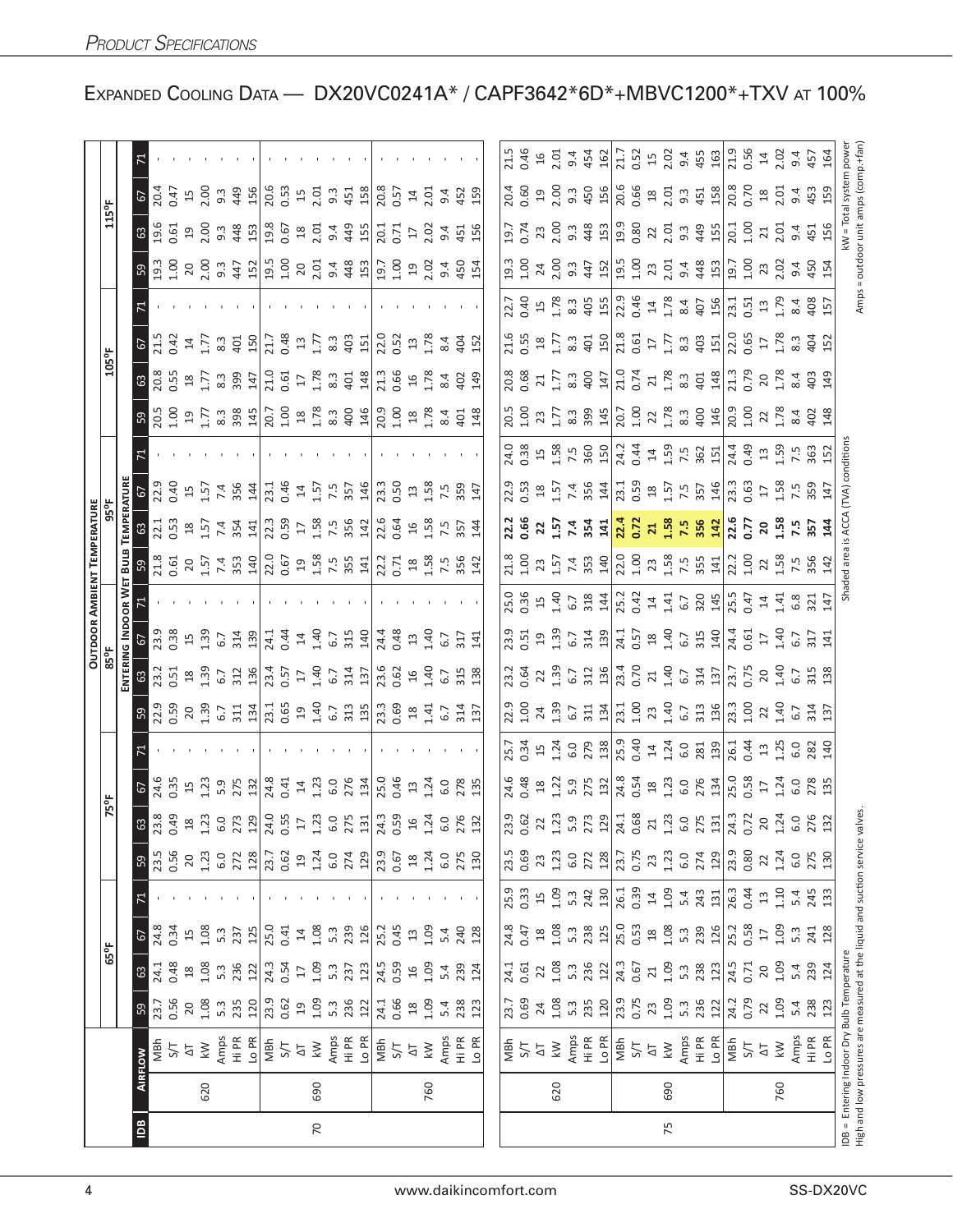## Expanded Cooling Data — DX20VC0241A* / CAPF3642*6D*+MBVC1200*+TXV at 100%

| IDB | Airflow | | 65°F | | | | 75°F | | | | 85°F | | | | 95°F | | | | 105°F | | | | 115°F | | | |
|---|---|---|---|---|---|---|---|---|---|---|---|---|---|---|---|---|---|---|---|---|---|---|---|---|---|---|
| | | | Entering Indoor Wet Bulb Temperature | | | | | | | | | | | | | | | | | | | | | | | |
| | | | 59 | 63 | 67 | 71 | 59 | 63 | 67 | 71 | 59 | 63 | 67 | 71 | 59 | 63 | 67 | 71 | 59 | 63 | 67 | 71 | 59 | 63 | 67 | 71 |
| 70 | 620 | MBh | 23.7 | 24.1 | 24.8 | - | 23.5 | 23.8 | 24.6 | - | 22.9 | 23.2 | 23.9 | - | 21.8 | 22.1 | 22.9 | - | 20.5 | 20.8 | 21.5 | - | 19.3 | 19.6 | 20.4 | - |
| | | S/T | 0.56 | 0.48 | 0.34 | - | 0.56 | 0.49 | 0.35 | - | 0.59 | 0.51 | 0.38 | - | 0.61 | 0.53 | 0.40 | - | 1.00 | 0.55 | 0.42 | - | 1.00 | 0.61 | 0.47 | - |
| | | ΔT | 20 | 18 | 15 | - | 20 | 18 | 15 | - | 20 | 18 | 15 | - | 20 | 18 | 15 | - | 19 | 18 | 14 | - | 20 | 19 | 15 | - |
| | | kW | 1.08 | 1.08 | 1.08 | - | 1.23 | 1.23 | 1.23 | - | 1.39 | 1.39 | 1.39 | - | 1.57 | 1.57 | 1.57 | - | 1.77 | 1.77 | 1.77 | - | 2.00 | 2.00 | 2.00 | - |
| | | Amps | 5.3 | 5.3 | 5.3 | - | 6.0 | 6.0 | 5.9 | - | 6.7 | 6.7 | 6.7 | - | 7.4 | 7.4 | 7.4 | - | 8.3 | 8.3 | 8.3 | - | 9.3 | 9.3 | 9.3 | - |
| | | Hi PR | 235 | 236 | 237 | - | 272 | 273 | 275 | - | 311 | 312 | 314 | - | 353 | 354 | 356 | - | 398 | 399 | 401 | - | 447 | 448 | 449 | - |
| | | Lo PR | 120 | 122 | 125 | - | 128 | 129 | 132 | - | 134 | 136 | 139 | - | 140 | 141 | 144 | - | 145 | 147 | 150 | - | 152 | 153 | 156 | - |
| | 690 | MBh | 23.9 | 24.3 | 25.0 | - | 23.7 | 24.0 | 24.8 | - | 23.1 | 23.4 | 24.1 | - | 22.0 | 22.3 | 23.1 | - | 20.7 | 21.0 | 21.7 | - | 19.5 | 19.8 | 20.6 | - |
| | | S/T | 0.62 | 0.54 | 0.41 | - | 0.62 | 0.55 | 0.41 | - | 0.65 | 0.57 | 0.44 | - | 0.67 | 0.59 | 0.46 | - | 1.00 | 0.61 | 0.48 | - | 1.00 | 0.67 | 0.53 | - |
| | | ΔT | 19 | 17 | 14 | - | 19 | 17 | 14 | - | 19 | 17 | 14 | - | 19 | 17 | 14 | - | 18 | 17 | 13 | - | 20 | 18 | 15 | - |
| | | kW | 1.09 | 1.09 | 1.08 | - | 1.24 | 1.23 | 1.23 | - | 1.40 | 1.40 | 1.40 | - | 1.58 | 1.58 | 1.57 | - | 1.78 | 1.78 | 1.77 | - | 2.01 | 2.01 | 2.01 | - |
| | | Amps | 5.3 | 5.3 | 5.3 | - | 6.0 | 6.0 | 6.0 | - | 6.7 | 6.7 | 6.7 | - | 7.5 | 7.5 | 7.5 | - | 8.3 | 8.3 | 8.3 | - | 9.4 | 9.4 | 9.3 | - |
| | | Hi PR | 236 | 237 | 239 | - | 274 | 275 | 276 | - | 313 | 314 | 315 | - | 355 | 356 | 357 | - | 400 | 401 | 403 | - | 448 | 449 | 451 | - |
| | | Lo PR | 122 | 123 | 126 | - | 129 | 131 | 134 | - | 135 | 137 | 140 | - | 141 | 142 | 146 | - | 146 | 148 | 151 | - | 153 | 155 | 158 | - |
| | 760 | MBh | 24.1 | 24.5 | 25.2 | - | 23.9 | 24.3 | 25.0 | - | 23.3 | 23.6 | 24.4 | - | 22.2 | 22.6 | 23.3 | - | 20.9 | 21.3 | 22.0 | - | 19.7 | 20.1 | 20.8 | - |
| | | S/T | 0.66 | 0.59 | 0.45 | - | 0.67 | 0.59 | 0.46 | - | 0.69 | 0.62 | 0.48 | - | 0.71 | 0.64 | 0.50 | - | 1.00 | 0.66 | 0.52 | - | 1.00 | 0.71 | 0.57 | - |
| | | ΔT | 18 | 16 | 13 | - | 18 | 16 | 13 | - | 18 | 16 | 13 | - | 18 | 16 | 13 | - | 18 | 16 | 13 | - | 19 | 17 | 14 | - |
| | | kW | 1.09 | 1.09 | 1.09 | - | 1.24 | 1.24 | 1.24 | - | 1.41 | 1.40 | 1.40 | - | 1.58 | 1.58 | 1.58 | - | 1.78 | 1.78 | 1.78 | - | 2.02 | 2.02 | 2.01 | - |
| | | Amps | 5.4 | 5.4 | 5.4 | - | 6.0 | 6.0 | 6.0 | - | 6.7 | 6.7 | 6.7 | - | 7.5 | 7.5 | 7.5 | - | 8.4 | 8.4 | 8.4 | - | 9.4 | 9.4 | 9.4 | - |
| | | Hi PR | 238 | 239 | 240 | - | 275 | 276 | 278 | - | 314 | 315 | 317 | - | 356 | 357 | 359 | - | 401 | 402 | 404 | - | 450 | 451 | 452 | - |
| | | Lo PR | 123 | 124 | 128 | - | 130 | 132 | 135 | - | 137 | 138 | 141 | - | 142 | 144 | 147 | - | 148 | 149 | 152 | - | 154 | 156 | 159 | - |
| 75 | 620 | MBh | 23.7 | 24.1 | 24.8 | 25.9 | 23.5 | 23.9 | 24.6 | 25.7 | 22.9 | 23.2 | 23.9 | 25.0 | 21.8 | **22.2** | 22.9 | 24.0 | 20.5 | 20.8 | 21.6 | 22.7 | 19.3 | 19.7 | 20.4 | 21.5 |
| | | S/T | 0.69 | 0.61 | 0.47 | 0.33 | 0.69 | 0.62 | 0.48 | 0.34 | 1.00 | 0.64 | 0.51 | 0.36 | 1.00 | **0.66** | 0.53 | 0.38 | 1.00 | 0.68 | 0.55 | 0.40 | 1.00 | 0.74 | 0.60 | 0.46 |
| | | ΔT | 24 | 22 | 18 | 15 | 23 | 22 | 18 | 15 | 24 | 22 | 19 | 15 | 23 | **22** | 18 | 15 | 23 | 21 | 18 | 15 | 24 | 23 | 19 | 16 |
| | | kW | 1.08 | 1.08 | 1.08 | 1.09 | 1.23 | 1.23 | 1.22 | 1.24 | 1.39 | 1.39 | 1.39 | 1.40 | 1.57 | **1.57** | 1.57 | 1.58 | 1.77 | 1.77 | 1.77 | 1.78 | 2.00 | 2.00 | 2.00 | 2.01 |
| | | Amps | 5.3 | 5.3 | 5.3 | 5.3 | 6.0 | 5.9 | 5.9 | 6.0 | 6.7 | 6.7 | 6.7 | 6.7 | 7.4 | **7.4** | 7.4 | 7.5 | 8.3 | 8.3 | 8.3 | 8.3 | 9.3 | 9.3 | 9.3 | 9.4 |
| | | Hi PR | 235 | 236 | 238 | 242 | 272 | 273 | 275 | 279 | 311 | 312 | 314 | 318 | 353 | **354** | 356 | 360 | 399 | 400 | 401 | 405 | 447 | 448 | 450 | 454 |
| | | Lo PR | 120 | 122 | 125 | 130 | 128 | 129 | 132 | 138 | 134 | 136 | 139 | 144 | 140 | **141** | 144 | 150 | 145 | 147 | 150 | 155 | 152 | 153 | 156 | 162 |
| | 690 | MBh | 23.9 | 24.3 | 25.0 | 26.1 | 23.7 | 24.1 | 24.8 | 25.9 | 23.1 | 23.4 | 24.1 | 25.2 | 22.0 | **22.4** | 23.1 | 24.2 | 20.7 | 21.0 | 21.8 | 22.9 | 19.5 | 19.9 | 20.6 | 21.7 |
| | | S/T | 0.75 | 0.67 | 0.53 | 0.39 | 0.75 | 0.68 | 0.54 | 0.40 | 1.00 | 0.70 | 0.57 | 0.42 | 1.00 | **0.72** | 0.59 | 0.44 | 1.00 | 0.74 | 0.61 | 0.46 | 1.00 | 0.80 | 0.66 | 0.52 |
| | | ΔT | 23 | 21 | 18 | 14 | 23 | 21 | 18 | 14 | 23 | 21 | 18 | 14 | 23 | **21** | 18 | 14 | 22 | 21 | 17 | 14 | 23 | 22 | 18 | 15 |
| | | kW | 1.09 | 1.09 | 1.08 | 1.09 | 1.23 | 1.23 | 1.23 | 1.24 | 1.40 | 1.40 | 1.40 | 1.41 | 1.58 | **1.58** | 1.57 | 1.59 | 1.78 | 1.78 | 1.77 | 1.78 | 2.01 | 2.01 | 2.01 | 2.02 |
| | | Amps | 5.3 | 5.3 | 5.3 | 5.4 | 6.0 | 6.0 | 6.0 | 6.0 | 6.7 | 6.7 | 6.7 | 6.7 | 7.5 | **7.5** | 7.5 | 7.5 | 8.3 | 8.3 | 8.3 | 8.4 | 9.4 | 9.3 | 9.3 | 9.4 |
| | | Hi PR | 236 | 238 | 239 | 243 | 274 | 275 | 276 | 281 | 313 | 314 | 315 | 320 | 355 | **356** | 357 | 362 | 400 | 401 | 403 | 407 | 448 | 449 | 451 | 455 |
| | | Lo PR | 122 | 123 | 126 | 131 | 129 | 131 | 134 | 139 | 136 | 137 | 140 | 145 | 141 | **142** | 146 | 151 | 146 | 148 | 151 | 156 | 153 | 155 | 158 | 163 |
| | 760 | MBh | 24.2 | 24.5 | 25.2 | 26.3 | 23.9 | 24.3 | 25.0 | 26.1 | 23.3 | 23.7 | 24.4 | 25.5 | 22.2 | **22.6** | 23.3 | 24.4 | 20.9 | 21.3 | 22.0 | 23.1 | 19.7 | 20.1 | 20.8 | 21.9 |
| | | S/T | 0.79 | 0.71 | 0.58 | 0.44 | 0.80 | 0.72 | 0.58 | 0.44 | 1.00 | 0.75 | 0.61 | 0.47 | 1.00 | **0.77** | 0.63 | 0.49 | 1.00 | 0.79 | 0.65 | 0.51 | 1.00 | 1.00 | 0.70 | 0.56 |
| | | ΔT | 22 | 20 | 17 | 13 | 22 | 20 | 17 | 13 | 22 | 20 | 17 | 14 | 22 | **20** | 17 | 13 | 22 | 20 | 17 | 13 | 23 | 21 | 18 | 14 |
| | | kW | 1.09 | 1.09 | 1.09 | 1.10 | 1.24 | 1.24 | 1.24 | 1.25 | 1.40 | 1.40 | 1.40 | 1.41 | 1.58 | **1.58** | 1.58 | 1.59 | 1.78 | 1.78 | 1.78 | 1.79 | 2.02 | 2.01 | 2.01 | 2.02 |
| | | Amps | 5.4 | 5.4 | 5.3 | 5.4 | 6.0 | 6.0 | 6.0 | 6.0 | 6.7 | 6.7 | 6.7 | 6.8 | 7.5 | **7.5** | 7.5 | 7.5 | 8.4 | 8.4 | 8.3 | 8.4 | 9.4 | 9.4 | 9.4 | 9.4 |
| | | Hi PR | 238 | 239 | 241 | 245 | 275 | 276 | 278 | 282 | 314 | 315 | 317 | 321 | 356 | **357** | 359 | 363 | 402 | 403 | 404 | 408 | 450 | 451 | 453 | 457 |
| | | Lo PR | 123 | 124 | 128 | 133 | 130 | 132 | 135 | 140 | 137 | 138 | 141 | 147 | 142 | **144** | 147 | 152 | 148 | 149 | 152 | 157 | 154 | 156 | 159 | 164 |

IDB = Entering Indoor Dry Bulb Temperature
High and low pressures are measured at the liquid and suction service valves.

Shaded area is ACCA (TVA) conditions

kW = Total system power
Amps = outdoor unit amps (comp.+fan)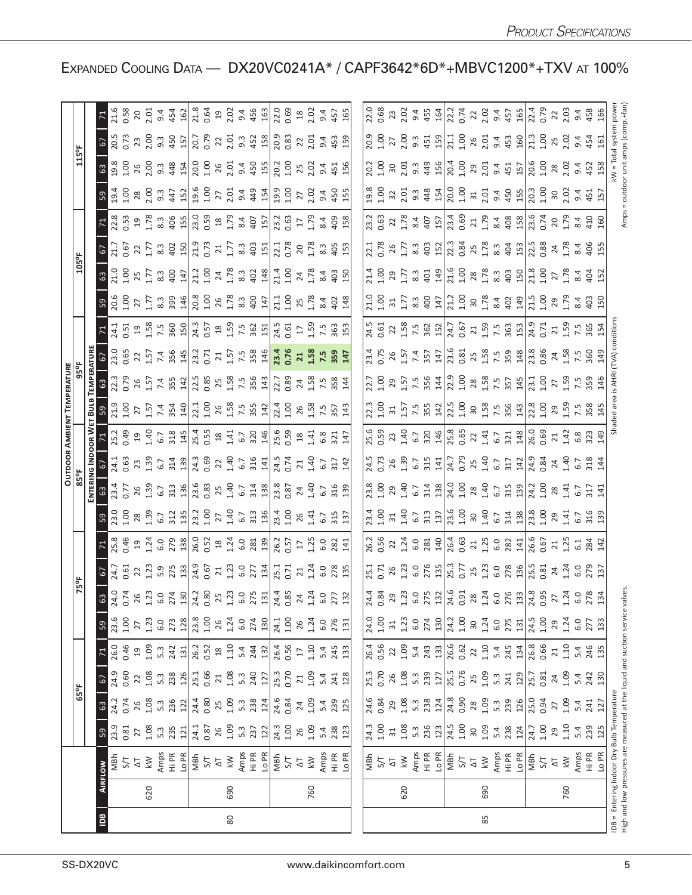# Expanded Cooling Data — DX20VC0241A* / CAPF3642*6D*+MBVC1200*+TXV at 100%

| IDB | Airflow | | Outdoor Ambient Temperature | | | | | | | | | | | | | | | | | | | | | |
|---|---|---|---|---|---|---|---|---|---|---|---|---|---|---|---|---|---|---|---|---|---|---|---|---|
| | | | 65°F | | | | 75°F | | | | 85°F | | | | 95°F | | | | 105°F | | | | 115°F | | | |
| | | | Entering Indoor Wet Bulb Temperature | | | | | | | | | | | | | | | | | | | | | | | |
| | | | 59 | 63 | 67 | 71 | 59 | 63 | 67 | 71 | 59 | 63 | 67 | 71 | 59 | 63 | 67 | 71 | 59 | 63 | 67 | 71 | 59 | 63 | 67 | 71 |
| 80 | 620 | MBh | 23.9 | 24.2 | 24.9 | 26.0 | 23.6 | 24.0 | 24.7 | 25.8 | 23.0 | 23.4 | 24.1 | 25.2 | 21.9 | 22.3 | 23.0 | 24.1 | 20.6 | 21.0 | 21.7 | 22.8 | 19.4 | 19.8 | 20.5 | 21.6 |
| | | S/T | 0.81 | 0.74 | 0.60 | 0.46 | 1.00 | 0.74 | 0.61 | 0.46 | 1.00 | 0.77 | 0.63 | 0.49 | 1.00 | 0.79 | 0.65 | 0.51 | 1.00 | 1.00 | 0.67 | 0.53 | 1.00 | 1.00 | 0.73 | 0.58 |
| | | ΔT | 27 | 26 | 22 | 19 | 27 | 26 | 22 | 19 | 28 | 26 | 23 | 19 | 27 | 26 | 22 | 19 | 27 | 25 | 22 | 19 | 28 | 26 | 23 | 20 |
| | | kW | 1.08 | 1.08 | 1.08 | 1.09 | 1.23 | 1.23 | 1.23 | 1.24 | 1.39 | 1.39 | 1.39 | 1.40 | 1.57 | 1.57 | 1.57 | 1.58 | 1.77 | 1.77 | 1.77 | 1.78 | 2.00 | 2.00 | 2.00 | 2.01 |
| | | Amps | 5.3 | 5.3 | 5.3 | 5.3 | 6.0 | 6.0 | 5.9 | 6.0 | 6.7 | 6.7 | 6.7 | 6.7 | 7.4 | 7.4 | 7.4 | 7.5 | 8.3 | 8.3 | 8.3 | 8.3 | 9.3 | 9.3 | 9.3 | 9.4 |
| | | Hi PR | 235 | 236 | 238 | 242 | 273 | 274 | 275 | 279 | 312 | 313 | 314 | 318 | 354 | 355 | 356 | 360 | 399 | 400 | 402 | 406 | 447 | 448 | 450 | 454 |
| | | Lo PR | 121 | 122 | 126 | 131 | 128 | 130 | 133 | 138 | 135 | 136 | 139 | 145 | 140 | 142 | 145 | 150 | 146 | 147 | 150 | 155 | 152 | 154 | 157 | 162 |
| | 690 | MBh | 24.1 | 24.4 | 25.1 | 26.2 | 23.8 | 24.2 | 24.9 | 26.0 | 23.2 | 23.6 | 24.3 | 25.4 | 22.1 | 22.5 | 23.2 | 24.3 | 20.8 | 21.2 | 21.9 | 23.0 | 19.6 | 20.0 | 20.7 | 21.8 |
| | | S/T | 0.87 | 0.80 | 0.66 | 0.52 | 1.00 | 0.80 | 0.67 | 0.52 | 1.00 | 0.83 | 0.69 | 0.55 | 1.00 | 0.85 | 0.71 | 0.57 | 1.00 | 1.00 | 0.73 | 0.59 | 1.00 | 1.00 | 0.79 | 0.64 |
| | | ΔT | 26 | 25 | 21 | 18 | 26 | 25 | 21 | 18 | 27 | 25 | 22 | 18 | 26 | 25 | 21 | 18 | 26 | 24 | 21 | 18 | 27 | 26 | 22 | 19 |
| | | kW | 1.09 | 1.09 | 1.08 | 1.10 | 1.24 | 1.23 | 1.23 | 1.24 | 1.40 | 1.40 | 1.40 | 1.41 | 1.58 | 1.58 | 1.57 | 1.59 | 1.78 | 1.78 | 1.77 | 1.79 | 2.01 | 2.01 | 2.01 | 2.02 |
| | | Amps | 5.3 | 5.3 | 5.3 | 5.4 | 6.0 | 6.0 | 6.0 | 6.0 | 6.7 | 6.7 | 6.7 | 6.7 | 7.5 | 7.5 | 7.5 | 7.5 | 8.3 | 8.3 | 8.3 | 8.4 | 9.4 | 9.4 | 9.3 | 9.4 |
| | | Hi PR | 237 | 238 | 240 | 244 | 274 | 275 | 277 | 281 | 313 | 314 | 316 | 320 | 355 | 356 | 358 | 362 | 400 | 402 | 403 | 407 | 449 | 450 | 452 | 456 |
| | | Lo PR | 122 | 124 | 127 | 132 | 130 | 131 | 134 | 139 | 136 | 138 | 141 | 146 | 142 | 143 | 146 | 151 | 147 | 148 | 151 | 157 | 154 | 155 | 158 | 163 |
| | 760 | MBh | 24.3 | 24.6 | 25.3 | 26.4 | 24.1 | 24.4 | 25.1 | 26.2 | 23.4 | 23.8 | 24.5 | 25.6 | 22.4 | 22.7 | **23.4** | 24.5 | 21.1 | 21.4 | 22.1 | 23.2 | 19.9 | 20.2 | 20.9 | 22.0 |
| | | S/T | 1.00 | 0.84 | 0.70 | 0.56 | 1.00 | 0.85 | 0.71 | 0.57 | 1.00 | 0.87 | 0.74 | 0.59 | 1.00 | 0.89 | **0.76** | 0.61 | 1.00 | 1.00 | 0.78 | 0.63 | 1.00 | 1.00 | 0.83 | 0.69 |
| | | ΔT | 26 | 24 | 21 | 17 | 26 | 24 | 21 | 17 | 26 | 24 | 21 | 18 | 26 | 24 | **21** | 17 | 25 | 24 | 20 | 17 | 27 | 25 | 22 | 18 |
| | | kW | 1.09 | 1.09 | 1.09 | 1.10 | 1.24 | 1.24 | 1.24 | 1.25 | 1.41 | 1.40 | 1.40 | 1.41 | 1.58 | 1.58 | **1.58** | 1.59 | 1.78 | 1.78 | 1.78 | 1.79 | 2.02 | 2.02 | 2.01 | 2.02 |
| | | Amps | 5.4 | 5.4 | 5.4 | 5.4 | 6.0 | 6.0 | 6.0 | 6.0 | 6.7 | 6.7 | 6.7 | 6.8 | 7.5 | 7.5 | **7.5** | 7.5 | 8.4 | 8.4 | 8.3 | 8.4 | 9.4 | 9.4 | 9.4 | 9.4 |
| | | Hi PR | 238 | 239 | 241 | 245 | 276 | 277 | 278 | 282 | 315 | 316 | 317 | 321 | 357 | 358 | **359** | 363 | 402 | 403 | 405 | 409 | 450 | 451 | 453 | 457 |
| | | Lo PR | 123 | 125 | 128 | 133 | 131 | 132 | 135 | 141 | 137 | 139 | 142 | 147 | 143 | 144 | **147** | 153 | 148 | 150 | 153 | 158 | 155 | 156 | 159 | 165 |
| 85 | 620 | MBh | 24.3 | 24.6 | 25.3 | 26.4 | 24.0 | 24.4 | 25.1 | 26.2 | 23.4 | 23.8 | 24.5 | 25.6 | 22.3 | 22.7 | 23.4 | 24.5 | 21.0 | 21.4 | 22.1 | 23.2 | 19.8 | 20.2 | 20.9 | 22.0 |
| | | S/T | 1.00 | 0.84 | 0.70 | 0.56 | 1.00 | 0.84 | 0.71 | 0.56 | 1.00 | 1.00 | 0.73 | 0.59 | 1.00 | 1.00 | 0.75 | 0.61 | 1.00 | 1.00 | 0.78 | 0.63 | 1.00 | 1.00 | 1.00 | 0.68 |
| | | ΔT | 31 | 29 | 26 | 22 | 31 | 29 | 26 | 22 | 31 | 29 | 26 | 23 | 31 | 29 | 26 | 22 | 31 | 29 | 26 | 22 | 32 | 30 | 27 | 23 |
| | | kW | 1.08 | 1.08 | 1.08 | 1.09 | 1.23 | 1.23 | 1.23 | 1.24 | 1.40 | 1.40 | 1.39 | 1.40 | 1.57 | 1.57 | 1.57 | 1.58 | 1.77 | 1.77 | 1.77 | 1.78 | 2.01 | 2.01 | 2.00 | 2.02 |
| | | Amps | 5.3 | 5.3 | 5.3 | 5.4 | 6.0 | 6.0 | 6.0 | 6.0 | 6.7 | 6.7 | 6.7 | 6.7 | 7.5 | 7.5 | 7.4 | 7.5 | 8.3 | 8.3 | 8.3 | 8.4 | 9.3 | 9.3 | 9.3 | 9.4 |
| | | Hi PR | 236 | 238 | 239 | 243 | 274 | 275 | 276 | 281 | 313 | 314 | 315 | 320 | 355 | 356 | 357 | 362 | 400 | 401 | 403 | 407 | 448 | 449 | 451 | 455 |
| | | Lo PR | 123 | 124 | 127 | 133 | 130 | 132 | 135 | 140 | 137 | 138 | 141 | 146 | 142 | 144 | 147 | 152 | 147 | 149 | 152 | 157 | 154 | 156 | 159 | 164 |
| | 690 | MBh | 24.5 | 24.8 | 25.5 | 26.6 | 24.2 | 24.6 | 25.3 | 26.4 | 23.6 | 24.0 | 24.7 | 25.8 | 22.5 | 22.9 | 23.6 | 24.7 | 21.2 | 21.6 | 22.3 | 23.4 | 20.0 | 20.4 | 21.1 | 22.2 |
| | | S/T | 1.00 | 0.90 | 0.76 | 0.62 | 1.00 | 0.91 | 0.77 | 0.63 | 1.00 | 1.00 | 0.79 | 0.65 | 1.00 | 1.00 | 0.81 | 0.67 | 1.00 | 1.00 | 0.84 | 0.69 | 1.00 | 1.00 | 1.00 | 0.74 |
| | | ΔT | 30 | 28 | 25 | 22 | 30 | 28 | 25 | 21 | 30 | 28 | 25 | 22 | 30 | 28 | 25 | 21 | 30 | 28 | 25 | 21 | 31 | 29 | 26 | 22 |
| | | kW | 1.09 | 1.09 | 1.09 | 1.10 | 1.24 | 1.24 | 1.23 | 1.25 | 1.40 | 1.40 | 1.40 | 1.41 | 1.58 | 1.58 | 1.58 | 1.59 | 1.78 | 1.78 | 1.78 | 1.79 | 2.01 | 2.01 | 2.01 | 2.02 |
| | | Amps | 5.4 | 5.3 | 5.3 | 5.4 | 6.0 | 6.0 | 6.0 | 6.0 | 6.7 | 6.7 | 6.7 | 6.7 | 7.5 | 7.5 | 7.5 | 7.5 | 8.4 | 8.3 | 8.3 | 8.4 | 9.4 | 9.4 | 9.4 | 9.4 |
| | | Hi PR | 238 | 239 | 241 | 245 | 275 | 276 | 278 | 282 | 314 | 315 | 317 | 321 | 356 | 357 | 359 | 363 | 402 | 403 | 404 | 408 | 450 | 451 | 453 | 457 |
| | | Lo PR | 124 | 126 | 129 | 134 | 131 | 133 | 136 | 141 | 138 | 139 | 142 | 148 | 143 | 145 | 148 | 153 | 149 | 150 | 153 | 158 | 155 | 157 | 160 | 165 |
| | 760 | MBh | 24.7 | 25.0 | 25.7 | 26.8 | 24.5 | 24.8 | 25.5 | 26.6 | 23.8 | 24.2 | 24.9 | 26.0 | 22.8 | 23.1 | 23.8 | 24.9 | 21.5 | 21.8 | 22.5 | 23.6 | 20.3 | 20.6 | 21.3 | 22.4 |
| | | S/T | 1.00 | 0.94 | 0.81 | 0.66 | 1.00 | 0.95 | 0.81 | 0.67 | 1.00 | 1.00 | 0.84 | 0.69 | 1.00 | 1.00 | 0.86 | 0.71 | 1.00 | 1.00 | 0.88 | 0.74 | 1.00 | 1.00 | 1.00 | 0.79 |
| | | ΔT | 29 | 27 | 24 | 21 | 29 | 27 | 24 | 21 | 29 | 28 | 24 | 21 | 29 | 27 | 24 | 21 | 29 | 27 | 24 | 20 | 30 | 28 | 25 | 22 |
| | | kW | 1.10 | 1.09 | 1.09 | 1.10 | 1.24 | 1.24 | 1.24 | 1.25 | 1.41 | 1.41 | 1.40 | 1.42 | 1.59 | 1.59 | 1.58 | 1.59 | 1.79 | 1.78 | 1.78 | 1.79 | 2.02 | 2.02 | 2.02 | 2.03 |
| | | Amps | 5.4 | 5.4 | 5.4 | 5.4 | 6.0 | 6.0 | 6.0 | 6.1 | 6.7 | 6.7 | 6.7 | 6.8 | 7.5 | 7.5 | 7.5 | 7.5 | 8.4 | 8.4 | 8.4 | 8.4 | 9.4 | 9.4 | 9.4 | 9.4 |
| | | Hi PR | 239 | 241 | 242 | 246 | 277 | 278 | 279 | 284 | 316 | 317 | 318 | 323 | 358 | 359 | 360 | 365 | 403 | 404 | 406 | 410 | 451 | 452 | 454 | 458 |
| | | Lo PR | 125 | 127 | 130 | 135 | 133 | 134 | 137 | 142 | 139 | 141 | 144 | 149 | 145 | 146 | 149 | 154 | 150 | 152 | 155 | 160 | 157 | 158 | 161 | 166 |

IDB = Entering Indoor Dry Bulb Temperature
High and low pressures are measured at the liquid and suction service valves.

Shaded area is AHRI (TVA) conditions

kW = Total system power
Amps = outdoor unit amps (comp.+fan)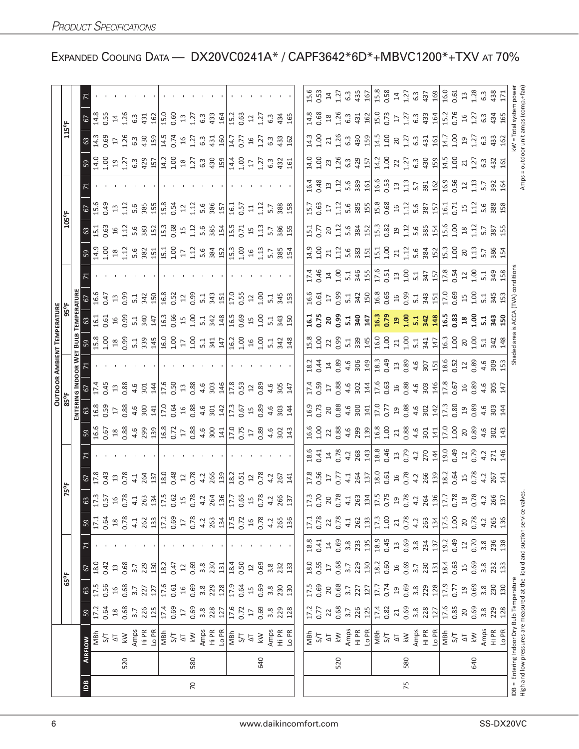# Expanded Cooling Data — DX20VC0241A* / CAPF3642*6D*+MBVC1200*+TXV at 70%

| IDB | Airflow | | Outdoor Ambient Temperature | | | | | | | | | | | | | | | | | | | | | | | |
|---|---|---|---|---|---|---|---|---|---|---|---|---|---|---|---|---|---|---|---|---|---|---|---|---|---|---|
| | | | 65°F | | | | 75°F | | | | 85°F | | | | 95°F | | | | 105°F | | | | 115°F | | | |
| | | | Entering Indoor Wet Bulb Temperature | | | | | | | | | | | | | | | | | | | | | | | |
| | | | 59 | 63 | 67 | 71 | 59 | 63 | 67 | 71 | 59 | 63 | 67 | 71 | 59 | 63 | 67 | 71 | 59 | 63 | 67 | 71 | 59 | 63 | 67 | 71 |
| 70 | 520 | MBh | 17.2 | 17.5 | 18.0 | - | 17.1 | 17.3 | 17.8 | - | 16.6 | 16.8 | 17.4 | - | 15.8 | 16.1 | 16.6 | - | 14.9 | 15.1 | 15.6 | - | 14.0 | 14.3 | 14.8 | - |
| | | S/T | 0.64 | 0.56 | 0.42 | - | 0.64 | 0.57 | 0.43 | - | 0.67 | 0.59 | 0.45 | - | 1.00 | 0.61 | 0.47 | - | 1.00 | 0.63 | 0.49 | - | 1.00 | 0.69 | 0.55 | - |
| | | ΔT | 18 | 16 | 13 | - | 18 | 16 | 13 | - | 18 | 17 | 13 | - | 18 | 16 | 13 | - | 18 | 16 | 13 | - | 19 | 17 | 14 | - |
| | | kW | 0.68 | 0.68 | 0.68 | - | 0.78 | 0.78 | 0.78 | - | 0.88 | 0.88 | 0.88 | - | 0.99 | 0.99 | 0.99 | - | 1.12 | 1.12 | 1.12 | - | 1.27 | 1.26 | 1.26 | - |
| | | Amps | 3.7 | 3.7 | 3.7 | - | 4.1 | 4.1 | 4.1 | - | 4.6 | 4.6 | 4.6 | - | 5.1 | 5.1 | 5.1 | - | 5.6 | 5.6 | 5.6 | - | 6.3 | 6.3 | 6.3 | - |
| | | Hi PR | 226 | 227 | 229 | - | 262 | 263 | 264 | - | 299 | 300 | 301 | - | 339 | 340 | 342 | - | 382 | 383 | 385 | - | 429 | 430 | 431 | - |
| | | Lo PR | 125 | 127 | 130 | - | 133 | 134 | 137 | - | 139 | 141 | 144 | - | 145 | 147 | 150 | - | 151 | 152 | 155 | - | 157 | 159 | 162 | - |
| | 580 | MBh | 17.4 | 17.6 | 18.2 | - | 17.2 | 17.5 | 18.0 | - | 16.8 | 17.0 | 17.6 | - | 16.0 | 16.3 | 16.8 | - | 15.1 | 15.3 | 15.8 | - | 14.2 | 14.5 | 15.0 | - |
| | | S/T | 0.69 | 0.61 | 0.47 | - | 0.69 | 0.62 | 0.48 | - | 0.72 | 0.64 | 0.50 | - | 1.00 | 0.66 | 0.52 | - | 1.00 | 0.68 | 0.54 | - | 1.00 | 0.74 | 0.60 | - |
| | | ΔT | 17 | 16 | 12 | - | 17 | 15 | 12 | - | 17 | 16 | 13 | - | 17 | 15 | 12 | - | 17 | 15 | 12 | - | 18 | 16 | 13 | - |
| | | kW | 0.69 | 0.69 | 0.69 | - | 0.78 | 0.78 | 0.78 | - | 0.88 | 0.88 | 0.88 | - | 1.00 | 1.00 | 0.99 | - | 1.12 | 1.12 | 1.12 | - | 1.27 | 1.27 | 1.27 | - |
| | | Amps | 3.8 | 3.8 | 3.8 | - | 4.2 | 4.2 | 4.2 | - | 4.6 | 4.6 | 4.6 | - | 5.1 | 5.1 | 5.1 | - | 5.6 | 5.6 | 5.6 | - | 6.3 | 6.3 | 6.3 | - |
| | | Hi PR | 228 | 229 | 230 | - | 263 | 264 | 266 | - | 300 | 301 | 303 | - | 341 | 342 | 343 | - | 384 | 385 | 386 | - | 430 | 431 | 433 | - |
| | | Lo PR | 127 | 128 | 131 | - | 134 | 136 | 139 | - | 141 | 142 | 146 | - | 147 | 148 | 151 | - | 152 | 154 | 157 | - | 159 | 160 | 164 | - |
| | 640 | MBh | 17.6 | 17.9 | 18.4 | - | 17.5 | 17.7 | 18.2 | - | 17.0 | 17.3 | 17.8 | - | 16.2 | 16.5 | 17.0 | - | 15.3 | 15.5 | 16.1 | - | 14.4 | 14.7 | 15.2 | - |
| | | S/T | 0.72 | 0.64 | 0.50 | - | 0.72 | 0.65 | 0.51 | - | 0.75 | 0.67 | 0.53 | - | 1.00 | 0.69 | 0.55 | - | 1.00 | 0.71 | 0.57 | - | 1.00 | 0.77 | 0.63 | - |
| | | ΔT | 17 | 15 | 12 | - | 16 | 15 | 12 | - | 17 | 15 | 12 | - | 16 | 15 | 12 | - | 16 | 15 | 11 | - | 17 | 16 | 12 | - |
| | | kW | 0.69 | 0.69 | 0.69 | - | 0.78 | 0.78 | 0.78 | - | 0.89 | 0.89 | 0.89 | - | 1.00 | 1.00 | 1.00 | - | 1.13 | 1.13 | 1.12 | - | 1.27 | 1.27 | 1.27 | - |
| | | Amps | 3.8 | 3.8 | 3.8 | - | 4.2 | 4.2 | 4.2 | - | 4.6 | 4.6 | 4.6 | - | 5.1 | 5.1 | 5.1 | - | 5.7 | 5.7 | 5.7 | - | 6.3 | 6.3 | 6.3 | - |
| | | Hi PR | 229 | 230 | 232 | - | 265 | 266 | 267 | - | 302 | 303 | 305 | - | 342 | 343 | 345 | - | 385 | 386 | 388 | - | 432 | 433 | 434 | - |
| | | Lo PR | 128 | 130 | 133 | - | 136 | 137 | 141 | - | 143 | 144 | 147 | - | 148 | 150 | 153 | - | 154 | 155 | 158 | - | 161 | 162 | 165 | - |
| 75 | 520 | MBh | 17.2 | 17.5 | 18.0 | 18.8 | 17.1 | 17.3 | 17.8 | 18.6 | 16.6 | 16.9 | 17.4 | 18.2 | 15.8 | **16.1** | 16.6 | 17.4 | 14.9 | 15.1 | 15.7 | 16.4 | 14.0 | 14.3 | 14.8 | 15.6 |
| | | S/T | 0.77 | 0.69 | 0.55 | 0.41 | 0.78 | 0.70 | 0.56 | 0.41 | 1.00 | 0.73 | 0.59 | 0.44 | 1.00 | **0.75** | 0.61 | 0.46 | 1.00 | 0.77 | 0.63 | 0.48 | 1.00 | 1.00 | 0.68 | 0.53 |
| | | ΔT | 22 | 20 | 17 | 14 | 22 | 20 | 17 | 14 | 22 | 20 | 17 | 14 | 22 | **20** | 17 | 14 | 21 | 20 | 17 | 13 | 23 | 21 | 18 | 14 |
| | | kW | 0.68 | 0.68 | 0.68 | 0.69 | 0.78 | 0.78 | 0.77 | 0.78 | 0.88 | 0.88 | 0.88 | 0.89 | 0.99 | **0.99** | 0.99 | 1.00 | 1.12 | 1.12 | 1.12 | 1.12 | 1.26 | 1.26 | 1.26 | 1.27 |
| | | Amps | 3.7 | 3.7 | 3.7 | 3.8 | 4.1 | 4.1 | 4.1 | 4.2 | 4.6 | 4.6 | 4.6 | 4.6 | 5.1 | **5.1** | 5.1 | 5.1 | 5.6 | 5.6 | 5.6 | 5.6 | 6.3 | 6.3 | 6.3 | 6.3 |
| | | Hi PR | 226 | 227 | 229 | 233 | 262 | 263 | 264 | 268 | 299 | 300 | 302 | 306 | 339 | **340** | 342 | 346 | 383 | 384 | 385 | 389 | 429 | 430 | 431 | 435 |
| | | Lo PR | 125 | 127 | 130 | 135 | 133 | 134 | 137 | 143 | 139 | 141 | 144 | 149 | 145 | **147** | 150 | 155 | 151 | 152 | 155 | 161 | 157 | 159 | 162 | 167 |
| | 580 | MBh | 17.4 | 17.7 | 18.2 | 18.9 | 17.3 | 17.5 | 18.0 | 18.8 | 16.8 | 17.0 | 17.6 | 18.3 | 16.0 | **16.3** | 16.8 | 17.6 | 15.1 | 15.3 | 15.8 | 16.6 | 14.2 | 14.5 | 15.0 | 15.8 |
| | | S/T | 0.82 | 0.74 | 0.60 | 0.45 | 1.00 | 0.75 | 0.61 | 0.46 | 1.00 | 0.77 | 0.63 | 0.49 | 1.00 | **0.79** | 0.65 | 0.51 | 1.00 | 0.82 | 0.68 | 0.53 | 1.00 | 1.00 | 0.73 | 0.58 |
| | | ΔT | 21 | 19 | 16 | 13 | 21 | 19 | 16 | 13 | 21 | 19 | 16 | 13 | 21 | **19** | 16 | 13 | 21 | 19 | 16 | 13 | 22 | 20 | 17 | 14 |
| | | kW | 0.69 | 0.69 | 0.69 | 0.69 | 0.78 | 0.78 | 0.78 | 0.79 | 0.88 | 0.88 | 0.88 | 0.89 | 1.00 | **1.00** | 0.99 | 1.00 | 1.12 | 1.12 | 1.12 | 1.13 | 1.27 | 1.27 | 1.27 | 1.27 |
| | | Amps | 3.8 | 3.8 | 3.7 | 3.8 | 4.2 | 4.2 | 4.2 | 4.2 | 4.6 | 4.6 | 4.6 | 4.6 | 5.1 | **5.1** | 5.1 | 5.1 | 5.6 | 5.6 | 5.6 | 5.7 | 6.3 | 6.3 | 6.3 | 6.3 |
| | | Hi PR | 228 | 229 | 230 | 234 | 263 | 264 | 266 | 270 | 301 | 302 | 303 | 307 | 341 | **342** | 343 | 347 | 384 | 385 | 387 | 391 | 430 | 431 | 433 | 437 |
| | | Lo PR | 127 | 128 | 131 | 137 | 134 | 136 | 139 | 144 | 141 | 142 | 146 | 151 | 147 | **148** | 151 | 157 | 152 | 154 | 157 | 162 | 159 | 161 | 164 | 169 |
| | 640 | MBh | 17.6 | 17.9 | 18.4 | 19.2 | 17.5 | 17.7 | 18.2 | 19.0 | 17.0 | 17.3 | 17.8 | 18.6 | 16.3 | **16.5** | 17.0 | 17.8 | 15.3 | 15.6 | 16.1 | 16.9 | 14.5 | 14.7 | 15.2 | 16.0 |
| | | S/T | 0.85 | 0.77 | 0.63 | 0.49 | 1.00 | 0.78 | 0.64 | 0.49 | 1.00 | 0.80 | 0.67 | 0.52 | 1.00 | **0.83** | 0.69 | 0.54 | 1.00 | 1.00 | 0.71 | 0.56 | 1.00 | 1.00 | 0.76 | 0.61 |
| | | ΔT | 20 | 19 | 15 | 12 | 20 | 18 | 15 | 12 | 20 | 19 | 16 | 12 | 20 | **18** | 15 | 12 | 20 | 18 | 15 | 12 | 21 | 19 | 16 | 13 |
| | | kW | 0.69 | 0.69 | 0.69 | 0.70 | 0.78 | 0.78 | 0.78 | 0.79 | 0.89 | 0.89 | 0.89 | 0.89 | 1.00 | **1.00** | 1.00 | 1.00 | 1.13 | 1.12 | 1.12 | 1.13 | 1.27 | 1.27 | 1.27 | 1.28 |
| | | Amps | 3.8 | 3.8 | 3.8 | 3.8 | 4.2 | 4.2 | 4.2 | 4.2 | 4.6 | 4.6 | 4.6 | 4.6 | 5.1 | **5.1** | 5.1 | 5.1 | 5.7 | 5.7 | 5.6 | 5.7 | 6.3 | 6.3 | 6.3 | 6.3 |
| | | Hi PR | 229 | 230 | 232 | 236 | 265 | 266 | 267 | 271 | 302 | 303 | 305 | 309 | 342 | **343** | 345 | 349 | 386 | 387 | 388 | 392 | 432 | 433 | 434 | 438 |
| | | Lo PR | 128 | 130 | 133 | 138 | 136 | 137 | 141 | 146 | 143 | 144 | 147 | 153 | 148 | **150** | 153 | 158 | 154 | 155 | 158 | 164 | 161 | 162 | 165 | 171 |

IDB = Entering Indoor Dry Bulb Temperature
High and low pressures are measured at the liquid and suction service valves.

Shaded area is ACCA (TVA) conditions

kW = Total system power
Amps = outdoor unit amps (comp.+fan)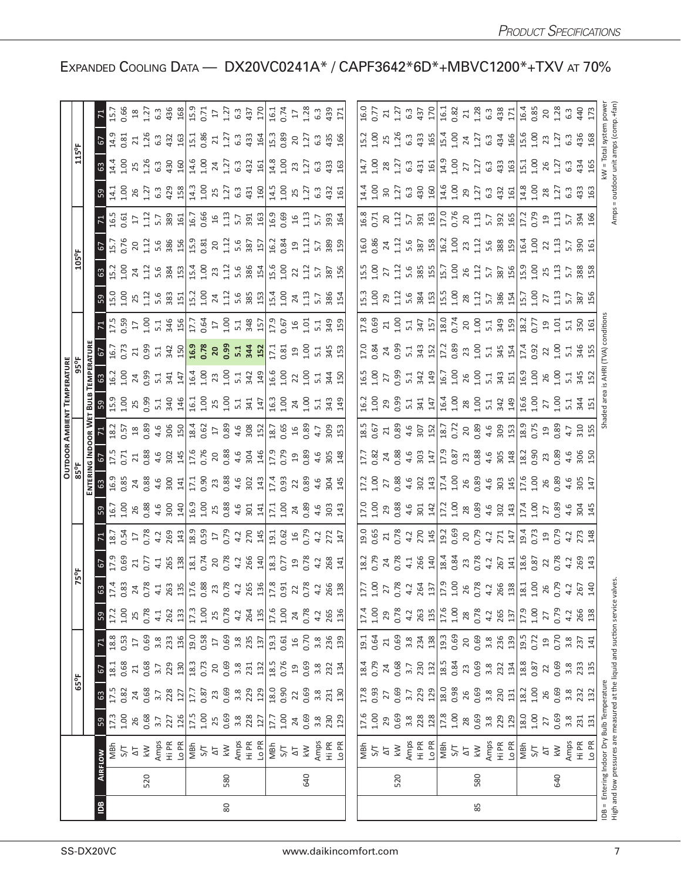# Expanded Cooling Data — DX20VC0241A* / CAPF3642*6D*+MBVC1200*+TXV at 70%

| IDB | Airflow | | 65°F | | | | 75°F | | | | 85°F | | | | 95°F | | | | 105°F | | | | 115°F | | | |
|---|---|---|---|---|---|---|---|---|---|---|---|---|---|---|---|---|---|---|---|---|---|---|---|---|---|---|
| | | | Entering Indoor Wet Bulb Temperature | | | | | | | | | | | | | | | | | | | | | | | |
| | | | 59 | 63 | 67 | 71 | 59 | 63 | 67 | 71 | 59 | 63 | 67 | 71 | 59 | 63 | 67 | 71 | 59 | 63 | 67 | 71 | 59 | 63 | 67 | 71 |
| 80 | 520 | MBh | 17.3 | 17.5 | 18.1 | 18.8 | 17.2 | 17.4 | 17.9 | 18.7 | 16.7 | 16.9 | 17.5 | 18.2 | 15.9 | 16.2 | 16.7 | 17.5 | 15.0 | 15.2 | 15.7 | 16.5 | 14.1 | 14.4 | 14.9 | 15.7 |
| | | S/T | 1.00 | 0.82 | 0.68 | 0.53 | 1.00 | 0.83 | 0.69 | 0.54 | 1.00 | 0.85 | 0.71 | 0.57 | 1.00 | 1.00 | 0.73 | 0.59 | 1.00 | 1.00 | 0.76 | 0.61 | 1.00 | 1.00 | 0.81 | 0.66 |
| | | ΔT | 26 | 24 | 21 | 17 | 25 | 24 | 21 | 17 | 26 | 24 | 21 | 18 | 25 | 24 | 21 | 17 | 25 | 24 | 20 | 17 | 26 | 25 | 21 | 18 |
| | | kW | 0.68 | 0.68 | 0.68 | 0.69 | 0.78 | 0.78 | 0.77 | 0.78 | 0.88 | 0.88 | 0.88 | 0.89 | 0.99 | 0.99 | 0.99 | 1.00 | 1.12 | 1.12 | 1.12 | 1.12 | 1.27 | 1.26 | 1.26 | 1.27 |
| | | Amps | 3.7 | 3.7 | 3.7 | 3.8 | 4.1 | 4.1 | 4.1 | 4.2 | 4.6 | 4.6 | 4.6 | 4.6 | 5.1 | 5.1 | 5.1 | 5.1 | 5.6 | 5.6 | 5.6 | 5.7 | 6.3 | 6.3 | 6.3 | 6.3 |
| | | Hi PR | 227 | 228 | 229 | 233 | 262 | 263 | 265 | 269 | 300 | 300 | 302 | 306 | 340 | 341 | 342 | 346 | 383 | 384 | 386 | 389 | 429 | 430 | 432 | 436 |
| | | Lo PR | 126 | 127 | 130 | 136 | 133 | 135 | 138 | 143 | 140 | 141 | 145 | 150 | 146 | 147 | 150 | 156 | 151 | 153 | 156 | 161 | 158 | 160 | 163 | 168 |
| | 580 | MBh | 17.5 | 17.7 | 18.3 | 19.0 | 17.3 | 17.6 | 18.1 | 18.9 | 16.9 | 17.1 | 17.6 | 18.4 | 16.1 | 16.4 | **16.9** | 17.7 | 15.2 | 15.4 | 15.9 | 16.7 | 14.3 | 14.6 | 15.1 | 15.9 |
| | | S/T | 1.00 | 0.87 | 0.73 | 0.58 | 1.00 | 0.88 | 0.74 | 0.59 | 1.00 | 0.90 | 0.76 | 0.62 | 1.00 | 1.00 | **0.78** | 0.64 | 1.00 | 1.00 | 0.81 | 0.66 | 1.00 | 1.00 | 0.86 | 0.71 |
| | | ΔT | 25 | 23 | 20 | 17 | 25 | 23 | 20 | 17 | 25 | 23 | 20 | 17 | 25 | 23 | **20** | 17 | 24 | 23 | 20 | 16 | 25 | 24 | 21 | 17 |
| | | kW | 0.69 | 0.69 | 0.69 | 0.69 | 0.78 | 0.78 | 0.78 | 0.79 | 0.88 | 0.88 | 0.88 | 0.89 | 1.00 | 1.00 | **0.99** | 1.00 | 1.12 | 1.12 | 1.12 | 1.13 | 1.27 | 1.27 | 1.27 | 1.27 |
| | | Amps | 3.8 | 3.8 | 3.8 | 3.8 | 4.2 | 4.2 | 4.2 | 4.2 | 4.6 | 4.6 | 4.6 | 4.6 | 5.1 | 5.1 | **5.1** | 5.1 | 5.6 | 5.6 | 5.6 | 5.7 | 6.3 | 6.3 | 6.3 | 6.3 |
| | | Hi PR | 228 | 229 | 231 | 235 | 264 | 265 | 266 | 270 | 301 | 302 | 304 | 308 | 341 | 342 | **344** | 348 | 385 | 386 | 387 | 391 | 431 | 432 | 433 | 437 |
| | | Lo PR | 127 | 129 | 132 | 137 | 135 | 136 | 140 | 145 | 141 | 143 | 146 | 152 | 147 | 149 | **152** | 157 | 153 | 154 | 157 | 163 | 160 | 161 | 164 | 170 |
| | 640 | MBh | 17.7 | 18.0 | 18.5 | 19.3 | 17.6 | 17.8 | 18.3 | 19.1 | 17.1 | 17.4 | 17.9 | 18.7 | 16.3 | 16.6 | 17.1 | 17.9 | 15.4 | 15.6 | 16.2 | 16.9 | 14.5 | 14.8 | 15.3 | 16.1 |
| | | S/T | 1.00 | 0.90 | 0.76 | 0.61 | 1.00 | 0.91 | 0.77 | 0.62 | 1.00 | 0.93 | 0.79 | 0.65 | 1.00 | 1.00 | 0.81 | 0.67 | 1.00 | 1.00 | 0.84 | 0.69 | 1.00 | 1.00 | 0.89 | 0.74 |
| | | ΔT | 24 | 22 | 19 | 16 | 24 | 22 | 19 | 16 | 24 | 22 | 19 | 16 | 24 | 22 | 19 | 16 | 24 | 22 | 19 | 16 | 25 | 23 | 20 | 17 |
| | | kW | 0.69 | 0.69 | 0.69 | 0.70 | 0.78 | 0.78 | 0.78 | 0.79 | 0.89 | 0.89 | 0.89 | 0.89 | 1.00 | 1.00 | 1.00 | 1.01 | 1.13 | 1.12 | 1.12 | 1.13 | 1.27 | 1.27 | 1.27 | 1.28 |
| | | Amps | 3.8 | 3.8 | 3.8 | 3.8 | 4.2 | 4.2 | 4.2 | 4.2 | 4.6 | 4.6 | 4.6 | 4.7 | 5.1 | 5.1 | 5.1 | 5.1 | 5.7 | 5.7 | 5.7 | 5.7 | 6.3 | 6.3 | 6.3 | 6.3 |
| | | Hi PR | 230 | 231 | 232 | 236 | 265 | 266 | 268 | 272 | 303 | 304 | 305 | 309 | 343 | 344 | 345 | 349 | 386 | 387 | 389 | 393 | 432 | 433 | 435 | 439 |
| | | Lo PR | 129 | 130 | 134 | 139 | 136 | 138 | 141 | 147 | 143 | 145 | 148 | 153 | 149 | 150 | 153 | 159 | 154 | 156 | 159 | 164 | 161 | 163 | 166 | 171 |
| 85 | 520 | MBh | 17.6 | 17.8 | 18.4 | 19.1 | 17.4 | 17.7 | 18.2 | 19.0 | 17.0 | 17.2 | 17.7 | 18.5 | 16.2 | 16.5 | 17.0 | 17.8 | 15.3 | 15.5 | 16.0 | 16.8 | 14.4 | 14.7 | 15.2 | 16.0 |
| | | S/T | 1.00 | 0.93 | 0.79 | 0.64 | 1.00 | 1.00 | 0.79 | 0.65 | 1.00 | 1.00 | 0.82 | 0.67 | 1.00 | 1.00 | 0.84 | 0.69 | 1.00 | 1.00 | 0.86 | 0.71 | 1.00 | 1.00 | 1.00 | 0.77 |
| | | ΔT | 29 | 27 | 24 | 21 | 29 | 27 | 24 | 21 | 29 | 27 | 24 | 21 | 29 | 27 | 24 | 21 | 29 | 27 | 24 | 20 | 30 | 28 | 25 | 21 |
| | | kW | 0.69 | 0.69 | 0.68 | 0.69 | 0.78 | 0.78 | 0.78 | 0.78 | 0.88 | 0.88 | 0.88 | 0.89 | 0.99 | 0.99 | 0.99 | 1.00 | 1.12 | 1.12 | 1.12 | 1.12 | 1.27 | 1.27 | 1.26 | 1.27 |
| | | Amps | 3.8 | 3.7 | 3.7 | 3.8 | 4.2 | 4.2 | 4.1 | 4.2 | 4.6 | 4.6 | 4.6 | 4.6 | 5.1 | 5.1 | 5.1 | 5.1 | 5.6 | 5.6 | 5.6 | 5.7 | 6.3 | 6.3 | 6.3 | 6.3 |
| | | Hi PR | 228 | 229 | 230 | 234 | 263 | 264 | 266 | 270 | 301 | 302 | 303 | 307 | 341 | 342 | 343 | 347 | 384 | 385 | 387 | 391 | 430 | 431 | 433 | 437 |
| | | Lo PR | 128 | 129 | 132 | 138 | 135 | 137 | 140 | 145 | 142 | 143 | 147 | 152 | 147 | 149 | 152 | 157 | 153 | 155 | 158 | 163 | 160 | 161 | 165 | 170 |
| | 580 | MBh | 17.8 | 18.0 | 18.5 | 19.3 | 17.6 | 17.9 | 18.4 | 19.2 | 17.2 | 17.4 | 17.9 | 18.7 | 16.4 | 16.7 | 17.2 | 18.0 | 15.5 | 15.7 | 16.2 | 17.0 | 14.6 | 14.9 | 15.4 | 16.1 |
| | | S/T | 1.00 | 0.98 | 0.84 | 0.69 | 1.00 | 1.00 | 0.84 | 0.69 | 1.00 | 1.00 | 0.87 | 0.72 | 1.00 | 1.00 | 0.89 | 0.74 | 1.00 | 1.00 | 1.00 | 0.76 | 1.00 | 1.00 | 1.00 | 0.82 |
| | | ΔT | 28 | 26 | 23 | 20 | 28 | 26 | 23 | 20 | 28 | 26 | 23 | 20 | 28 | 26 | 23 | 20 | 28 | 26 | 23 | 20 | 29 | 27 | 24 | 21 |
| | | kW | 0.69 | 0.69 | 0.69 | 0.69 | 0.78 | 0.78 | 0.78 | 0.79 | 0.89 | 0.89 | 0.88 | 0.89 | 1.00 | 1.00 | 1.00 | 1.00 | 1.12 | 1.12 | 1.12 | 1.13 | 1.27 | 1.27 | 1.27 | 1.28 |
| | | Amps | 3.8 | 3.8 | 3.8 | 3.8 | 4.2 | 4.2 | 4.2 | 4.2 | 4.6 | 4.6 | 4.6 | 4.6 | 5.1 | 5.1 | 5.1 | 5.1 | 5.7 | 5.7 | 5.6 | 5.7 | 6.3 | 6.3 | 6.3 | 6.3 |
| | | Hi PR | 229 | 230 | 232 | 236 | 265 | 266 | 267 | 271 | 302 | 303 | 305 | 309 | 342 | 343 | 345 | 349 | 386 | 387 | 388 | 392 | 432 | 433 | 434 | 438 |
| | | Lo PR | 129 | 131 | 134 | 139 | 137 | 138 | 141 | 147 | 143 | 145 | 148 | 153 | 149 | 151 | 154 | 159 | 154 | 156 | 159 | 165 | 161 | 163 | 166 | 171 |
| | 640 | MBh | 18.0 | 18.2 | 18.8 | 19.5 | 17.9 | 18.1 | 18.6 | 19.4 | 17.4 | 17.6 | 18.2 | 18.9 | 16.6 | 16.9 | 17.4 | 18.2 | 15.7 | 15.9 | 16.4 | 17.2 | 14.8 | 15.1 | 15.6 | 16.4 |
| | | S/T | 1.00 | 1.00 | 0.87 | 0.72 | 1.00 | 1.00 | 0.87 | 0.73 | 1.00 | 1.00 | 0.90 | 0.75 | 1.00 | 1.00 | 0.92 | 0.77 | 1.00 | 1.00 | 1.00 | 0.79 | 1.00 | 1.00 | 1.00 | 0.85 |
| | | ΔT | 27 | 26 | 22 | 19 | 27 | 26 | 22 | 19 | 27 | 26 | 23 | 19 | 27 | 26 | 22 | 19 | 27 | 25 | 22 | 19 | 28 | 26 | 23 | 20 |
| | | kW | 0.69 | 0.69 | 0.69 | 0.70 | 0.79 | 0.79 | 0.78 | 0.79 | 0.89 | 0.89 | 0.89 | 0.89 | 1.00 | 1.00 | 1.00 | 1.01 | 1.13 | 1.13 | 1.13 | 1.13 | 1.27 | 1.27 | 1.27 | 1.28 |
| | | Amps | 3.8 | 3.8 | 3.8 | 3.8 | 4.2 | 4.2 | 4.2 | 4.2 | 4.6 | 4.6 | 4.6 | 4.7 | 5.1 | 5.1 | 5.1 | 5.1 | 5.7 | 5.7 | 5.7 | 5.7 | 6.3 | 6.3 | 6.3 | 6.3 |
| | | Hi PR | 231 | 232 | 233 | 237 | 266 | 267 | 269 | 273 | 304 | 305 | 306 | 310 | 344 | 345 | 346 | 350 | 387 | 388 | 390 | 394 | 433 | 434 | 436 | 440 |
| | | Lo PR | 131 | 132 | 135 | 141 | 138 | 140 | 143 | 148 | 145 | 147 | 150 | 155 | 151 | 152 | 155 | 161 | 156 | 158 | 161 | 166 | 163 | 165 | 168 | 173 |

IDB = Entering Indoor Dry Bulb Temperature
High and low pressures are measured at the liquid and suction service valves.

Shaded area is AHRI (TVA) conditions

kW = Total system power
Amps = outdoor unit amps (comp.+fan)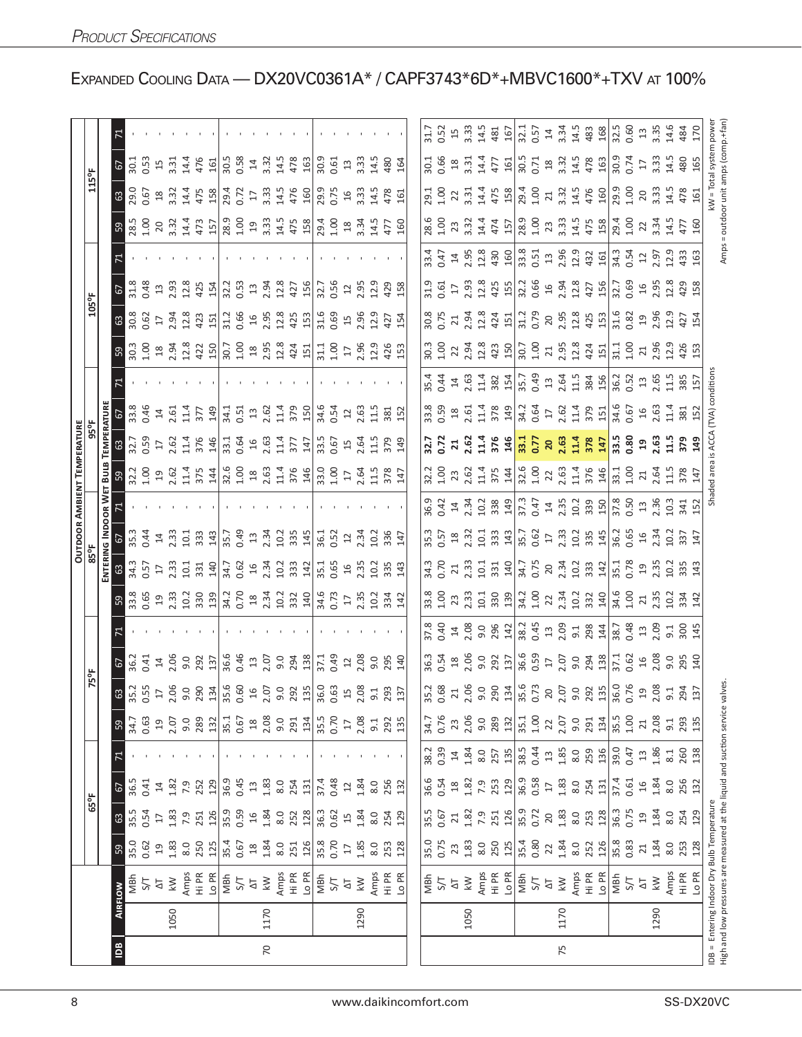*Product Specifications*

# Expanded Cooling Data — DX20VC0361A* / CAPF3743*6D*+MBVC1600*+TXV at 100%

| IDB | Airflow | | 65°F | | | | 75°F | | | | 85°F | | | | 95°F | | | | 105°F | | | | 115°F | | | |
|---|---|---|---|---|---|---|---|---|---|---|---|---|---|---|---|---|---|---|---|---|---|---|---|---|---|---|
| | | | Entering Indoor Wet Bulb Temperature | | | | | | | | | | | | | | | | | | | | | | | |
| | | | 59 | 63 | 67 | 71 | 59 | 63 | 67 | 71 | 59 | 63 | 67 | 71 | 59 | 63 | 67 | 71 | 59 | 63 | 67 | 71 | 59 | 63 | 67 | 71 |
| 70 | 1050 | MBh | 35.0 | 35.5 | 36.5 | - | 34.7 | 35.2 | 36.2 | - | 33.8 | 34.3 | 35.3 | - | 32.2 | 32.7 | 33.8 | - | 30.3 | 30.8 | 31.8 | - | 28.5 | 29.0 | 30.1 | - |
| | | S/T | 0.62 | 0.54 | 0.41 | - | 0.63 | 0.55 | 0.41 | - | 0.65 | 0.57 | 0.44 | - | 1.00 | 0.59 | 0.46 | - | 1.00 | 0.62 | 0.48 | - | 1.00 | 0.67 | 0.53 | - |
| | | ΔT | 19 | 17 | 14 | - | 19 | 17 | 14 | - | 19 | 17 | 14 | - | 19 | 17 | 14 | - | 18 | 17 | 13 | - | 20 | 18 | 15 | - |
| | | kW | 1.83 | 1.83 | 1.82 | - | 2.07 | 2.06 | 2.06 | - | 2.33 | 2.33 | 2.33 | - | 2.62 | 2.62 | 2.61 | - | 2.94 | 2.94 | 2.93 | - | 3.32 | 3.32 | 3.31 | - |
| | | Amps | 8.0 | 7.9 | 7.9 | - | 9.0 | 9.0 | 9.0 | - | 10.2 | 10.1 | 10.1 | - | 11.4 | 11.4 | 11.4 | - | 12.8 | 12.8 | 12.8 | - | 14.4 | 14.4 | 14.4 | - |
| | | Hi PR | 250 | 251 | 252 | - | 289 | 290 | 292 | - | 330 | 331 | 333 | - | 375 | 376 | 377 | - | 422 | 423 | 425 | - | 473 | 475 | 476 | - |
| | | Lo PR | 125 | 126 | 129 | - | 132 | 134 | 137 | - | 139 | 140 | 143 | - | 144 | 146 | 149 | - | 150 | 151 | 154 | - | 157 | 158 | 161 | - |
| | 1170 | MBh | 35.4 | 35.9 | 36.9 | - | 35.1 | 35.6 | 36.6 | - | 34.2 | 34.7 | 35.7 | - | 32.6 | 33.1 | 34.1 | - | 30.7 | 31.2 | 32.2 | - | 28.9 | 29.4 | 30.5 | - |
| | | S/T | 0.67 | 0.59 | 0.45 | - | 0.67 | 0.60 | 0.46 | - | 0.70 | 0.62 | 0.49 | - | 1.00 | 0.64 | 0.51 | - | 1.00 | 0.66 | 0.53 | - | 1.00 | 0.72 | 0.58 | - |
| | | ΔT | 18 | 16 | 13 | - | 18 | 16 | 13 | - | 18 | 16 | 13 | - | 18 | 16 | 13 | - | 18 | 16 | 13 | - | 19 | 17 | 14 | - |
| | | kW | 1.84 | 1.84 | 1.83 | - | 2.08 | 2.07 | 2.07 | - | 2.34 | 2.34 | 2.34 | - | 2.63 | 2.63 | 2.62 | - | 2.95 | 2.95 | 2.94 | - | 3.33 | 3.33 | 3.32 | - |
| | | Amps | 8.0 | 8.0 | 8.0 | - | 9.0 | 9.0 | 9.0 | - | 10.2 | 10.2 | 10.2 | - | 11.4 | 11.4 | 11.4 | - | 12.8 | 12.8 | 12.8 | - | 14.5 | 14.5 | 14.5 | - |
| | | Hi PR | 251 | 252 | 254 | - | 291 | 292 | 294 | - | 332 | 333 | 335 | - | 376 | 377 | 379 | - | 424 | 425 | 427 | - | 475 | 476 | 478 | - |
| | | Lo PR | 126 | 128 | 131 | - | 134 | 135 | 138 | - | 140 | 142 | 145 | - | 146 | 147 | 150 | - | 151 | 153 | 156 | - | 158 | 160 | 163 | - |
| | 1290 | MBh | 35.8 | 36.3 | 37.4 | - | 35.5 | 36.0 | 37.1 | - | 34.6 | 35.1 | 36.1 | - | 33.0 | 33.5 | 34.6 | - | 31.1 | 31.6 | 32.7 | - | 29.4 | 29.9 | 30.9 | - |
| | | S/T | 0.70 | 0.62 | 0.48 | - | 0.70 | 0.63 | 0.49 | - | 0.73 | 0.65 | 0.52 | - | 1.00 | 0.67 | 0.54 | - | 1.00 | 0.69 | 0.56 | - | 1.00 | 0.75 | 0.61 | - |
| | | ΔT | 17 | 15 | 12 | - | 17 | 15 | 12 | - | 17 | 15 | 12 | - | 17 | 15 | 12 | - | 17 | 15 | 12 | - | 18 | 16 | 13 | - |
| | | kW | 1.85 | 1.84 | 1.84 | - | 2.08 | 2.08 | 2.08 | - | 2.35 | 2.35 | 2.34 | - | 2.64 | 2.64 | 2.63 | - | 2.96 | 2.96 | 2.95 | - | 3.34 | 3.33 | 3.33 | - |
| | | Amps | 8.0 | 8.0 | 8.0 | - | 9.1 | 9.1 | 9.0 | - | 10.2 | 10.2 | 10.2 | - | 11.5 | 11.5 | 11.5 | - | 12.9 | 12.9 | 12.9 | - | 14.5 | 14.5 | 14.5 | - |
| | | Hi PR | 253 | 254 | 256 | - | 292 | 293 | 295 | - | 334 | 335 | 336 | - | 378 | 379 | 381 | - | 426 | 427 | 429 | - | 477 | 478 | 480 | - |
| | | Lo PR | 128 | 129 | 132 | - | 135 | 137 | 140 | - | 142 | 143 | 147 | - | 147 | 149 | 152 | - | 153 | 154 | 158 | - | 160 | 161 | 164 | - |
| 75 | 1050 | MBh | 35.0 | 35.5 | 36.6 | 38.2 | 34.7 | 35.2 | 36.3 | 37.8 | 33.8 | 34.3 | 35.3 | 36.9 | 32.2 | **32.7** | 33.8 | 35.4 | 30.3 | 30.8 | 31.9 | 33.4 | 28.6 | 29.1 | 30.1 | 31.7 |
| | | S/T | 0.75 | 0.67 | 0.54 | 0.39 | 0.76 | 0.68 | 0.54 | 0.40 | 1.00 | 0.70 | 0.57 | 0.42 | 1.00 | **0.72** | 0.59 | 0.44 | 1.00 | 0.75 | 0.61 | 0.47 | 1.00 | 1.00 | 0.66 | 0.52 |
| | | ΔT | 23 | 21 | 18 | 14 | 23 | 21 | 18 | 14 | 23 | 21 | 18 | 14 | 23 | **21** | 18 | 14 | 22 | 21 | 17 | 14 | 23 | 22 | 18 | 15 |
| | | kW | 1.83 | 1.82 | 1.82 | 1.84 | 2.06 | 2.06 | 2.06 | 2.08 | 2.33 | 2.33 | 2.32 | 2.34 | 2.62 | **2.62** | 2.61 | 2.63 | 2.94 | 2.94 | 2.93 | 2.95 | 3.32 | 3.31 | 3.31 | 3.33 |
| | | Amps | 8.0 | 7.9 | 7.9 | 8.0 | 9.0 | 9.0 | 9.0 | 9.0 | 10.1 | 10.1 | 10.1 | 10.2 | 11.4 | **11.4** | 11.4 | 11.4 | 12.8 | 12.8 | 12.8 | 12.8 | 14.4 | 14.4 | 14.4 | 14.5 |
| | | Hi PR | 250 | 251 | 253 | 257 | 289 | 290 | 292 | 296 | 330 | 331 | 333 | 338 | 375 | **376** | 378 | 382 | 423 | 424 | 425 | 430 | 474 | 475 | 477 | 481 |
| | | Lo PR | 125 | 126 | 129 | 135 | 132 | 134 | 137 | 142 | 139 | 140 | 143 | 149 | 144 | **146** | 149 | 154 | 150 | 151 | 155 | 160 | 157 | 158 | 161 | 167 |
| | 1170 | MBh | 35.4 | 35.9 | 36.9 | 38.5 | 35.1 | 35.6 | 36.6 | 38.2 | 34.2 | 34.7 | 35.7 | 37.3 | 32.6 | **33.1** | 34.2 | 35.7 | 30.7 | 31.2 | 32.2 | 33.8 | 28.9 | 29.4 | 30.5 | 32.1 |
| | | S/T | 0.80 | 0.72 | 0.58 | 0.44 | 0.80 | 0.73 | 0.59 | 0.45 | 1.00 | 0.75 | 0.62 | 0.47 | 1.00 | **0.77** | 0.64 | 0.49 | 1.00 | 0.79 | 0.66 | 0.51 | 1.00 | 1.00 | 0.71 | 0.57 |
| | | ΔT | 22 | 20 | 17 | 13 | 22 | 20 | 17 | 13 | 22 | 20 | 17 | 14 | 22 | **20** | 17 | 13 | 21 | 20 | 16 | 13 | 23 | 21 | 18 | 14 |
| | | kW | 1.84 | 1.83 | 1.83 | 1.85 | 2.07 | 2.07 | 2.07 | 2.09 | 2.34 | 2.34 | 2.33 | 2.35 | 2.63 | **2.63** | 2.62 | 2.64 | 2.95 | 2.95 | 2.94 | 2.96 | 3.33 | 3.32 | 3.32 | 3.34 |
| | | Amps | 8.0 | 8.0 | 8.0 | 8.0 | 9.0 | 9.0 | 9.0 | 9.1 | 10.2 | 10.2 | 10.2 | 10.2 | 11.4 | **11.4** | 11.4 | 11.5 | 12.8 | 12.8 | 12.8 | 12.9 | 14.5 | 14.5 | 14.5 | 14.5 |
| | | Hi PR | 252 | 253 | 254 | 259 | 291 | 292 | 294 | 298 | 332 | 333 | 335 | 339 | 376 | **378** | 379 | 384 | 424 | 425 | 427 | 432 | 475 | 476 | 478 | 483 |
| | | Lo PR | 126 | 128 | 131 | 136 | 134 | 135 | 138 | 144 | 140 | 142 | 145 | 150 | 146 | **147** | 151 | 156 | 151 | 153 | 156 | 161 | 158 | 160 | 163 | 168 |
| | 1290 | MBh | 35.8 | 36.3 | 37.4 | 39.0 | 35.5 | 36.0 | 37.1 | 38.7 | 34.6 | 35.1 | 36.2 | 37.8 | 33.1 | **33.5** | 34.6 | 36.2 | 31.1 | 31.6 | 32.7 | 34.3 | 29.4 | 29.9 | 30.9 | 32.5 |
| | | S/T | 0.83 | 0.75 | 0.61 | 0.47 | 1.00 | 0.76 | 0.62 | 0.48 | 1.00 | 0.78 | 0.65 | 0.50 | 1.00 | **0.80** | 0.67 | 0.52 | 1.00 | 0.82 | 0.69 | 0.54 | 1.00 | 1.00 | 0.74 | 0.60 |
| | | ΔT | 21 | 19 | 16 | 13 | 21 | 19 | 16 | 13 | 21 | 19 | 16 | 13 | 21 | **19** | 16 | 13 | 21 | 19 | 16 | 12 | 22 | 20 | 17 | 13 |
| | | kW | 1.84 | 1.84 | 1.84 | 1.86 | 2.08 | 2.08 | 2.08 | 2.09 | 2.35 | 2.35 | 2.34 | 2.36 | 2.64 | **2.63** | 2.63 | 2.65 | 2.96 | 2.96 | 2.95 | 2.97 | 3.34 | 3.33 | 3.33 | 3.35 |
| | | Amps | 8.0 | 8.0 | 8.0 | 8.1 | 9.1 | 9.1 | 9.0 | 9.1 | 10.2 | 10.2 | 10.2 | 10.3 | 11.5 | **11.5** | 11.4 | 11.5 | 12.9 | 12.9 | 12.8 | 12.9 | 14.5 | 14.5 | 14.5 | 14.6 |
| | | Hi PR | 253 | 254 | 256 | 260 | 293 | 294 | 295 | 300 | 334 | 335 | 337 | 341 | 378 | **379** | 381 | 385 | 426 | 427 | 429 | 433 | 477 | 478 | 480 | 484 |
| | | Lo PR | 128 | 129 | 132 | 138 | 135 | 137 | 140 | 145 | 142 | 143 | 147 | 152 | 147 | **149** | 152 | 157 | 153 | 154 | 158 | 163 | 160 | 161 | 165 | 170 |

IDB = Entering Indoor Dry Bulb Temperature
High and low pressures are measured at the liquid and suction service valves.

Shaded area is ACCA (TVA) conditions

kW = Total system power
Amps = outdoor unit amps (comp.+fan)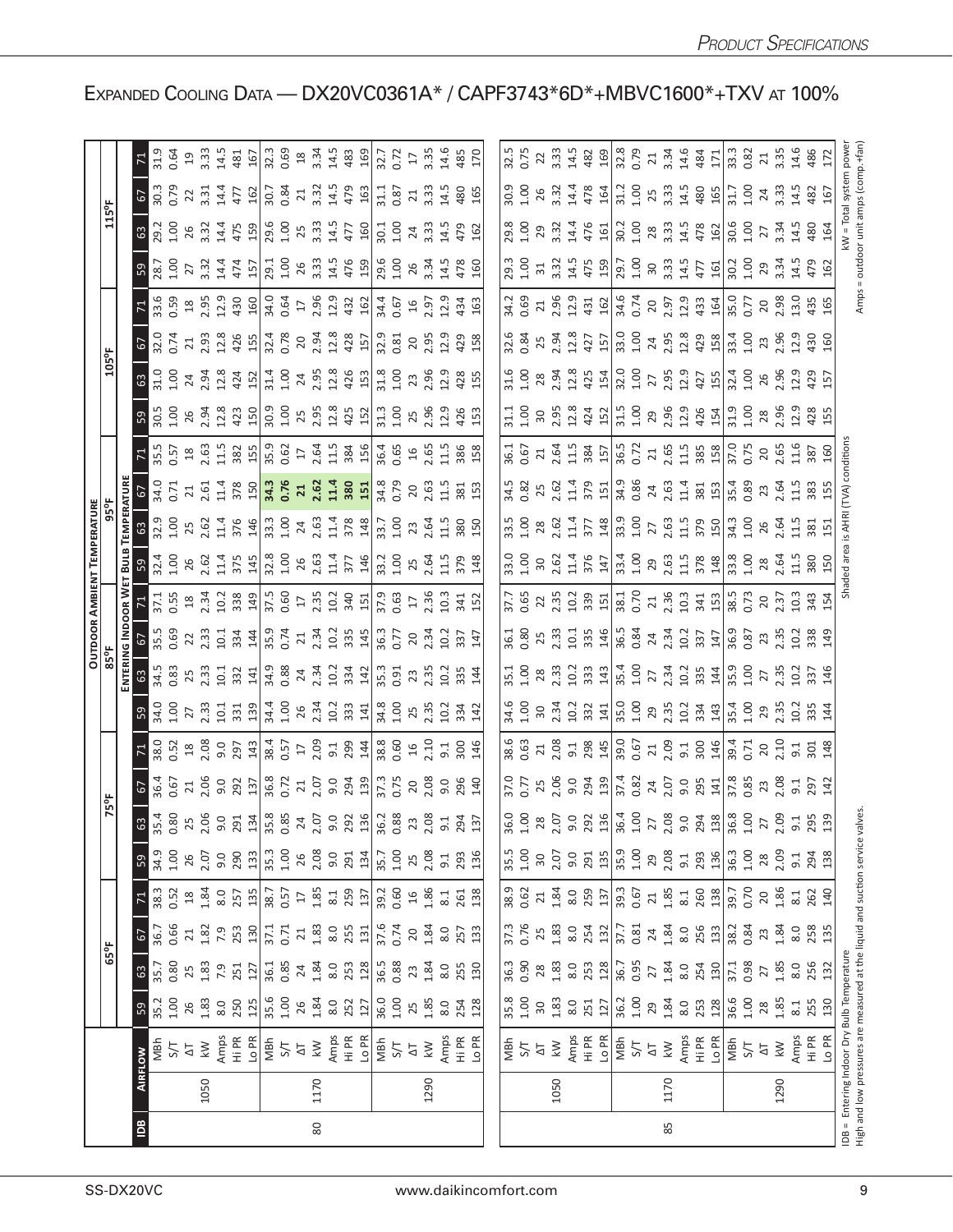# Expanded Cooling Data — DX20VC0361A* / CAPF3743*6D*+MBVC1600*+TXV at 100%

| IDB | Airflow | | Outdoor Ambient Temperature | | | | | | | | | | | | | | | | | | | |
|---|---|---|---|---|---|---|---|---|---|---|---|---|---|---|---|---|---|---|---|---|---|---|
| | | | 65°F | | | | 75°F | | | | 85°F | | | | 95°F | | | | 105°F | | | | 115°F | | | |
| | | | Entering Indoor Wet Bulb Temperature | | | | | | | | | | | | | | | | | | | | | | | |
| | | | 59 | 63 | 67 | 71 | 59 | 63 | 67 | 71 | 59 | 63 | 67 | 71 | 59 | 63 | 67 | 71 | 59 | 63 | 67 | 71 | 59 | 63 | 67 | 71 |
| 80 | 1050 | MBh | 35.2 | 35.7 | 36.7 | 38.3 | 34.9 | 35.4 | 36.4 | 38.0 | 34.0 | 34.5 | 35.5 | 37.1 | 32.4 | 32.9 | 34.0 | 35.5 | 30.5 | 31.0 | 32.0 | 33.6 | 28.7 | 29.2 | 30.3 | 31.9 |
| | | S/T | 1.00 | 0.80 | 0.66 | 0.52 | 1.00 | 0.80 | 0.67 | 0.52 | 1.00 | 0.83 | 0.69 | 0.55 | 1.00 | 1.00 | 0.71 | 0.57 | 1.00 | 1.00 | 0.74 | 0.59 | 1.00 | 1.00 | 0.79 | 0.64 |
| | | ΔT | 26 | 25 | 21 | 18 | 26 | 25 | 21 | 18 | 27 | 25 | 22 | 18 | 26 | 25 | 21 | 18 | 26 | 24 | 21 | 18 | 27 | 26 | 22 | 19 |
| | | kW | 1.83 | 1.83 | 1.82 | 1.84 | 2.07 | 2.06 | 2.06 | 2.08 | 2.33 | 2.33 | 2.33 | 2.34 | 2.62 | 2.62 | 2.61 | 2.63 | 2.94 | 2.94 | 2.93 | 2.95 | 3.32 | 3.32 | 3.31 | 3.33 |
| | | Amps | 8.0 | 7.9 | 7.9 | 8.0 | 9.0 | 9.0 | 9.0 | 9.0 | 10.1 | 10.1 | 10.1 | 10.2 | 11.4 | 11.4 | 11.4 | 11.5 | 12.8 | 12.8 | 12.8 | 12.9 | 14.4 | 14.4 | 14.4 | 14.5 |
| | | Hi PR | 250 | 251 | 253 | 257 | 290 | 291 | 292 | 297 | 331 | 332 | 334 | 338 | 375 | 376 | 378 | 382 | 423 | 424 | 426 | 430 | 474 | 475 | 477 | 481 |
| | | Lo PR | 125 | 127 | 130 | 135 | 133 | 134 | 137 | 143 | 139 | 141 | 144 | 149 | 145 | 146 | 150 | 155 | 150 | 152 | 155 | 160 | 157 | 159 | 162 | 167 |
| | 1170 | MBh | 35.6 | 36.1 | 37.1 | 38.7 | 35.3 | 35.8 | 36.8 | 38.4 | 34.4 | 34.9 | 35.9 | 37.5 | 32.8 | 33.3 | 34.3 | 35.9 | 30.9 | 31.4 | 32.4 | 34.0 | 29.1 | 29.6 | 30.7 | 32.3 |
| | | S/T | 1.00 | 0.85 | 0.71 | 0.57 | 1.00 | 0.85 | 0.72 | 0.57 | 1.00 | 0.88 | 0.74 | 0.60 | 1.00 | 1.00 | 0.76 | 0.62 | 1.00 | 1.00 | 0.78 | 0.64 | 1.00 | 1.00 | 0.84 | 0.69 |
| | | ΔT | 26 | 24 | 21 | 17 | 26 | 24 | 21 | 17 | 26 | 24 | 21 | 17 | 26 | 24 | 21 | 17 | 25 | 24 | 20 | 17 | 26 | 25 | 21 | 18 |
| | | kW | 1.84 | 1.84 | 1.83 | 1.85 | 2.08 | 2.07 | 2.07 | 2.09 | 2.34 | 2.34 | 2.34 | 2.35 | 2.63 | 2.63 | 2.62 | 2.64 | 2.95 | 2.95 | 2.94 | 2.96 | 3.33 | 3.33 | 3.32 | 3.34 |
| | | Amps | 8.0 | 8.0 | 8.0 | 8.1 | 9.0 | 9.0 | 9.0 | 9.1 | 10.2 | 10.2 | 10.2 | 10.2 | 11.4 | 11.4 | 11.4 | 11.5 | 12.8 | 12.8 | 12.8 | 12.9 | 14.5 | 14.5 | 14.5 | 14.5 |
| | | Hi PR | 252 | 253 | 255 | 259 | 291 | 292 | 294 | 299 | 333 | 334 | 335 | 340 | 377 | 378 | 380 | 384 | 425 | 426 | 428 | 432 | 476 | 477 | 479 | 483 |
| | | Lo PR | 127 | 128 | 131 | 137 | 134 | 136 | 139 | 144 | 141 | 142 | 145 | 151 | 146 | 148 | 151 | 156 | 152 | 153 | 157 | 162 | 159 | 160 | 163 | 169 |
| | 1290 | MBh | 36.0 | 36.5 | 37.6 | 39.2 | 35.7 | 36.2 | 37.3 | 38.8 | 34.8 | 35.3 | 36.3 | 37.9 | 33.2 | 33.7 | 34.8 | 36.4 | 31.3 | 31.8 | 32.9 | 34.4 | 29.6 | 30.1 | 31.1 | 32.7 |
| | | S/T | 1.00 | 0.88 | 0.74 | 0.60 | 1.00 | 0.88 | 0.75 | 0.60 | 1.00 | 0.91 | 0.77 | 0.63 | 1.00 | 1.00 | 0.79 | 0.65 | 1.00 | 1.00 | 0.81 | 0.67 | 1.00 | 1.00 | 0.87 | 0.72 |
| | | ΔT | 25 | 23 | 20 | 16 | 25 | 23 | 20 | 16 | 25 | 23 | 20 | 17 | 25 | 23 | 20 | 16 | 25 | 23 | 20 | 16 | 26 | 24 | 21 | 17 |
| | | kW | 1.85 | 1.84 | 1.84 | 1.86 | 2.08 | 2.08 | 2.08 | 2.10 | 2.35 | 2.35 | 2.34 | 2.36 | 2.64 | 2.64 | 2.63 | 2.65 | 2.96 | 2.96 | 2.95 | 2.97 | 3.34 | 3.33 | 3.33 | 3.35 |
| | | Amps | 8.0 | 8.0 | 8.0 | 8.1 | 9.1 | 9.1 | 9.0 | 9.1 | 10.2 | 10.2 | 10.2 | 10.3 | 11.5 | 11.5 | 11.5 | 11.5 | 12.9 | 12.9 | 12.9 | 12.9 | 14.5 | 14.5 | 14.5 | 14.6 |
| | | Hi PR | 254 | 255 | 257 | 261 | 293 | 294 | 296 | 300 | 334 | 335 | 337 | 341 | 379 | 380 | 381 | 386 | 426 | 428 | 429 | 434 | 478 | 479 | 480 | 485 |
| | | Lo PR | 128 | 130 | 133 | 138 | 136 | 137 | 140 | 146 | 142 | 144 | 147 | 152 | 148 | 150 | 153 | 158 | 153 | 155 | 158 | 163 | 160 | 162 | 165 | 170 |
| 85 | 1050 | MBh | 35.8 | 36.3 | 37.3 | 38.9 | 35.5 | 36.0 | 37.0 | 38.6 | 34.6 | 35.1 | 36.1 | 37.7 | 33.0 | 33.5 | 34.5 | 36.1 | 31.1 | 31.6 | 32.6 | 34.2 | 29.3 | 29.8 | 30.9 | 32.5 |
| | | S/T | 1.00 | 0.90 | 0.76 | 0.62 | 1.00 | 1.00 | 0.77 | 0.63 | 1.00 | 1.00 | 0.80 | 0.65 | 1.00 | 1.00 | 0.82 | 0.67 | 1.00 | 1.00 | 0.84 | 0.69 | 1.00 | 1.00 | 1.00 | 0.75 |
| | | ΔT | 30 | 28 | 25 | 21 | 30 | 28 | 25 | 21 | 30 | 28 | 25 | 22 | 30 | 28 | 25 | 21 | 30 | 28 | 25 | 21 | 31 | 29 | 26 | 22 |
| | | kW | 1.83 | 1.83 | 1.83 | 1.84 | 2.07 | 2.07 | 2.06 | 2.08 | 2.34 | 2.33 | 2.33 | 2.35 | 2.62 | 2.62 | 2.62 | 2.64 | 2.95 | 2.94 | 2.94 | 2.96 | 3.32 | 3.32 | 3.32 | 3.33 |
| | | Amps | 8.0 | 8.0 | 8.0 | 8.0 | 9.0 | 9.0 | 9.0 | 9.1 | 10.2 | 10.2 | 10.1 | 10.2 | 11.4 | 11.4 | 11.4 | 11.5 | 12.8 | 12.8 | 12.8 | 12.9 | 14.5 | 14.4 | 14.4 | 14.5 |
| | | Hi PR | 251 | 253 | 254 | 259 | 291 | 292 | 294 | 298 | 332 | 333 | 335 | 339 | 376 | 377 | 379 | 384 | 424 | 425 | 427 | 431 | 475 | 476 | 478 | 482 |
| | | Lo PR | 127 | 128 | 132 | 137 | 135 | 136 | 139 | 145 | 141 | 143 | 146 | 151 | 147 | 148 | 151 | 157 | 152 | 154 | 157 | 162 | 159 | 161 | 164 | 169 |
| | 1170 | MBh | 36.2 | 36.7 | 37.7 | 39.3 | 35.9 | 36.4 | 37.4 | 39.0 | 35.0 | 35.4 | 36.5 | 38.1 | 33.4 | 33.9 | 34.9 | 36.5 | 31.5 | 32.0 | 33.0 | 34.6 | 29.7 | 30.2 | 31.2 | 32.8 |
| | | S/T | 1.00 | 0.95 | 0.81 | 0.67 | 1.00 | 1.00 | 0.82 | 0.67 | 1.00 | 1.00 | 0.84 | 0.70 | 1.00 | 1.00 | 0.86 | 0.72 | 1.00 | 1.00 | 1.00 | 0.74 | 1.00 | 1.00 | 1.00 | 0.79 |
| | | ΔT | 29 | 27 | 24 | 21 | 29 | 27 | 24 | 21 | 29 | 27 | 24 | 21 | 29 | 27 | 24 | 21 | 29 | 27 | 24 | 20 | 30 | 28 | 25 | 21 |
| | | kW | 1.84 | 1.84 | 1.84 | 1.85 | 2.08 | 2.08 | 2.07 | 2.09 | 2.35 | 2.34 | 2.34 | 2.36 | 2.63 | 2.63 | 2.63 | 2.65 | 2.96 | 2.95 | 2.95 | 2.97 | 3.33 | 3.33 | 3.33 | 3.34 |
| | | Amps | 8.0 | 8.0 | 8.0 | 8.1 | 9.1 | 9.0 | 9.0 | 9.1 | 10.2 | 10.2 | 10.2 | 10.3 | 11.5 | 11.5 | 11.4 | 11.5 | 12.9 | 12.9 | 12.8 | 12.9 | 14.5 | 14.5 | 14.5 | 14.6 |
| | | Hi PR | 253 | 254 | 256 | 260 | 293 | 294 | 295 | 300 | 334 | 335 | 337 | 341 | 378 | 379 | 381 | 385 | 426 | 427 | 429 | 433 | 477 | 478 | 480 | 484 |
| | | Lo PR | 128 | 130 | 133 | 138 | 136 | 138 | 141 | 146 | 143 | 144 | 147 | 153 | 148 | 150 | 153 | 158 | 154 | 155 | 158 | 164 | 161 | 162 | 165 | 171 |
| | 1290 | MBh | 36.6 | 37.1 | 38.2 | 39.7 | 36.3 | 36.8 | 37.8 | 39.4 | 35.4 | 35.9 | 36.9 | 38.5 | 33.8 | 34.3 | 35.4 | 37.0 | 31.9 | 32.4 | 33.4 | 35.0 | 30.2 | 30.6 | 31.7 | 33.3 |
| | | S/T | 1.00 | 0.98 | 0.84 | 0.70 | 1.00 | 1.00 | 0.85 | 0.71 | 1.00 | 1.00 | 0.87 | 0.73 | 1.00 | 1.00 | 0.89 | 0.75 | 1.00 | 1.00 | 1.00 | 0.77 | 1.00 | 1.00 | 1.00 | 0.82 |
| | | ΔT | 28 | 27 | 23 | 20 | 28 | 27 | 23 | 20 | 29 | 27 | 23 | 20 | 28 | 26 | 23 | 20 | 28 | 26 | 23 | 20 | 29 | 27 | 24 | 21 |
| | | kW | 1.85 | 1.85 | 1.84 | 1.86 | 2.09 | 2.09 | 2.08 | 2.10 | 2.35 | 2.35 | 2.35 | 2.37 | 2.64 | 2.64 | 2.64 | 2.65 | 2.96 | 2.96 | 2.96 | 2.98 | 3.34 | 3.34 | 3.34 | 3.35 |
| | | Amps | 8.1 | 8.0 | 8.0 | 8.1 | 9.1 | 9.1 | 9.1 | 9.1 | 10.2 | 10.2 | 10.2 | 10.3 | 11.5 | 11.5 | 11.5 | 11.6 | 12.9 | 12.9 | 12.9 | 13.0 | 14.5 | 14.5 | 14.5 | 14.6 |
| | | Hi PR | 255 | 256 | 258 | 262 | 294 | 295 | 297 | 301 | 335 | 337 | 338 | 343 | 380 | 381 | 383 | 387 | 428 | 429 | 430 | 435 | 479 | 480 | 482 | 486 |
| | | Lo PR | 130 | 132 | 135 | 140 | 138 | 139 | 142 | 148 | 144 | 146 | 149 | 154 | 150 | 151 | 155 | 160 | 155 | 157 | 160 | 165 | 162 | 164 | 167 | 172 |

IDB = Entering Indoor Dry Bulb Temperature
High and low pressures are measured at the liquid and suction service valves.

Shaded area is AHRI (TVA) conditions

kW = Total system power
Amps = outdoor unit amps (comp.+fan)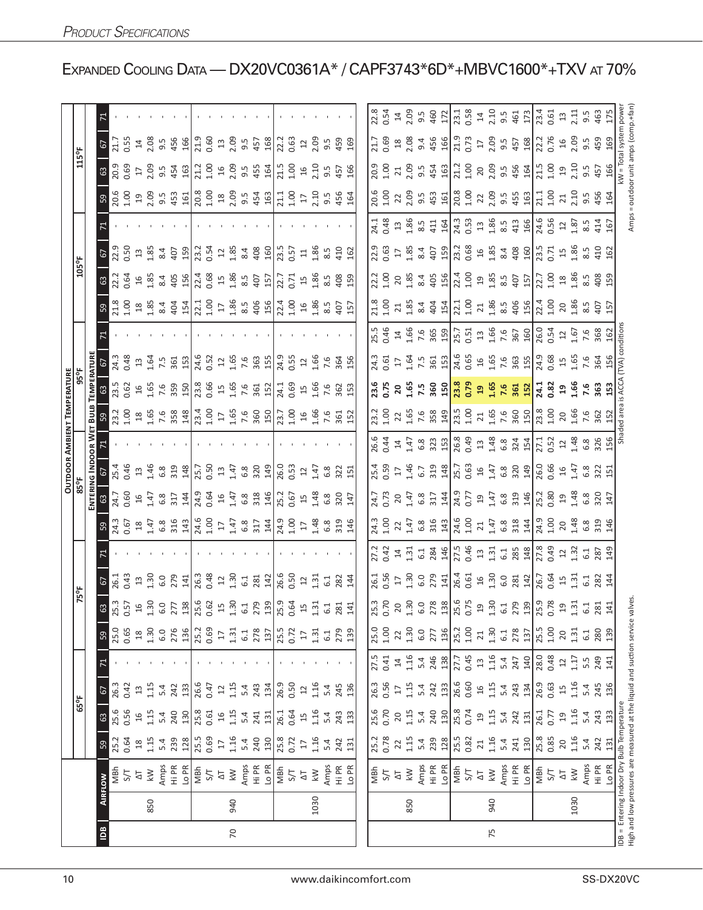# Expanded Cooling Data — DX20VC0361A* / CAPF3743*6D*+MBVC1600*+TXV at 70%

| | | | Outdoor Ambient Temperature | | | | | | | | | | | | | | | | | | | | | | | |
|---|---|---|---|---|---|---|---|---|---|---|---|---|---|---|---|---|---|---|---|---|---|---|---|---|---|---|
| | | | 65°F | | | | 75°F | | | | 85°F | | | | 95°F | | | | 105°F | | | | 115°F | | | |
| | | | Entering Indoor Wet Bulb Temperature | | | | | | | | | | | | | | | | | | | | | | | |
| IDB | Airflow | | 59 | 63 | 67 | 71 | 59 | 63 | 67 | 71 | 59 | 63 | 67 | 71 | 59 | 63 | 67 | 71 | 59 | 63 | 67 | 71 | 59 | 63 | 67 | 71 |
| 70 | 850 | MBh | 25.2 | 25.6 | 26.3 | - | 25.0 | 25.3 | 26.1 | - | 24.3 | 24.7 | 25.4 | - | 23.2 | 23.5 | 24.3 | - | 21.8 | 22.2 | 22.9 | - | 20.6 | 20.9 | 21.7 | - |
| | | S/T | 0.64 | 0.56 | 0.42 | - | 0.65 | 0.57 | 0.43 | - | 0.67 | 0.60 | 0.46 | - | 1.00 | 0.62 | 0.48 | - | 1.00 | 0.64 | 0.50 | - | 1.00 | 0.69 | 0.55 | - |
| | | ΔT | 18 | 16 | 13 | - | 18 | 16 | 13 | - | 18 | 16 | 13 | - | 18 | 16 | 13 | - | 18 | 16 | 13 | - | 19 | 17 | 14 | - |
| | | kW | 1.15 | 1.15 | 1.15 | - | 1.30 | 1.30 | 1.30 | - | 1.47 | 1.47 | 1.46 | - | 1.65 | 1.65 | 1.64 | - | 1.85 | 1.85 | 1.85 | - | 2.09 | 2.09 | 2.08 | - |
| | | Amps | 5.4 | 5.4 | 5.4 | - | 6.0 | 6.0 | 6.0 | - | 6.8 | 6.8 | 6.8 | - | 7.6 | 7.6 | 7.5 | - | 8.4 | 8.4 | 8.4 | - | 9.5 | 9.5 | 9.5 | - |
| | | Hi PR | 239 | 240 | 242 | - | 276 | 277 | 279 | - | 316 | 317 | 319 | - | 358 | 359 | 361 | - | 404 | 405 | 407 | - | 453 | 454 | 456 | - |
| | | Lo PR | 128 | 130 | 133 | - | 136 | 138 | 141 | - | 143 | 144 | 148 | - | 148 | 150 | 153 | - | 154 | 156 | 159 | - | 161 | 163 | 166 | - |
| | 940 | MBh | 25.5 | 25.8 | 26.6 | - | 25.2 | 25.6 | 26.3 | - | 24.6 | 24.9 | 25.7 | - | 23.4 | 23.8 | 24.6 | - | 22.1 | 22.4 | 23.2 | - | 20.8 | 21.2 | 21.9 | - |
| | | S/T | 0.69 | 0.61 | 0.47 | - | 0.69 | 0.62 | 0.48 | - | 1.00 | 0.64 | 0.50 | - | 1.00 | 0.66 | 0.52 | - | 1.00 | 0.68 | 0.54 | - | 1.00 | 1.00 | 0.60 | - |
| | | ΔT | 17 | 16 | 12 | - | 17 | 15 | 12 | - | 17 | 16 | 13 | - | 17 | 15 | 12 | - | 17 | 15 | 12 | - | 18 | 16 | 13 | - |
| | | kW | 1.16 | 1.15 | 1.15 | - | 1.31 | 1.30 | 1.30 | - | 1.47 | 1.47 | 1.47 | - | 1.65 | 1.65 | 1.65 | - | 1.86 | 1.86 | 1.85 | - | 2.09 | 2.09 | 2.09 | - |
| | | Amps | 5.4 | 5.4 | 5.4 | - | 6.1 | 6.1 | 6.1 | - | 6.8 | 6.8 | 6.8 | - | 7.6 | 7.6 | 7.6 | - | 8.5 | 8.5 | 8.4 | - | 9.5 | 9.5 | 9.5 | - |
| | | Hi PR | 240 | 241 | 243 | - | 278 | 279 | 281 | - | 317 | 318 | 320 | - | 360 | 361 | 363 | - | 406 | 407 | 408 | - | 454 | 455 | 457 | - |
| | | Lo PR | 130 | 131 | 134 | - | 137 | 139 | 142 | - | 144 | 146 | 149 | - | 150 | 152 | 155 | - | 156 | 157 | 160 | - | 163 | 164 | 168 | - |
| | 1030 | MBh | 25.8 | 26.1 | 26.9 | - | 25.5 | 25.9 | 26.6 | - | 24.9 | 25.2 | 26.0 | - | 23.7 | 24.1 | 24.9 | - | 22.4 | 22.7 | 23.5 | - | 21.1 | 21.5 | 22.2 | - |
| | | S/T | 0.72 | 0.64 | 0.50 | - | 0.72 | 0.64 | 0.50 | - | 1.00 | 0.67 | 0.53 | - | 1.00 | 0.69 | 0.55 | - | 1.00 | 0.71 | 0.57 | - | 1.00 | 1.00 | 0.63 | - |
| | | ΔT | 17 | 15 | 12 | - | 17 | 15 | 12 | - | 17 | 16 | 12 | - | 16 | 15 | 12 | - | 16 | 15 | 11 | - | 17 | 16 | 12 | - |
| | | kW | 1.16 | 1.16 | 1.16 | - | 1.31 | 1.31 | 1.31 | - | 1.48 | 1.48 | 1.47 | - | 1.66 | 1.66 | 1.66 | - | 1.86 | 1.86 | 1.86 | - | 2.10 | 2.10 | 2.09 | - |
| | | Amps | 5.4 | 5.4 | 5.4 | - | 6.1 | 6.1 | 6.1 | - | 6.8 | 6.8 | 6.8 | - | 7.6 | 7.6 | 7.6 | - | 8.5 | 8.5 | 8.5 | - | 9.5 | 9.5 | 9.5 | - |
| | | Hi PR | 242 | 243 | 245 | - | 279 | 281 | 282 | - | 319 | 320 | 322 | - | 361 | 362 | 364 | - | 407 | 408 | 410 | - | 456 | 457 | 459 | - |
| | | Lo PR | 131 | 133 | 136 | - | 139 | 141 | 144 | - | 146 | 147 | 151 | - | 152 | 153 | 156 | - | 157 | 159 | 162 | - | 164 | 166 | 169 | - |
| 75 | 850 | MBh | 25.2 | 25.6 | 26.3 | 27.5 | 25.0 | 25.3 | 26.1 | 27.2 | 24.3 | 24.7 | 25.4 | 26.6 | 23.2 | **23.6** | 24.3 | 25.5 | 21.8 | 22.2 | 22.9 | 24.1 | 20.6 | 20.9 | 21.7 | 22.8 |
| | | S/T | 0.78 | 0.70 | 0.56 | 0.41 | 1.00 | 0.70 | 0.56 | 0.42 | 1.00 | 0.73 | 0.59 | 0.44 | 1.00 | **0.75** | 0.61 | 0.46 | 1.00 | 1.00 | 0.63 | 0.48 | 1.00 | 1.00 | 0.69 | 0.54 |
| | | ΔT | 22 | 20 | 17 | 14 | 22 | 20 | 17 | 14 | 22 | 20 | 17 | 14 | 22 | **20** | 17 | 14 | 21 | 20 | 17 | 13 | 22 | 21 | 18 | 14 |
| | | kW | 1.15 | 1.15 | 1.15 | 1.16 | 1.30 | 1.30 | 1.30 | 1.31 | 1.47 | 1.47 | 1.46 | 1.47 | 1.65 | **1.65** | 1.64 | 1.66 | 1.85 | 1.85 | 1.85 | 1.86 | 2.09 | 2.09 | 2.08 | 2.09 |
| | | Amps | 5.4 | 5.4 | 5.4 | 5.4 | 6.0 | 6.0 | 6.0 | 6.1 | 6.8 | 6.8 | 6.7 | 6.8 | 7.6 | **7.5** | 7.5 | 7.6 | 8.4 | 8.4 | 8.4 | 8.5 | 9.5 | 9.5 | 9.4 | 9.5 |
| | | Hi PR | 239 | 240 | 242 | 246 | 277 | 278 | 279 | 284 | 316 | 317 | 319 | 323 | 358 | **360** | 361 | 365 | 404 | 405 | 407 | 411 | 453 | 454 | 456 | 460 |
| | | Lo PR | 128 | 130 | 133 | 138 | 136 | 138 | 141 | 146 | 143 | 144 | 148 | 153 | 149 | **150** | 153 | 159 | 154 | 156 | 159 | 164 | 161 | 163 | 166 | 172 |
| | 940 | MBh | 25.5 | 25.8 | 26.6 | 27.7 | 25.2 | 25.6 | 26.4 | 27.5 | 24.6 | 24.9 | 25.7 | 26.8 | 23.5 | **23.8** | 24.6 | 25.7 | 22.1 | 22.4 | 23.2 | 24.3 | 20.8 | 21.2 | 21.9 | 23.1 |
| | | S/T | 0.82 | 0.74 | 0.60 | 0.45 | 1.00 | 0.75 | 0.61 | 0.46 | 1.00 | 0.77 | 0.63 | 0.49 | 1.00 | **0.79** | 0.65 | 0.51 | 1.00 | 1.00 | 0.68 | 0.53 | 1.00 | 1.00 | 0.73 | 0.58 |
| | | ΔT | 21 | 19 | 16 | 13 | 21 | 19 | 16 | 13 | 21 | 19 | 16 | 13 | 21 | **19** | 16 | 13 | 21 | 19 | 16 | 13 | 22 | 20 | 17 | 14 |
| | | kW | 1.16 | 1.15 | 1.15 | 1.16 | 1.30 | 1.30 | 1.30 | 1.31 | 1.47 | 1.47 | 1.47 | 1.48 | 1.65 | **1.65** | 1.65 | 1.66 | 1.86 | 1.85 | 1.85 | 1.86 | 2.09 | 2.09 | 2.09 | 2.10 |
| | | Amps | 5.4 | 5.4 | 5.4 | 5.4 | 6.1 | 6.1 | 6.0 | 6.1 | 6.8 | 6.8 | 6.8 | 6.8 | 7.6 | **7.6** | 7.6 | 7.6 | 8.5 | 8.5 | 8.4 | 8.5 | 9.5 | 9.5 | 9.5 | 9.5 |
| | | Hi PR | 241 | 242 | 243 | 247 | 278 | 279 | 281 | 285 | 318 | 319 | 320 | 324 | 360 | **361** | 363 | 367 | 406 | 407 | 408 | 413 | 455 | 456 | 457 | 461 |
| | | Lo PR | 130 | 131 | 134 | 140 | 137 | 139 | 142 | 148 | 144 | 146 | 149 | 154 | 150 | **152** | 155 | 160 | 156 | 157 | 160 | 166 | 163 | 164 | 168 | 173 |
| | 1030 | MBh | 25.8 | 26.1 | 26.9 | 28.0 | 25.5 | 25.9 | 26.7 | 27.8 | 24.9 | 25.2 | 26.0 | 27.1 | 23.8 | **24.1** | 24.9 | 26.0 | 22.4 | 22.7 | 23.5 | 24.6 | 21.1 | 21.5 | 22.2 | 23.4 |
| | | S/T | 0.85 | 0.77 | 0.63 | 0.48 | 1.00 | 0.78 | 0.64 | 0.49 | 1.00 | 0.80 | 0.66 | 0.52 | 1.00 | **0.82** | 0.68 | 0.54 | 1.00 | 1.00 | 0.71 | 0.56 | 1.00 | 1.00 | 0.76 | 0.61 |
| | | ΔT | 20 | 19 | 15 | 12 | 20 | 19 | 15 | 12 | 20 | 19 | 16 | 12 | 20 | **19** | 15 | 12 | 20 | 18 | 15 | 12 | 21 | 19 | 16 | 13 |
| | | kW | 1.16 | 1.16 | 1.16 | 1.17 | 1.31 | 1.31 | 1.31 | 1.32 | 1.48 | 1.48 | 1.47 | 1.48 | 1.66 | **1.66** | 1.65 | 1.67 | 1.86 | 1.86 | 1.86 | 1.87 | 2.10 | 2.10 | 2.09 | 2.11 |
| | | Amps | 5.4 | 5.4 | 5.4 | 5.5 | 6.1 | 6.1 | 6.1 | 6.1 | 6.8 | 6.8 | 6.8 | 6.8 | 7.6 | **7.6** | 7.6 | 7.6 | 8.5 | 8.5 | 8.5 | 8.5 | 9.5 | 9.5 | 9.5 | 9.5 |
| | | Hi PR | 242 | 243 | 245 | 249 | 280 | 281 | 282 | 287 | 319 | 320 | 322 | 326 | 362 | **363** | 364 | 368 | 407 | 408 | 410 | 414 | 456 | 457 | 459 | 463 |
| | | Lo PR | 131 | 133 | 136 | 141 | 139 | 141 | 144 | 149 | 146 | 147 | 151 | 156 | 152 | **153** | 156 | 162 | 157 | 159 | 162 | 167 | 164 | 166 | 169 | 175 |

IDB = Entering Indoor Dry Bulb Temperature
High and low pressures are measured at the liquid and suction service valves.

Shaded area is ACCA (TVA) conditions

kW = Total system power
Amps = outdoor unit amps (comp.+fan)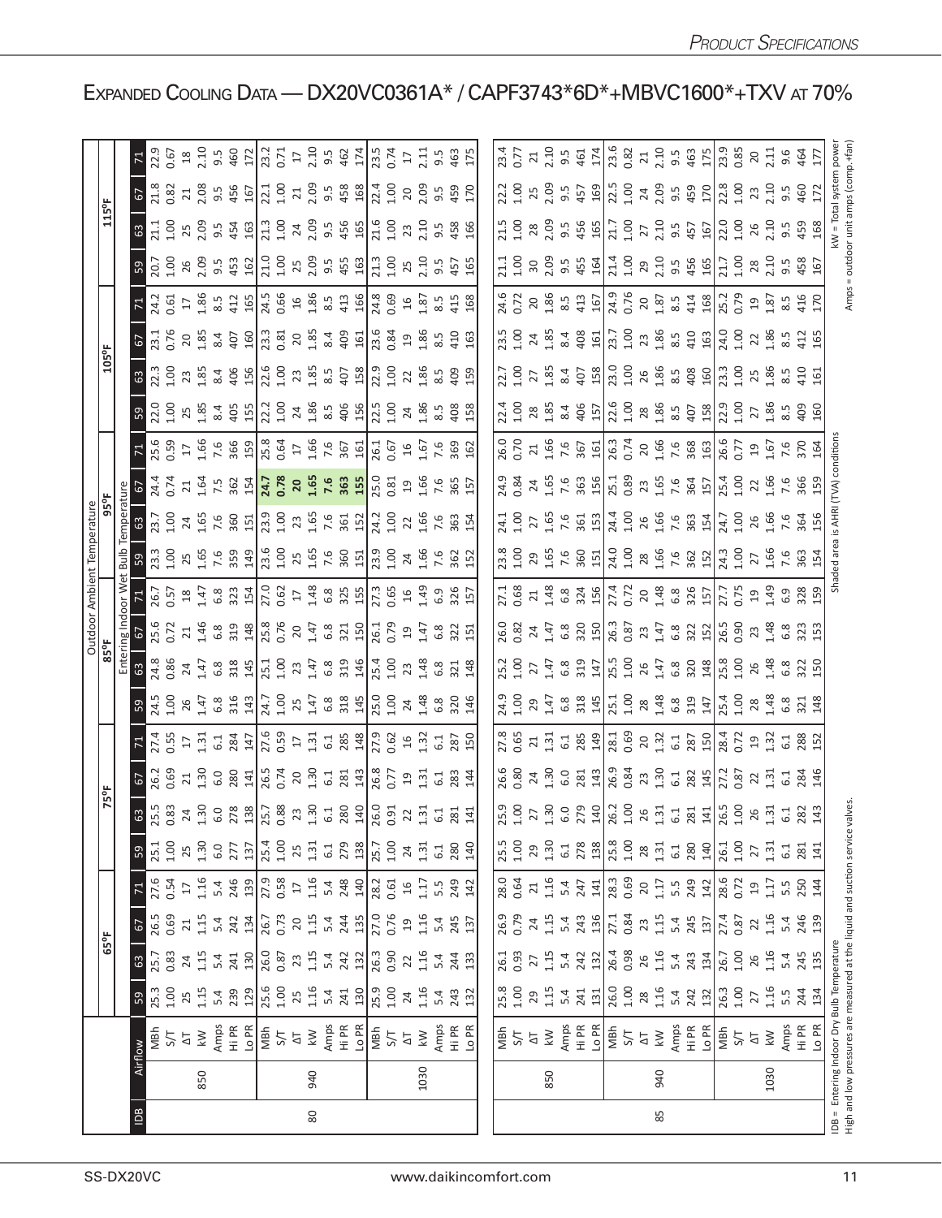# Expanded Cooling Data — DX20VC0361A* / CAPF3743*6D*+MBVC1600*+TXV at 70%

| | | | Outdoor Ambient Temperature | | | | | | | | | | | | | | | | | | | | | | | |
|---|---|---|---|---|---|---|---|---|---|---|---|---|---|---|---|---|---|---|---|---|---|---|---|---|---|---|
| | | | 65°F | | | | 75°F | | | | 85°F | | | | 95°F | | | | 105°F | | | | 115°F | | | |
| | | | Entering Indoor Wet Bulb Temperature | | | | | | | | | | | | | | | | | | | | | | | |
| IDB | Airflow | | 59 | 63 | 67 | 71 | 59 | 63 | 67 | 71 | 59 | 63 | 67 | 71 | 59 | 63 | 67 | 71 | 59 | 63 | 67 | 71 | 59 | 63 | 67 | 71 |
| 80 | 850 | MBh | 25.3 | 25.7 | 26.5 | 27.6 | 25.1 | 25.5 | 26.2 | 27.4 | 24.5 | 24.8 | 25.6 | 26.7 | 23.3 | 23.7 | 24.4 | 25.6 | 22.0 | 22.3 | 23.1 | 24.2 | 20.7 | 21.1 | 21.8 | 22.9 |
| | | S/T | 1.00 | 0.83 | 0.69 | 0.54 | 1.00 | 0.83 | 0.69 | 0.55 | 1.00 | 0.86 | 0.72 | 0.57 | 1.00 | 1.00 | 0.74 | 0.59 | 1.00 | 1.00 | 0.76 | 0.61 | 1.00 | 1.00 | 0.82 | 0.67 |
| | | ΔT | 25 | 24 | 21 | 17 | 25 | 24 | 21 | 17 | 26 | 24 | 21 | 18 | 25 | 24 | 21 | 17 | 25 | 23 | 20 | 17 | 26 | 25 | 21 | 18 |
| | | kW | 1.15 | 1.15 | 1.15 | 1.16 | 1.30 | 1.30 | 1.30 | 1.31 | 1.47 | 1.47 | 1.46 | 1.47 | 1.65 | 1.65 | 1.64 | 1.66 | 1.85 | 1.85 | 1.85 | 1.86 | 2.09 | 2.09 | 2.08 | 2.10 |
| | | Amps | 5.4 | 5.4 | 5.4 | 5.4 | 6.0 | 6.0 | 6.0 | 6.1 | 6.8 | 6.8 | 6.8 | 6.8 | 7.6 | 7.6 | 7.5 | 7.6 | 8.4 | 8.4 | 8.4 | 8.5 | 9.5 | 9.5 | 9.5 | 9.5 |
| | | Hi PR | 239 | 241 | 242 | 246 | 277 | 278 | 280 | 284 | 316 | 318 | 319 | 323 | 359 | 360 | 362 | 366 | 405 | 406 | 407 | 412 | 453 | 454 | 456 | 460 |
| | | Lo PR | 129 | 130 | 134 | 139 | 137 | 138 | 141 | 147 | 143 | 145 | 148 | 154 | 149 | 151 | 154 | 159 | 155 | 156 | 160 | 165 | 162 | 163 | 167 | 172 |
| | 940 | MBh | 25.6 | 26.0 | 26.7 | 27.9 | 25.4 | 25.7 | 26.5 | 27.6 | 24.7 | 25.1 | 25.8 | 27.0 | 23.6 | 23.9 | **24.7** | 25.8 | 22.2 | 22.6 | 23.3 | 24.5 | 21.0 | 21.3 | 22.1 | 23.2 |
| | | S/T | 1.00 | 0.87 | 0.73 | 0.58 | 1.00 | 0.88 | 0.74 | 0.59 | 1.00 | 1.00 | 0.76 | 0.62 | 1.00 | 1.00 | **0.78** | 0.64 | 1.00 | 1.00 | 0.81 | 0.66 | 1.00 | 1.00 | 1.00 | 0.71 |
| | | ΔT | 25 | 23 | 20 | 17 | 25 | 23 | 20 | 17 | 25 | 23 | 20 | 17 | 25 | 23 | **20** | 17 | 24 | 23 | 20 | 16 | 25 | 24 | 21 | 17 |
| | | kW | 1.16 | 1.15 | 1.15 | 1.16 | 1.31 | 1.30 | 1.30 | 1.31 | 1.47 | 1.47 | 1.47 | 1.48 | 1.65 | 1.65 | **1.65** | 1.66 | 1.86 | 1.85 | 1.85 | 1.86 | 2.09 | 2.09 | 2.09 | 2.10 |
| | | Amps | 5.4 | 5.4 | 5.4 | 5.4 | 6.1 | 6.1 | 6.1 | 6.1 | 6.8 | 6.8 | 6.8 | 6.8 | 7.6 | 7.6 | **7.6** | 7.6 | 8.5 | 8.5 | 8.4 | 8.5 | 9.5 | 9.5 | 9.5 | 9.5 |
| | | Hi PR | 241 | 242 | 244 | 248 | 279 | 280 | 281 | 285 | 318 | 319 | 321 | 325 | 360 | 361 | **363** | 367 | 406 | 407 | 409 | 413 | 455 | 456 | 458 | 462 |
| | | Lo PR | 130 | 132 | 135 | 140 | 138 | 140 | 143 | 148 | 145 | 146 | 150 | 155 | 151 | 152 | **155** | 161 | 156 | 158 | 161 | 166 | 163 | 165 | 168 | 174 |
| | 1030 | MBh | 25.9 | 26.3 | 27.0 | 28.2 | 25.7 | 26.0 | 26.8 | 27.9 | 25.0 | 25.4 | 26.1 | 27.3 | 23.9 | 24.2 | 25.0 | 26.1 | 22.5 | 22.9 | 23.6 | 24.8 | 21.3 | 21.6 | 22.4 | 23.5 |
| | | S/T | 1.00 | 0.90 | 0.76 | 0.61 | 1.00 | 0.91 | 0.77 | 0.62 | 1.00 | 1.00 | 0.79 | 0.65 | 1.00 | 1.00 | 0.81 | 0.67 | 1.00 | 1.00 | 0.84 | 0.69 | 1.00 | 1.00 | 1.00 | 0.74 |
| | | ΔT | 24 | 22 | 19 | 16 | 24 | 22 | 19 | 16 | 24 | 23 | 19 | 16 | 24 | 22 | 19 | 16 | 24 | 22 | 19 | 16 | 25 | 23 | 20 | 17 |
| | | kW | 1.16 | 1.16 | 1.16 | 1.17 | 1.31 | 1.31 | 1.31 | 1.32 | 1.48 | 1.48 | 1.47 | 1.49 | 1.66 | 1.66 | 1.66 | 1.67 | 1.86 | 1.86 | 1.86 | 1.87 | 2.10 | 2.10 | 2.09 | 2.11 |
| | | Amps | 5.4 | 5.4 | 5.4 | 5.5 | 6.1 | 6.1 | 6.1 | 6.1 | 6.8 | 6.8 | 6.8 | 6.9 | 7.6 | 7.6 | 7.6 | 7.6 | 8.5 | 8.5 | 8.5 | 8.5 | 9.5 | 9.5 | 9.5 | 9.5 |
| | | Hi PR | 243 | 244 | 245 | 249 | 280 | 281 | 283 | 287 | 320 | 321 | 322 | 326 | 362 | 363 | 365 | 369 | 408 | 409 | 410 | 415 | 457 | 458 | 459 | 463 |
| | | Lo PR | 132 | 133 | 137 | 142 | 140 | 141 | 144 | 150 | 146 | 148 | 151 | 157 | 152 | 154 | 157 | 162 | 158 | 159 | 163 | 168 | 165 | 166 | 170 | 175 |
| 85 | 850 | MBh | 25.8 | 26.1 | 26.9 | 28.0 | 25.5 | 25.9 | 26.6 | 27.8 | 24.9 | 25.2 | 26.0 | 27.1 | 23.8 | 24.1 | 24.9 | 26.0 | 22.4 | 22.7 | 23.5 | 24.6 | 21.1 | 21.5 | 22.2 | 23.4 |
| | | S/T | 1.00 | 0.93 | 0.79 | 0.64 | 1.00 | 1.00 | 0.80 | 0.65 | 1.00 | 1.00 | 0.82 | 0.68 | 1.00 | 1.00 | 0.84 | 0.70 | 1.00 | 1.00 | 1.00 | 0.72 | 1.00 | 1.00 | 1.00 | 0.77 |
| | | ΔT | 29 | 27 | 24 | 21 | 29 | 27 | 24 | 21 | 29 | 27 | 24 | 21 | 29 | 27 | 24 | 21 | 28 | 27 | 24 | 20 | 30 | 28 | 25 | 21 |
| | | kW | 1.15 | 1.15 | 1.15 | 1.16 | 1.30 | 1.30 | 1.30 | 1.31 | 1.47 | 1.47 | 1.47 | 1.48 | 1.65 | 1.65 | 1.65 | 1.66 | 1.85 | 1.85 | 1.85 | 1.86 | 2.09 | 2.09 | 2.09 | 2.10 |
| | | Amps | 5.4 | 5.4 | 5.4 | 5.4 | 6.1 | 6.0 | 6.0 | 6.1 | 6.8 | 6.8 | 6.8 | 6.8 | 7.6 | 7.6 | 7.6 | 7.6 | 8.4 | 8.4 | 8.4 | 8.5 | 9.5 | 9.5 | 9.5 | 9.5 |
| | | Hi PR | 241 | 242 | 243 | 247 | 278 | 279 | 281 | 285 | 318 | 319 | 320 | 324 | 360 | 361 | 363 | 367 | 406 | 407 | 408 | 413 | 455 | 456 | 457 | 461 |
| | | Lo PR | 131 | 132 | 136 | 141 | 138 | 140 | 143 | 149 | 145 | 147 | 150 | 156 | 151 | 153 | 156 | 161 | 157 | 158 | 161 | 167 | 164 | 165 | 169 | 174 |
| | 940 | MBh | 26.0 | 26.4 | 27.1 | 28.3 | 25.8 | 26.2 | 26.9 | 28.1 | 25.1 | 25.5 | 26.3 | 27.4 | 24.0 | 24.4 | 25.1 | 26.3 | 22.6 | 23.0 | 23.7 | 24.9 | 21.4 | 21.7 | 22.5 | 23.6 |
| | | S/T | 1.00 | 0.98 | 0.84 | 0.69 | 1.00 | 1.00 | 0.84 | 0.69 | 1.00 | 1.00 | 0.87 | 0.72 | 1.00 | 1.00 | 0.89 | 0.74 | 1.00 | 1.00 | 1.00 | 0.76 | 1.00 | 1.00 | 1.00 | 0.82 |
| | | ΔT | 28 | 26 | 23 | 20 | 28 | 26 | 23 | 20 | 28 | 26 | 23 | 20 | 28 | 26 | 23 | 20 | 28 | 26 | 23 | 20 | 29 | 27 | 24 | 21 |
| | | kW | 1.16 | 1.16 | 1.15 | 1.17 | 1.31 | 1.31 | 1.30 | 1.32 | 1.48 | 1.47 | 1.47 | 1.48 | 1.66 | 1.66 | 1.65 | 1.66 | 1.86 | 1.86 | 1.86 | 1.87 | 2.10 | 2.10 | 2.09 | 2.10 |
| | | Amps | 5.4 | 5.4 | 5.4 | 5.5 | 6.1 | 6.1 | 6.1 | 6.1 | 6.8 | 6.8 | 6.8 | 6.8 | 7.6 | 7.6 | 7.6 | 7.6 | 8.5 | 8.5 | 8.5 | 8.5 | 9.5 | 9.5 | 9.5 | 9.5 |
| | | Hi PR | 242 | 243 | 245 | 249 | 280 | 281 | 282 | 287 | 319 | 320 | 322 | 326 | 362 | 363 | 364 | 368 | 407 | 408 | 410 | 414 | 456 | 457 | 459 | 463 |
| | | Lo PR | 132 | 134 | 137 | 142 | 140 | 141 | 145 | 150 | 147 | 148 | 152 | 157 | 152 | 154 | 157 | 163 | 158 | 160 | 163 | 168 | 165 | 167 | 170 | 175 |
| | 1030 | MBh | 26.3 | 26.7 | 27.4 | 28.6 | 26.1 | 26.5 | 27.2 | 28.4 | 25.4 | 25.8 | 26.5 | 27.7 | 24.3 | 24.7 | 25.4 | 26.6 | 22.9 | 23.3 | 24.0 | 25.2 | 21.7 | 22.0 | 22.8 | 23.9 |
| | | S/T | 1.00 | 1.00 | 0.87 | 0.72 | 1.00 | 1.00 | 0.87 | 0.72 | 1.00 | 1.00 | 0.90 | 0.75 | 1.00 | 1.00 | 1.00 | 0.77 | 1.00 | 1.00 | 1.00 | 0.79 | 1.00 | 1.00 | 1.00 | 0.85 |
| | | ΔT | 27 | 26 | 22 | 19 | 27 | 26 | 22 | 19 | 28 | 26 | 23 | 19 | 27 | 26 | 22 | 19 | 27 | 25 | 22 | 19 | 28 | 26 | 23 | 20 |
| | | kW | 1.16 | 1.16 | 1.16 | 1.17 | 1.31 | 1.31 | 1.31 | 1.32 | 1.48 | 1.48 | 1.48 | 1.49 | 1.66 | 1.66 | 1.66 | 1.67 | 1.86 | 1.86 | 1.86 | 1.87 | 2.10 | 2.10 | 2.10 | 2.11 |
| | | Amps | 5.5 | 5.4 | 5.4 | 5.5 | 6.1 | 6.1 | 6.1 | 6.1 | 6.8 | 6.8 | 6.8 | 6.9 | 7.6 | 7.6 | 7.6 | 7.6 | 8.5 | 8.5 | 8.5 | 8.5 | 9.5 | 9.5 | 9.5 | 9.6 |
| | | Hi PR | 244 | 245 | 246 | 250 | 281 | 282 | 284 | 288 | 321 | 322 | 323 | 328 | 363 | 364 | 366 | 370 | 409 | 410 | 412 | 416 | 458 | 459 | 460 | 464 |
| | | Lo PR | 134 | 135 | 139 | 144 | 141 | 143 | 146 | 152 | 148 | 150 | 153 | 159 | 154 | 156 | 159 | 164 | 160 | 161 | 165 | 170 | 167 | 168 | 172 | 177 |

IDB = Entering Indoor Dry Bulb Temperature
High and low pressures are measured at the liquid and suction service valves.

Shaded area is AHRI (TVA) conditions

kW = Total system power
Amps = outdoor unit amps (comp.+fan)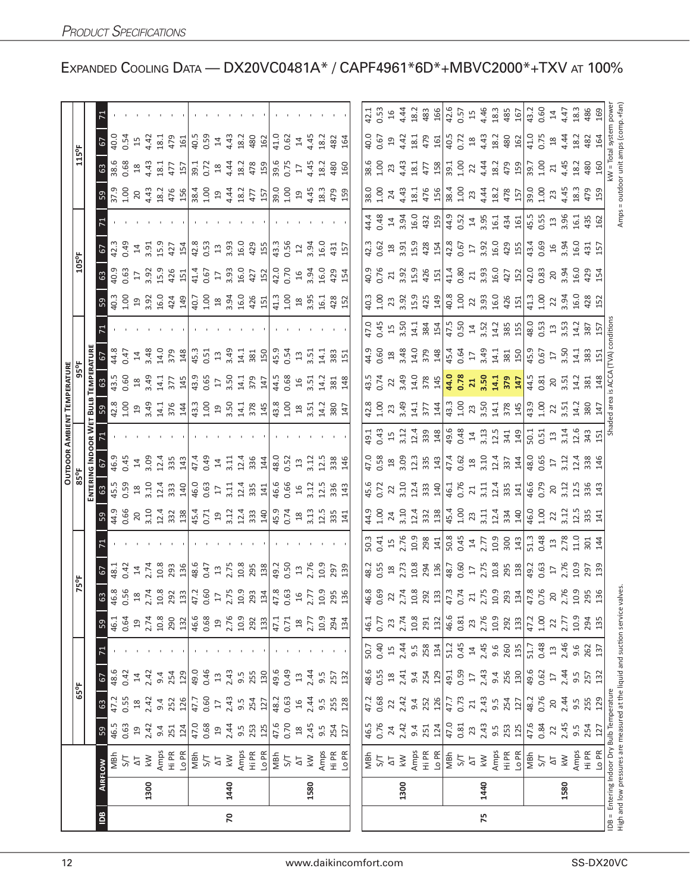# Expanded Cooling Data — DX20VC0481A* / CAPF4961*6D*+MBVC2000*+TXV at 100%

| | | | Outdoor Ambient Temperature | | | | | | | | | | | | | | | | | | | | | |
|---|---|---|---|---|---|---|---|---|---|---|---|---|---|---|---|---|---|---|---|---|---|---|---|---|
| | | | 65°F | | | | 75°F | | | | 85°F | | | | 95°F | | | | 105°F | | | | 115°F | | | |
| | | | Entering Indoor Wet Bulb Temperature | | | | | | | | | | | | | | | | | | | | | | | |
| IDB | Airflow | | 59 | 63 | 67 | 71 | 59 | 63 | 67 | 71 | 59 | 63 | 67 | 71 | 59 | 63 | 67 | 71 | 59 | 63 | 67 | 71 | 59 | 63 | 67 | 71 |
| 70 | 1300 | MBh | 46.5 | 47.2 | 48.6 | - | 46.1 | 46.8 | 48.1 | - | 44.9 | 45.5 | 46.9 | - | 42.8 | 43.5 | 44.8 | - | 40.3 | 40.9 | 42.3 | - | 37.9 | 38.6 | 40.0 | - |
| | | S/T | 0.63 | 0.55 | 0.42 | - | 0.64 | 0.56 | 0.42 | - | 0.66 | 0.59 | 0.45 | - | 1.00 | 0.60 | 0.47 | - | 1.00 | 0.63 | 0.49 | - | 1.00 | 0.68 | 0.54 | - |
| | | ΔT | 19 | 18 | 14 | - | 19 | 18 | 14 | - | 20 | 18 | 14 | - | 19 | 18 | 14 | - | 19 | 17 | 14 | - | 20 | 18 | 15 | - |
| | | kW | 2.42 | 2.42 | 2.42 | - | 2.74 | 2.74 | 2.74 | - | 3.10 | 3.10 | 3.09 | - | 3.49 | 3.49 | 3.48 | - | 3.92 | 3.92 | 3.91 | - | 4.43 | 4.43 | 4.42 | - |
| | | Amps | 9.4 | 9.4 | 9.4 | - | 10.8 | 10.8 | 10.8 | - | 12.4 | 12.4 | 12.4 | - | 14.1 | 14.1 | 14.0 | - | 16.0 | 15.9 | 15.9 | - | 18.2 | 18.1 | 18.1 | - |
| | | Hi PR | 251 | 252 | 254 | - | 290 | 292 | 293 | - | 332 | 333 | 335 | - | 376 | 377 | 379 | - | 424 | 426 | 427 | - | 476 | 477 | 479 | - |
| | | Lo PR | 124 | 126 | 129 | - | 132 | 133 | 136 | - | 138 | 140 | 143 | - | 144 | 145 | 148 | - | 149 | 151 | 154 | - | 156 | 157 | 161 | - |
| | 1440 | MBh | 47.0 | 47.7 | 49.0 | - | 46.6 | 47.2 | 48.6 | - | 45.4 | 46.0 | 47.4 | - | 43.3 | 43.9 | 45.3 | - | 40.7 | 41.4 | 42.8 | - | 38.4 | 39.1 | 40.5 | - |
| | | S/T | 0.68 | 0.60 | 0.46 | - | 0.68 | 0.60 | 0.47 | - | 0.71 | 0.63 | 0.49 | - | 1.00 | 0.65 | 0.51 | - | 1.00 | 0.67 | 0.53 | - | 1.00 | 0.72 | 0.59 | - |
| | | ΔT | 19 | 17 | 13 | - | 19 | 17 | 13 | - | 19 | 17 | 14 | - | 19 | 17 | 13 | - | 18 | 17 | 13 | - | 19 | 18 | 14 | - |
| | | kW | 2.44 | 2.43 | 2.43 | - | 2.76 | 2.75 | 2.75 | - | 3.12 | 3.11 | 3.11 | - | 3.50 | 3.50 | 3.49 | - | 3.94 | 3.93 | 3.93 | - | 4.44 | 4.44 | 4.43 | - |
| | | Amps | 9.5 | 9.5 | 9.5 | - | 10.9 | 10.9 | 10.8 | - | 12.4 | 12.4 | 12.4 | - | 14.1 | 14.1 | 14.1 | - | 16.0 | 16.0 | 16.0 | - | 18.2 | 18.2 | 18.2 | - |
| | | Hi PR | 253 | 254 | 255 | - | 292 | 293 | 295 | - | 333 | 335 | 336 | - | 378 | 379 | 381 | - | 426 | 427 | 429 | - | 477 | 478 | 480 | - |
| | | Lo PR | 125 | 127 | 130 | - | 133 | 134 | 138 | - | 140 | 141 | 144 | - | 145 | 147 | 150 | - | 151 | 152 | 155 | - | 157 | 159 | 162 | - |
| | 1580 | MBh | 47.6 | 48.2 | 49.6 | - | 47.1 | 47.8 | 49.2 | - | 45.9 | 46.6 | 48.0 | - | 43.8 | 44.5 | 45.9 | - | 41.3 | 42.0 | 43.3 | - | 39.0 | 39.6 | 41.0 | - |
| | | S/T | 0.70 | 0.63 | 0.49 | - | 0.71 | 0.63 | 0.50 | - | 0.74 | 0.66 | 0.52 | - | 1.00 | 0.68 | 0.54 | - | 1.00 | 0.70 | 0.56 | - | 1.00 | 0.75 | 0.62 | - |
| | | ΔT | 18 | 16 | 13 | - | 18 | 16 | 13 | - | 18 | 16 | 13 | - | 18 | 16 | 13 | - | 18 | 16 | 12 | - | 19 | 17 | 14 | - |
| | | kW | 2.45 | 2.44 | 2.44 | - | 2.77 | 2.77 | 2.76 | - | 3.13 | 3.12 | 3.12 | - | 3.51 | 3.51 | 3.51 | - | 3.95 | 3.94 | 3.94 | - | 4.45 | 4.45 | 4.45 | - |
| | | Amps | 9.5 | 9.5 | 9.5 | - | 10.9 | 10.9 | 10.9 | - | 12.5 | 12.5 | 12.5 | - | 14.2 | 14.2 | 14.1 | - | 16.1 | 16.0 | 16.0 | - | 18.3 | 18.2 | 18.2 | - |
| | | Hi PR | 254 | 255 | 257 | - | 294 | 295 | 297 | - | 335 | 336 | 338 | - | 380 | 381 | 383 | - | 428 | 429 | 431 | - | 479 | 480 | 482 | - |
| | | Lo PR | 127 | 128 | 132 | - | 134 | 136 | 139 | - | 141 | 143 | 146 | - | 147 | 148 | 151 | - | 152 | 154 | 157 | - | 159 | 160 | 164 | - |
| 75 | 1300 | MBh | 46.5 | 47.2 | 48.6 | 50.7 | 46.1 | 46.8 | 48.2 | 50.3 | 44.9 | 45.6 | 47.0 | 49.1 | 42.8 | 43.5 | 44.9 | 47.0 | 40.3 | 40.9 | 42.3 | 44.4 | 38.0 | 38.6 | 40.0 | 42.1 |
| | | S/T | 0.76 | 0.68 | 0.55 | 0.40 | 0.77 | 0.69 | 0.55 | 0.41 | 1.00 | 0.72 | 0.58 | 0.43 | 1.00 | 0.74 | 0.60 | 0.45 | 1.00 | 0.76 | 0.62 | 0.48 | 1.00 | 1.00 | 0.67 | 0.53 |
| | | ΔT | 24 | 22 | 18 | 15 | 23 | 22 | 18 | 15 | 24 | 22 | 18 | 15 | 23 | 22 | 18 | 15 | 23 | 21 | 18 | 14 | 24 | 23 | 19 | 16 |
| | | kW | 2.42 | 2.42 | 2.41 | 2.44 | 2.74 | 2.74 | 2.73 | 2.76 | 3.10 | 3.10 | 3.09 | 3.12 | 3.49 | 3.49 | 3.48 | 3.50 | 3.92 | 3.92 | 3.91 | 3.94 | 4.43 | 4.43 | 4.42 | 4.44 |
| | | Amps | 9.4 | 9.4 | 9.4 | 9.5 | 10.8 | 10.8 | 10.8 | 10.9 | 12.4 | 12.4 | 12.3 | 12.4 | 14.1 | 14.0 | 14.0 | 14.1 | 15.9 | 15.9 | 15.9 | 16.0 | 18.1 | 18.1 | 18.1 | 18.2 |
| | | Hi PR | 251 | 252 | 254 | 258 | 291 | 292 | 294 | 298 | 332 | 333 | 335 | 339 | 377 | 378 | 379 | 384 | 425 | 426 | 428 | 432 | 476 | 477 | 479 | 483 |
| | | Lo PR | 124 | 126 | 129 | 134 | 132 | 133 | 136 | 141 | 138 | 140 | 143 | 148 | 144 | 145 | 148 | 154 | 149 | 151 | 154 | 159 | 156 | 158 | 161 | 166 |
| | 1440 | MBh | 47.0 | 47.7 | 49.1 | 51.2 | 46.6 | 47.3 | 48.7 | 50.8 | 45.4 | 46.1 | 47.4 | 49.6 | 43.3 | **44.0** | 45.4 | 47.5 | 40.8 | 41.4 | 42.8 | 44.9 | 38.4 | 39.1 | 40.5 | 42.6 |
| | | S/T | 0.81 | 0.73 | 0.59 | 0.45 | 0.81 | 0.74 | 0.60 | 0.45 | 1.00 | 0.76 | 0.62 | 0.48 | 1.00 | **0.78** | 0.64 | 0.50 | 1.00 | 0.80 | 0.67 | 0.52 | 1.00 | 1.00 | 0.72 | 0.57 |
| | | ΔT | 23 | 21 | 17 | 14 | 23 | 21 | 17 | 14 | 23 | 21 | 18 | 14 | 23 | **21** | 17 | 14 | 22 | 21 | 17 | 14 | 23 | 22 | 18 | 15 |
| | | kW | 2.43 | 2.43 | 2.43 | 2.45 | 2.76 | 2.75 | 2.75 | 2.77 | 3.11 | 3.11 | 3.10 | 3.13 | 3.50 | **3.50** | 3.49 | 3.52 | 3.93 | 3.93 | 3.92 | 3.95 | 4.44 | 4.44 | 4.43 | 4.46 |
| | | Amps | 9.5 | 9.5 | 9.4 | 9.6 | 10.9 | 10.9 | 10.8 | 10.9 | 12.4 | 12.4 | 12.4 | 12.5 | 14.1 | **14.1** | 14.1 | 14.2 | 16.0 | 16.0 | 16.0 | 16.1 | 18.2 | 18.2 | 18.2 | 18.3 |
| | | Hi PR | 253 | 254 | 256 | 260 | 292 | 293 | 295 | 300 | 334 | 335 | 337 | 341 | 378 | **379** | 381 | 385 | 426 | 427 | 429 | 434 | 478 | 479 | 480 | 485 |
| | | Lo PR | 125 | 127 | 130 | 135 | 133 | 134 | 138 | 143 | 140 | 141 | 144 | 149 | 145 | **147** | 150 | 155 | 151 | 152 | 155 | 161 | 157 | 159 | 162 | 167 |
| | 1580 | MBh | 47.6 | 48.2 | 49.6 | 51.7 | 47.2 | 47.8 | 49.2 | 51.3 | 46.0 | 46.6 | 48.0 | 50.1 | 43.9 | 44.5 | 45.9 | 48.0 | 41.3 | 42.0 | 43.4 | 45.5 | 39.0 | 39.7 | 41.0 | 43.2 |
| | | S/T | 0.84 | 0.76 | 0.62 | 0.48 | 1.00 | 0.76 | 0.63 | 0.48 | 1.00 | 0.79 | 0.65 | 0.51 | 1.00 | 0.81 | 0.67 | 0.53 | 1.00 | 0.83 | 0.69 | 0.55 | 1.00 | 1.00 | 0.75 | 0.60 |
| | | ΔT | 22 | 20 | 17 | 13 | 22 | 20 | 17 | 13 | 22 | 20 | 17 | 13 | 22 | 20 | 17 | 13 | 22 | 20 | 16 | 13 | 23 | 21 | 18 | 14 |
| | | kW | 2.45 | 2.44 | 2.44 | 2.46 | 2.77 | 2.76 | 2.76 | 2.78 | 3.12 | 3.12 | 3.12 | 3.14 | 3.51 | 3.51 | 3.50 | 3.53 | 3.94 | 3.94 | 3.94 | 3.96 | 4.45 | 4.45 | 4.44 | 4.47 |
| | | Amps | 9.5 | 9.5 | 9.5 | 9.6 | 10.9 | 10.9 | 10.9 | 11.0 | 12.5 | 12.5 | 12.4 | 12.6 | 14.2 | 14.2 | 14.1 | 14.2 | 16.0 | 16.0 | 16.0 | 16.1 | 18.3 | 18.2 | 18.2 | 18.3 |
| | | Hi PR | 254 | 255 | 257 | 262 | 294 | 295 | 297 | 301 | 335 | 336 | 338 | 343 | 380 | 381 | 383 | 387 | 428 | 429 | 431 | 435 | 479 | 480 | 482 | 486 |
| | | Lo PR | 127 | 129 | 132 | 137 | 135 | 136 | 139 | 144 | 141 | 143 | 146 | 151 | 147 | 148 | 151 | 157 | 152 | 154 | 157 | 162 | 159 | 160 | 164 | 169 |

IDB = Entering Indoor Dry Bulb Temperature
High and low pressures are measured at the liquid and suction service valves.

Shaded area is ACCA (TVA) conditions

kW = Total system power
Amps = outdoor unit amps (comp.+fan)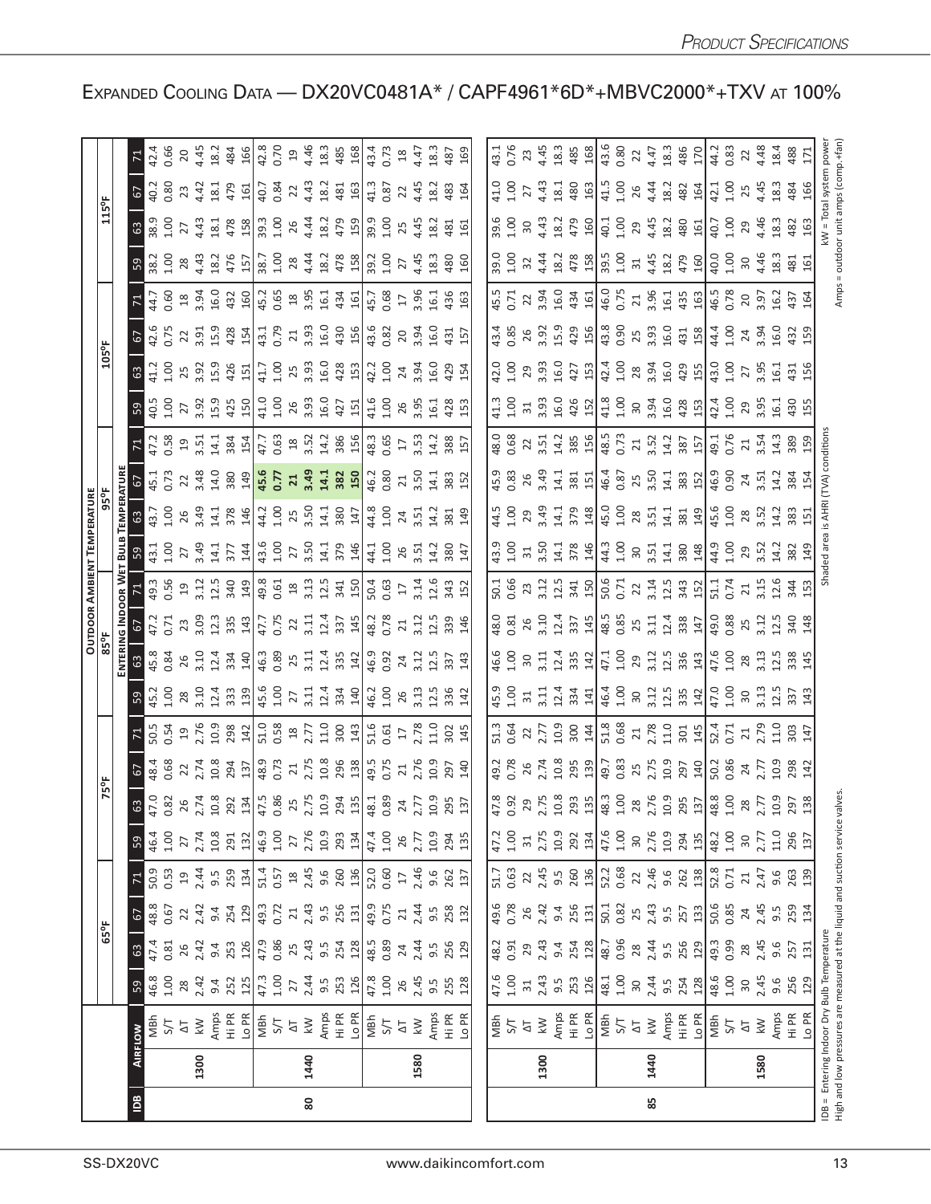# Expanded Cooling Data — DX20VC0481A* / CAPF4961*6D*+MBVC2000*+TXV at 100%

| IDB | Airflow | | 65°F | | | | 75°F | | | | 85°F | | | | 95°F | | | | 105°F | | | | 115°F | | | |
|---|---|---|---|---|---|---|---|---|---|---|---|---|---|---|---|---|---|---|---|---|---|---|---|---|---|---|
| | | | **Entering Indoor Wet Bulb Temperature** | | | | | | | | | | | | | | | | | | | | | | | |
| | | | 59 | 63 | 67 | 71 | 59 | 63 | 67 | 71 | 59 | 63 | 67 | 71 | 59 | 63 | 67 | 71 | 59 | 63 | 67 | 71 | 59 | 63 | 67 | 71 |
| 80 | 1300 | MBh | 46.8 | 47.4 | 48.8 | 50.9 | 46.4 | 47.0 | 48.4 | 50.5 | 45.2 | 45.8 | 47.2 | 49.3 | 43.1 | 43.7 | 45.1 | 47.2 | 40.5 | 41.2 | 42.6 | 44.7 | 38.2 | 38.9 | 40.2 | 42.4 |
| | | S/T | 1.00 | 0.81 | 0.67 | 0.53 | 1.00 | 0.82 | 0.68 | 0.54 | 1.00 | 0.84 | 0.71 | 0.56 | 1.00 | 1.00 | 0.73 | 0.58 | 1.00 | 1.00 | 0.75 | 0.60 | 1.00 | 1.00 | 0.80 | 0.66 |
| | | ΔT | 28 | 26 | 22 | 19 | 27 | 26 | 22 | 19 | 28 | 26 | 23 | 19 | 27 | 26 | 22 | 19 | 27 | 25 | 22 | 18 | 28 | 27 | 23 | 20 |
| | | kW | 2.42 | 2.42 | 2.42 | 2.44 | 2.74 | 2.74 | 2.74 | 2.76 | 3.10 | 3.10 | 3.09 | 3.12 | 3.49 | 3.49 | 3.48 | 3.51 | 3.92 | 3.92 | 3.91 | 3.94 | 4.43 | 4.43 | 4.42 | 4.45 |
| | | Amps | 9.4 | 9.4 | 9.4 | 9.5 | 10.8 | 10.8 | 10.8 | 10.9 | 12.4 | 12.4 | 12.3 | 12.5 | 14.1 | 14.1 | 14.0 | 14.1 | 15.9 | 15.9 | 15.9 | 16.0 | 18.2 | 18.1 | 18.1 | 18.2 |
| | | Hi PR | 252 | 253 | 254 | 259 | 291 | 292 | 294 | 298 | 333 | 334 | 335 | 340 | 377 | 378 | 380 | 384 | 425 | 426 | 428 | 432 | 476 | 478 | 479 | 484 |
| | | Lo PR | 125 | 126 | 129 | 134 | 132 | 134 | 140 | 142 | 139 | 140 | 143 | 142 | 144 | 146 | 149 | 154 | 150 | 151 | 154 | 160 | 157 | 158 | 161 | 166 |
| | 1440 | MBh | 47.3 | 47.9 | 49.3 | 51.4 | 46.9 | 47.5 | 48.9 | 51.0 | 45.6 | 46.3 | 47.7 | 49.8 | 43.6 | 44.2 | **45.6** | 47.7 | 41.0 | 41.7 | 43.1 | 45.2 | 38.7 | 39.3 | 40.7 | 42.8 |
| | | S/T | 1.00 | 0.86 | 0.72 | 0.57 | 1.00 | 0.86 | 0.73 | 0.58 | 1.00 | 0.89 | 0.75 | 0.61 | 1.00 | 1.00 | **0.77** | 0.63 | 1.00 | 1.00 | 0.79 | 0.65 | 1.00 | 1.00 | 0.84 | 0.70 |
| | | ΔT | 27 | 25 | 21 | 18 | 27 | 25 | 21 | 18 | 27 | 25 | 22 | 18 | 27 | 25 | **21** | 18 | 26 | 25 | 21 | 18 | 28 | 26 | 22 | 19 |
| | | kW | 2.44 | 2.43 | 2.43 | 2.45 | 2.76 | 2.75 | 2.75 | 2.77 | 3.11 | 3.11 | 3.11 | 3.13 | 3.50 | 3.50 | **3.49** | 3.52 | 3.93 | 3.93 | 3.93 | 3.95 | 4.44 | 4.44 | 4.43 | 4.46 |
| | | Amps | 9.5 | 9.5 | 9.5 | 9.6 | 10.9 | 10.9 | 10.8 | 11.0 | 12.4 | 12.4 | 12.4 | 12.5 | 14.1 | 14.1 | **14.1** | 14.2 | 16.0 | 16.0 | 16.0 | 16.1 | 18.2 | 18.2 | 18.2 | 18.3 |
| | | Hi PR | 253 | 254 | 256 | 260 | 293 | 294 | 296 | 300 | 334 | 335 | 337 | 341 | 379 | 380 | **382** | 386 | 427 | 428 | 430 | 434 | 478 | 479 | 481 | 485 |
| | | Lo PR | 126 | 128 | 131 | 136 | 134 | 135 | 138 | 143 | 140 | 142 | 145 | 150 | 146 | 147 | **150** | 156 | 151 | 153 | 156 | 161 | 158 | 159 | 163 | 168 |
| | 1580 | MBh | 47.8 | 48.5 | 49.9 | 52.0 | 47.4 | 48.1 | 49.5 | 51.6 | 46.2 | 46.9 | 48.2 | 50.4 | 44.1 | 44.8 | 46.2 | 48.3 | 41.6 | 42.2 | 43.6 | 45.7 | 39.2 | 39.9 | 41.3 | 43.4 |
| | | S/T | 1.00 | 0.89 | 0.75 | 0.60 | 1.00 | 0.89 | 0.75 | 0.61 | 1.00 | 0.92 | 0.78 | 0.63 | 1.00 | 1.00 | 0.80 | 0.65 | 1.00 | 1.00 | 0.82 | 0.68 | 1.00 | 1.00 | 0.87 | 0.73 |
| | | ΔT | 26 | 24 | 21 | 17 | 26 | 24 | 21 | 17 | 26 | 24 | 21 | 17 | 26 | 24 | 21 | 17 | 26 | 24 | 20 | 17 | 27 | 25 | 22 | 18 |
| | | kW | 2.45 | 2.44 | 2.44 | 2.46 | 2.77 | 2.77 | 2.76 | 2.78 | 3.13 | 3.12 | 3.12 | 3.14 | 3.51 | 3.51 | 3.50 | 3.53 | 3.95 | 3.94 | 3.94 | 3.96 | 4.45 | 4.45 | 4.45 | 4.47 |
| | | Amps | 9.5 | 9.5 | 9.5 | 9.6 | 10.9 | 10.9 | 10.9 | 11.0 | 12.5 | 12.5 | 12.5 | 12.6 | 14.2 | 14.2 | 14.1 | 14.2 | 16.1 | 16.0 | 16.0 | 16.1 | 18.3 | 18.2 | 18.2 | 18.3 |
| | | Hi PR | 255 | 256 | 258 | 262 | 294 | 295 | 297 | 302 | 336 | 337 | 339 | 343 | 380 | 381 | 383 | 388 | 428 | 429 | 431 | 436 | 480 | 481 | 483 | 487 |
| | | Lo PR | 128 | 129 | 132 | 137 | 135 | 137 | 140 | 145 | 142 | 143 | 146 | 152 | 147 | 149 | 152 | 157 | 153 | 154 | 157 | 163 | 160 | 161 | 164 | 169 |
| 85 | 1300 | MBh | 47.6 | 48.2 | 49.6 | 51.7 | 47.2 | 47.8 | 49.2 | 51.3 | 45.9 | 46.6 | 48.0 | 50.1 | 43.9 | 44.5 | 45.9 | 48.0 | 41.3 | 42.0 | 43.4 | 45.5 | 39.0 | 39.6 | 41.0 | 43.1 |
| | | S/T | 1.00 | 0.91 | 0.78 | 0.63 | 1.00 | 0.92 | 0.78 | 0.64 | 1.00 | 1.00 | 0.81 | 0.66 | 1.00 | 1.00 | 0.83 | 0.68 | 1.00 | 1.00 | 0.85 | 0.71 | 1.00 | 1.00 | 1.00 | 0.76 |
| | | ΔT | 31 | 29 | 26 | 22 | 31 | 29 | 26 | 22 | 31 | 30 | 26 | 23 | 31 | 29 | 26 | 22 | 31 | 29 | 26 | 22 | 32 | 30 | 27 | 23 |
| | | kW | 2.43 | 2.43 | 2.42 | 2.45 | 2.75 | 2.75 | 2.74 | 2.77 | 3.11 | 3.11 | 3.10 | 3.12 | 3.50 | 3.49 | 3.49 | 3.51 | 3.93 | 3.93 | 3.92 | 3.94 | 4.44 | 4.43 | 4.43 | 4.45 |
| | | Amps | 9.5 | 9.4 | 9.4 | 9.5 | 10.9 | 10.8 | 10.8 | 10.9 | 12.4 | 12.4 | 12.4 | 12.5 | 14.1 | 14.1 | 14.1 | 14.2 | 16.0 | 16.0 | 15.9 | 16.0 | 18.2 | 18.2 | 18.1 | 18.3 |
| | | Hi PR | 253 | 254 | 256 | 260 | 292 | 293 | 295 | 300 | 334 | 335 | 337 | 341 | 378 | 379 | 381 | 385 | 426 | 427 | 429 | 434 | 478 | 479 | 480 | 485 |
| | | Lo PR | 126 | 128 | 131 | 136 | 134 | 135 | 139 | 144 | 141 | 142 | 145 | 150 | 146 | 148 | 151 | 156 | 152 | 153 | 156 | 161 | 158 | 160 | 163 | 168 |
| | 1440 | MBh | 48.1 | 48.7 | 50.1 | 52.2 | 47.6 | 48.3 | 49.7 | 51.8 | 46.4 | 47.1 | 48.5 | 50.6 | 44.3 | 45.0 | 46.4 | 48.5 | 41.8 | 42.4 | 43.8 | 46.0 | 39.5 | 40.1 | 41.5 | 43.6 |
| | | S/T | 1.00 | 0.96 | 0.82 | 0.68 | 1.00 | 1.00 | 0.83 | 0.68 | 1.00 | 1.00 | 0.85 | 0.71 | 1.00 | 1.00 | 0.87 | 0.73 | 1.00 | 1.00 | 0.90 | 0.75 | 1.00 | 1.00 | 1.00 | 0.80 |
| | | ΔT | 30 | 28 | 25 | 22 | 30 | 28 | 25 | 21 | 30 | 29 | 25 | 22 | 30 | 28 | 25 | 21 | 30 | 28 | 25 | 21 | 31 | 29 | 26 | 22 |
| | | kW | 2.44 | 2.44 | 2.43 | 2.46 | 2.76 | 2.76 | 2.75 | 2.78 | 3.12 | 3.12 | 3.11 | 3.14 | 3.51 | 3.51 | 3.50 | 3.52 | 3.94 | 3.94 | 3.93 | 3.96 | 4.45 | 4.45 | 4.44 | 4.47 |
| | | Amps | 9.5 | 9.5 | 9.5 | 9.6 | 10.9 | 10.9 | 10.9 | 11.0 | 12.5 | 12.5 | 12.4 | 12.5 | 14.1 | 14.1 | 14.1 | 14.2 | 16.0 | 16.0 | 16.0 | 16.1 | 18.2 | 18.2 | 18.2 | 18.3 |
| | | Hi PR | 254 | 256 | 257 | 262 | 294 | 295 | 297 | 301 | 335 | 336 | 338 | 343 | 380 | 381 | 383 | 387 | 428 | 429 | 431 | 435 | 479 | 480 | 482 | 486 |
| | | Lo PR | 128 | 128 | 133 | 138 | 135 | 137 | 140 | 145 | 142 | 143 | 147 | 152 | 148 | 149 | 152 | 157 | 153 | 155 | 158 | 163 | 160 | 161 | 164 | 170 |
| | 1580 | MBh | 48.6 | 49.3 | 50.6 | 52.8 | 48.2 | 48.8 | 50.2 | 52.4 | 47.0 | 47.6 | 49.0 | 51.1 | 44.9 | 45.6 | 46.9 | 49.1 | 42.4 | 43.0 | 44.4 | 46.5 | 40.0 | 40.7 | 42.1 | 44.2 |
| | | S/T | 1.00 | 0.99 | 0.85 | 0.71 | 1.00 | 1.00 | 0.86 | 0.71 | 1.00 | 1.00 | 0.88 | 0.74 | 1.00 | 1.00 | 0.90 | 0.76 | 1.00 | 1.00 | 1.00 | 0.78 | 1.00 | 1.00 | 1.00 | 0.83 |
| | | ΔT | 30 | 28 | 24 | 21 | 30 | 28 | 24 | 21 | 30 | 28 | 25 | 21 | 29 | 28 | 24 | 21 | 29 | 27 | 24 | 20 | 30 | 29 | 25 | 22 |
| | | kW | 2.45 | 2.45 | 2.45 | 2.47 | 2.77 | 2.77 | 2.77 | 2.79 | 3.13 | 3.13 | 3.12 | 3.15 | 3.52 | 3.52 | 3.51 | 3.54 | 3.95 | 3.95 | 3.94 | 3.97 | 4.46 | 4.46 | 4.45 | 4.48 |
| | | Amps | 9.6 | 9.6 | 9.5 | 9.6 | 11.0 | 10.9 | 10.9 | 11.0 | 12.5 | 12.5 | 12.5 | 12.6 | 14.2 | 14.2 | 14.2 | 14.3 | 16.1 | 16.1 | 16.0 | 16.2 | 18.3 | 18.3 | 18.3 | 18.4 |
| | | Hi PR | 256 | 257 | 259 | 263 | 296 | 297 | 298 | 303 | 337 | 338 | 340 | 344 | 382 | 383 | 384 | 389 | 430 | 431 | 432 | 437 | 481 | 482 | 484 | 488 |
| | | Lo PR | 129 | 131 | 134 | 139 | 137 | 138 | 142 | 147 | 143 | 145 | 148 | 153 | 149 | 151 | 154 | 159 | 155 | 156 | 159 | 164 | 161 | 163 | 166 | 171 |

IDB = Entering Indoor Dry Bulb Temperature
High and low pressures are measured at the liquid and suction service valves.

Shaded area is AHRI (TVA) conditions

kW = Total system power
Amps = outdoor unit amps (comp.+fan)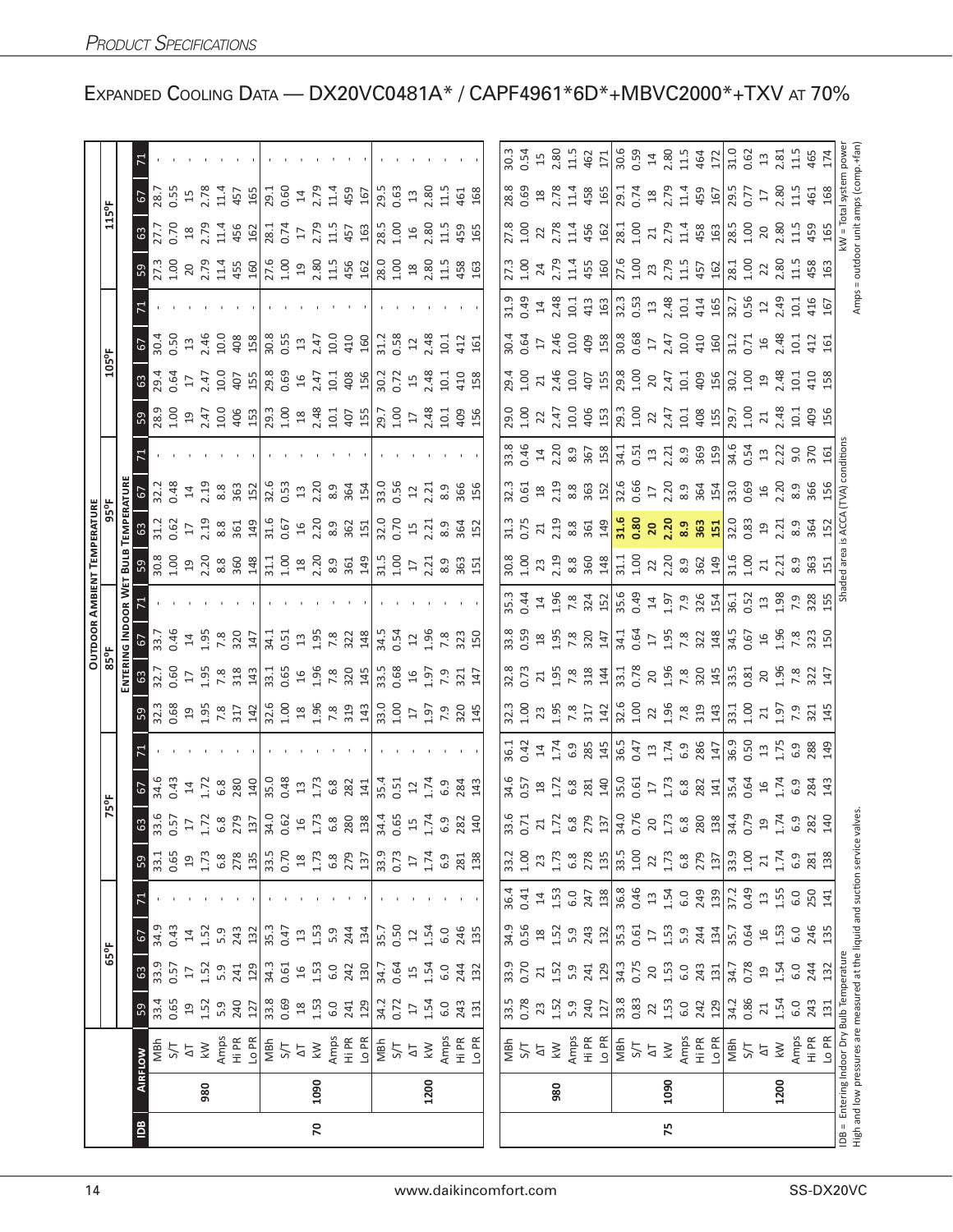# Expanded Cooling Data — DX20VC0481A* / CAPF4961*6D*+MBVC2000*+TXV at 70%

| | | | Outdoor Ambient Temperature | | | | | | | | | | | | | | | | | | | | | | | |
|---|---|---|---|---|---|---|---|---|---|---|---|---|---|---|---|---|---|---|---|---|---|---|---|---|---|---|
| | | | 65°F | | | | 75°F | | | | 85°F | | | | 95°F | | | | 105°F | | | | 115°F | | | |
| | | | Entering Indoor Wet Bulb Temperature | | | | | | | | | | | | | | | | | | | | | | | |
| IDB | Airflow | | 59 | 63 | 67 | 71 | 59 | 63 | 67 | 71 | 59 | 63 | 67 | 71 | 59 | 63 | 67 | 71 | 59 | 63 | 67 | 71 | 59 | 63 | 67 | 71 |
| 70 | 980 | MBh | 33.4 | 33.9 | 34.9 | - | 33.1 | 33.6 | 34.6 | - | 32.3 | 32.7 | 33.7 | - | 30.8 | 31.2 | 32.2 | - | 28.9 | 29.4 | 30.4 | - | 27.3 | 27.7 | 28.7 | - |
| | | S/T | 0.65 | 0.57 | 0.43 | - | 0.65 | 0.57 | 0.43 | - | 0.68 | 0.60 | 0.46 | - | 1.00 | 0.62 | 0.48 | - | 1.00 | 0.64 | 0.50 | - | 1.00 | 0.70 | 0.55 | - |
| | | ΔT | 19 | 17 | 14 | - | 19 | 17 | 14 | - | 19 | 17 | 14 | - | 19 | 17 | 14 | - | 19 | 17 | 13 | - | 20 | 18 | 15 | - |
| | | kW | 1.52 | 1.52 | 1.52 | - | 1.73 | 1.72 | 1.72 | - | 1.95 | 1.95 | 1.95 | - | 2.20 | 2.19 | 2.19 | - | 2.47 | 2.47 | 2.46 | - | 2.79 | 2.79 | 2.78 | - |
| | | Amps | 5.9 | 5.9 | 5.9 | - | 6.8 | 6.8 | 6.8 | - | 7.8 | 7.8 | 7.8 | - | 8.8 | 8.8 | 8.8 | - | 10.0 | 10.0 | 10.0 | - | 11.4 | 11.4 | 11.4 | - |
| | | Hi PR | 240 | 241 | 243 | - | 278 | 279 | 280 | - | 317 | 318 | 320 | - | 360 | 361 | 363 | - | 406 | 407 | 408 | - | 455 | 456 | 457 | - |
| | | Lo PR | 127 | 129 | 132 | - | 135 | 137 | 140 | - | 142 | 143 | 147 | - | 148 | 149 | 152 | - | 153 | 155 | 158 | - | 160 | 162 | 165 | - |
| | 1090 | MBh | 33.8 | 34.3 | 35.3 | - | 33.5 | 34.0 | 35.0 | - | 32.6 | 33.1 | 34.1 | - | 31.1 | 31.6 | 32.6 | - | 29.3 | 29.8 | 30.8 | - | 27.6 | 28.1 | 29.1 | - |
| | | S/T | 0.69 | 0.61 | 0.47 | - | 0.70 | 0.62 | 0.48 | - | 1.00 | 0.65 | 0.51 | - | 1.00 | 0.67 | 0.53 | - | 1.00 | 0.69 | 0.55 | - | 1.00 | 0.74 | 0.60 | - |
| | | ΔT | 18 | 16 | 13 | - | 18 | 16 | 13 | - | 18 | 16 | 13 | - | 18 | 16 | 13 | - | 18 | 16 | 13 | - | 19 | 17 | 14 | - |
| | | kW | 1.53 | 1.53 | 1.53 | - | 1.73 | 1.73 | 1.73 | - | 1.96 | 1.96 | 1.95 | - | 2.20 | 2.20 | 2.20 | - | 2.48 | 2.47 | 2.47 | - | 2.80 | 2.79 | 2.79 | - |
| | | Amps | 6.0 | 6.0 | 5.9 | - | 6.8 | 6.8 | 6.8 | - | 7.8 | 7.8 | 7.8 | - | 8.9 | 8.9 | 8.9 | - | 10.1 | 10.1 | 10.0 | - | 11.5 | 11.5 | 11.4 | - |
| | | Hi PR | 241 | 242 | 244 | - | 279 | 280 | 282 | - | 319 | 320 | 322 | - | 361 | 362 | 364 | - | 407 | 408 | 410 | - | 456 | 457 | 459 | - |
| | | Lo PR | 129 | 130 | 134 | - | 137 | 138 | 141 | - | 143 | 145 | 148 | - | 149 | 151 | 154 | - | 155 | 156 | 160 | - | 162 | 163 | 167 | - |
| | 1200 | MBh | 34.2 | 34.7 | 35.7 | - | 33.9 | 34.4 | 35.4 | - | 33.0 | 33.5 | 34.5 | - | 31.5 | 32.0 | 33.0 | - | 29.7 | 30.2 | 31.2 | - | 28.0 | 28.5 | 29.5 | - |
| | | S/T | 0.72 | 0.64 | 0.50 | - | 0.73 | 0.65 | 0.51 | - | 1.00 | 0.68 | 0.54 | - | 1.00 | 0.70 | 0.56 | - | 1.00 | 0.72 | 0.58 | - | 1.00 | 1.00 | 0.63 | - |
| | | ΔT | 17 | 15 | 12 | - | 17 | 15 | 12 | - | 17 | 16 | 12 | - | 17 | 15 | 12 | - | 17 | 15 | 12 | - | 18 | 16 | 13 | - |
| | | kW | 1.54 | 1.54 | 1.54 | - | 1.74 | 1.74 | 1.74 | - | 1.97 | 1.97 | 1.96 | - | 2.21 | 2.21 | 2.21 | - | 2.48 | 2.48 | 2.48 | - | 2.80 | 2.80 | 2.80 | - |
| | | Amps | 6.0 | 6.0 | 6.0 | - | 6.9 | 6.9 | 6.9 | - | 7.9 | 7.9 | 7.8 | - | 8.9 | 8.9 | 8.9 | - | 10.1 | 10.1 | 10.1 | - | 11.5 | 11.5 | 11.5 | - |
| | | Hi PR | 243 | 244 | 246 | - | 281 | 282 | 284 | - | 320 | 321 | 323 | - | 363 | 364 | 366 | - | 409 | 410 | 412 | - | 458 | 459 | 461 | - |
| | | Lo PR | 131 | 132 | 135 | - | 138 | 140 | 143 | - | 145 | 147 | 150 | - | 151 | 152 | 156 | - | 156 | 158 | 161 | - | 163 | 165 | 168 | - |
| 75 | 980 | MBh | 33.5 | 33.9 | 34.9 | 36.4 | 33.2 | 33.6 | 34.6 | 36.1 | 32.3 | 32.8 | 33.8 | 35.3 | 30.8 | 31.3 | 32.3 | 33.8 | 29.0 | 29.4 | 30.4 | 31.9 | 27.3 | 27.8 | 28.8 | 30.3 |
| | | S/T | 0.78 | 0.70 | 0.56 | 0.41 | 1.00 | 0.71 | 0.57 | 0.42 | 1.00 | 0.73 | 0.59 | 0.44 | 1.00 | 0.75 | 0.61 | 0.46 | 1.00 | 1.00 | 0.64 | 0.49 | 1.00 | 1.00 | 0.69 | 0.54 |
| | | ΔT | 23 | 21 | 18 | 14 | 23 | 21 | 18 | 14 | 23 | 21 | 18 | 14 | 23 | 21 | 18 | 14 | 22 | 21 | 17 | 14 | 24 | 22 | 18 | 15 |
| | | kW | 1.52 | 1.52 | 1.52 | 1.53 | 1.73 | 1.72 | 1.72 | 1.74 | 1.95 | 1.95 | 1.95 | 1.96 | 2.19 | 2.19 | 2.19 | 2.20 | 2.47 | 2.46 | 2.46 | 2.48 | 2.79 | 2.78 | 2.78 | 2.80 |
| | | Amps | 5.9 | 5.9 | 5.9 | 6.0 | 6.8 | 6.8 | 6.8 | 6.9 | 7.8 | 7.8 | 7.8 | 7.8 | 8.8 | 8.8 | 8.8 | 8.9 | 10.0 | 10.0 | 10.0 | 10.1 | 11.4 | 11.4 | 11.4 | 11.5 |
| | | Hi PR | 240 | 241 | 243 | 247 | 278 | 279 | 281 | 285 | 317 | 318 | 320 | 324 | 360 | 361 | 363 | 367 | 406 | 407 | 409 | 413 | 455 | 456 | 458 | 462 |
| | | Lo PR | 127 | 129 | 132 | 138 | 135 | 137 | 140 | 145 | 142 | 144 | 147 | 152 | 148 | 149 | 152 | 158 | 153 | 155 | 158 | 163 | 160 | 162 | 165 | 171 |
| | 1090 | MBh | 33.8 | 34.3 | 35.3 | 36.8 | 33.5 | 34.0 | 35.0 | 36.5 | 32.6 | 33.1 | 34.1 | 35.6 | 31.1 | **31.6** | 32.6 | 34.1 | 29.3 | 29.8 | 30.8 | 32.3 | 27.6 | 28.1 | 29.1 | 30.6 |
| | | S/T | 0.83 | 0.75 | 0.61 | 0.46 | 1.00 | 0.76 | 0.61 | 0.47 | 1.00 | 0.78 | 0.64 | 0.49 | 1.00 | **0.80** | 0.66 | 0.51 | 1.00 | 1.00 | 0.68 | 0.53 | 1.00 | 1.00 | 0.74 | 0.59 |
| | | ΔT | 22 | 20 | 17 | 13 | 22 | 20 | 17 | 13 | 22 | 20 | 17 | 14 | 22 | **20** | 17 | 13 | 22 | 20 | 17 | 13 | 23 | 21 | 18 | 14 |
| | | kW | 1.53 | 1.53 | 1.53 | 1.54 | 1.73 | 1.73 | 1.73 | 1.74 | 1.96 | 1.96 | 1.95 | 1.97 | 2.20 | **2.20** | 2.20 | 2.21 | 2.47 | 2.47 | 2.47 | 2.48 | 2.79 | 2.79 | 2.79 | 2.80 |
| | | Amps | 6.0 | 6.0 | 5.9 | 6.0 | 6.8 | 6.8 | 6.8 | 6.9 | 7.8 | 7.8 | 7.8 | 7.9 | 8.9 | **8.9** | 8.9 | 8.9 | 10.1 | 10.1 | 10.0 | 10.1 | 11.5 | 11.4 | 11.4 | 11.5 |
| | | Hi PR | 242 | 243 | 244 | 249 | 279 | 280 | 282 | 286 | 319 | 320 | 322 | 326 | 362 | **363** | 364 | 369 | 408 | 409 | 410 | 414 | 457 | 458 | 459 | 464 |
| | | Lo PR | 129 | 131 | 134 | 139 | 137 | 138 | 141 | 147 | 143 | 145 | 148 | 154 | 149 | **151** | 154 | 159 | 155 | 156 | 160 | 165 | 162 | 163 | 167 | 172 |
| | 1200 | MBh | 34.2 | 34.7 | 35.7 | 37.2 | 33.9 | 34.4 | 35.4 | 36.9 | 33.1 | 33.5 | 34.5 | 36.1 | 31.6 | 32.0 | 33.0 | 34.6 | 29.7 | 30.2 | 31.2 | 32.7 | 28.1 | 28.5 | 29.5 | 31.0 |
| | | S/T | 0.86 | 0.78 | 0.64 | 0.49 | 1.00 | 0.79 | 0.64 | 0.50 | 1.00 | 0.81 | 0.67 | 0.52 | 1.00 | 0.83 | 0.69 | 0.54 | 1.00 | 1.00 | 0.71 | 0.56 | 1.00 | 1.00 | 0.77 | 0.62 |
| | | ΔT | 21 | 19 | 16 | 13 | 21 | 19 | 16 | 13 | 21 | 20 | 16 | 13 | 21 | 19 | 16 | 13 | 21 | 19 | 16 | 12 | 22 | 20 | 17 | 13 |
| | | kW | 1.54 | 1.54 | 1.53 | 1.55 | 1.74 | 1.74 | 1.74 | 1.75 | 1.97 | 1.96 | 1.96 | 1.98 | 2.21 | 2.21 | 2.20 | 2.22 | 2.48 | 2.48 | 2.48 | 2.49 | 2.80 | 2.80 | 2.80 | 2.81 |
| | | Amps | 6.0 | 6.0 | 6.0 | 6.0 | 6.9 | 6.9 | 6.9 | 6.9 | 7.9 | 7.8 | 7.8 | 7.9 | 8.9 | 8.9 | 8.9 | 9.0 | 10.1 | 10.1 | 10.1 | 10.1 | 11.5 | 11.5 | 11.5 | 11.5 |
| | | Hi PR | 243 | 244 | 246 | 250 | 281 | 282 | 284 | 288 | 321 | 322 | 323 | 328 | 363 | 364 | 366 | 370 | 409 | 410 | 412 | 416 | 458 | 459 | 461 | 465 |
| | | Lo PR | 131 | 132 | 135 | 141 | 138 | 140 | 143 | 149 | 145 | 147 | 150 | 155 | 151 | 152 | 156 | 161 | 156 | 158 | 161 | 167 | 163 | 165 | 168 | 174 |

IDB = Entering Indoor Dry Bulb Temperature
High and low pressures are measured at the liquid and suction service valves.

Shaded area is ACCA (TVA) conditions

kW = Total system power
Amps = outdoor unit amps (comp.+fan)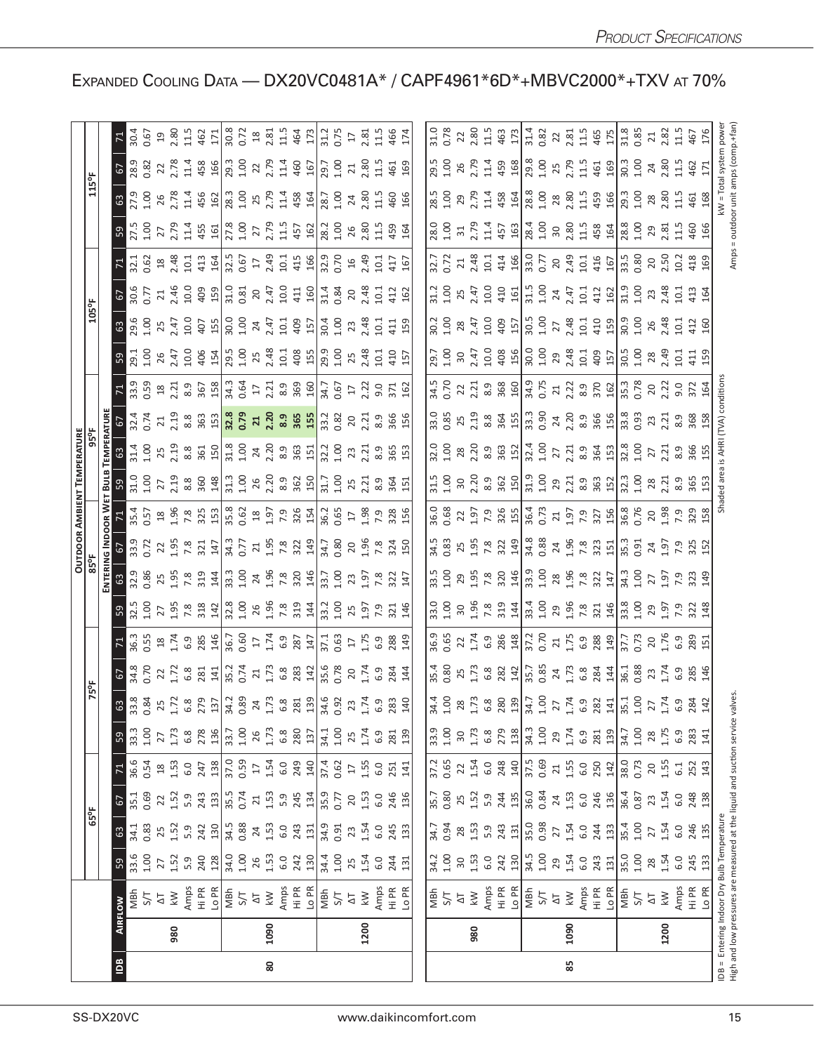# Expanded Cooling Data — DX20VC0481A* / CAPF4961*6D*+MBVC2000*+TXV at 70%

| IDB | Airflow | | 65°F | | | | 75°F | | | | 85°F | | | | 95°F | | | | 105°F | | | | 115°F | | | |
|---|---|---|---|---|---|---|---|---|---|---|---|---|---|---|---|---|---|---|---|---|---|---|---|---|---|---|
| | | | 59 | 63 | 67 | 71 | 59 | 63 | 67 | 71 | 59 | 63 | 67 | 71 | 59 | 63 | 67 | 71 | 59 | 63 | 67 | 71 | 59 | 63 | 67 | 71 |
| 80 | 980 | MBh | 33.6 | 34.1 | 35.1 | 36.6 | 33.3 | 33.8 | 34.8 | 36.3 | 32.5 | 32.9 | 33.9 | 35.4 | 31.0 | 31.4 | 32.4 | 33.9 | 29.1 | 29.6 | 30.6 | 32.1 | 27.5 | 27.9 | 28.9 | 30.4 |
| | | S/T | 1.00 | 0.83 | 0.69 | 0.54 | 1.00 | 0.84 | 0.70 | 0.55 | 1.00 | 0.86 | 0.72 | 0.57 | 1.00 | 1.00 | 0.74 | 0.59 | 1.00 | 1.00 | 0.77 | 0.62 | 1.00 | 1.00 | 0.82 | 0.67 |
| | | ΔT | 27 | 25 | 22 | 18 | 27 | 25 | 22 | 18 | 27 | 25 | 22 | 18 | 27 | 25 | 21 | 18 | 26 | 25 | 21 | 18 | 27 | 26 | 22 | 19 |
| | | kW | 1.52 | 1.52 | 1.52 | 1.53 | 1.73 | 1.72 | 1.72 | 1.74 | 1.95 | 1.95 | 1.95 | 1.96 | 2.19 | 2.19 | 2.19 | 2.21 | 2.47 | 2.47 | 2.46 | 2.48 | 2.79 | 2.78 | 2.78 | 2.80 |
| | | Amps | 5.9 | 5.9 | 5.9 | 6.0 | 6.8 | 6.8 | 6.8 | 6.9 | 7.8 | 7.8 | 7.8 | 7.8 | 8.8 | 8.8 | 8.8 | 8.9 | 10.0 | 10.0 | 10.0 | 10.1 | 11.4 | 11.4 | 11.4 | 11.5 |
| | | Hi PR | 240 | 242 | 243 | 247 | 278 | 279 | 281 | 285 | 318 | 319 | 321 | 325 | 360 | 361 | 363 | 367 | 406 | 407 | 409 | 413 | 455 | 456 | 458 | 462 |
| | | Lo PR | 128 | 130 | 133 | 138 | 136 | 137 | 141 | 146 | 142 | 144 | 147 | 153 | 148 | 150 | 153 | 158 | 154 | 155 | 159 | 164 | 161 | 162 | 166 | 171 |
| | 1090 | MBh | 34.0 | 34.5 | 35.5 | 37.0 | 33.7 | 34.2 | 35.2 | 36.7 | 32.8 | 33.3 | 34.3 | 35.8 | 31.3 | 31.8 | **32.8** | 34.3 | 29.5 | 30.0 | 31.0 | 32.5 | 27.8 | 28.3 | 29.3 | 30.8 |
| | | S/T | 1.00 | 0.88 | 0.74 | 0.59 | 1.00 | 0.89 | 0.74 | 0.60 | 1.00 | 1.00 | 0.77 | 0.62 | 1.00 | 1.00 | **0.79** | 0.64 | 1.00 | 1.00 | 0.81 | 0.67 | 1.00 | 1.00 | 1.00 | 0.72 |
| | | ΔT | 26 | 24 | 21 | 17 | 26 | 24 | 21 | 17 | 26 | 24 | 21 | 18 | 26 | 24 | **21** | 17 | 25 | 24 | 20 | 17 | 27 | 25 | 22 | 18 |
| | | kW | 1.53 | 1.53 | 1.53 | 1.54 | 1.73 | 1.73 | 1.73 | 1.74 | 1.96 | 1.96 | 1.95 | 1.97 | 2.20 | 2.20 | **2.20** | 2.21 | 2.48 | 2.47 | 2.47 | 2.49 | 2.79 | 2.79 | 2.79 | 2.81 |
| | | Amps | 6.0 | 6.0 | 5.9 | 6.0 | 6.8 | 6.8 | 6.8 | 6.9 | 7.8 | 7.8 | 7.8 | 7.9 | 8.9 | 8.9 | **8.9** | 8.9 | 10.1 | 10.1 | 10.0 | 10.1 | 11.5 | 11.4 | 11.4 | 11.5 |
| | | Hi PR | 242 | 243 | 245 | 249 | 280 | 281 | 283 | 287 | 319 | 320 | 322 | 326 | 362 | 363 | **365** | 369 | 408 | 409 | 411 | 415 | 457 | 458 | 460 | 464 |
| | | Lo PR | 130 | 131 | 134 | 140 | 137 | 139 | 142 | 147 | 144 | 146 | 149 | 154 | 150 | 151 | **155** | 160 | 155 | 157 | 160 | 166 | 162 | 164 | 167 | 173 |
| | 1200 | MBh | 34.4 | 34.9 | 35.9 | 37.4 | 34.1 | 34.6 | 35.6 | 37.1 | 33.2 | 33.7 | 34.7 | 36.2 | 31.7 | 32.2 | 33.2 | 34.7 | 29.9 | 30.4 | 31.4 | 32.9 | 28.2 | 28.7 | 29.7 | 31.2 |
| | | S/T | 1.00 | 0.91 | 0.77 | 0.62 | 1.00 | 0.92 | 0.78 | 0.63 | 1.00 | 1.00 | 0.80 | 0.65 | 1.00 | 1.00 | 0.82 | 0.67 | 1.00 | 1.00 | 0.84 | 0.70 | 1.00 | 1.00 | 1.00 | 0.75 |
| | | ΔT | 25 | 23 | 20 | 17 | 25 | 23 | 20 | 17 | 25 | 23 | 20 | 17 | 25 | 23 | 20 | 17 | 25 | 23 | 20 | 16 | 26 | 24 | 21 | 17 |
| | | kW | 1.54 | 1.54 | 1.53 | 1.55 | 1.74 | 1.74 | 1.74 | 1.75 | 1.97 | 1.97 | 1.96 | 1.98 | 2.21 | 2.21 | 2.21 | 2.22 | 2.48 | 2.48 | 2.48 | 2.49 | 2.80 | 2.80 | 2.80 | 2.81 |
| | | Amps | 6.0 | 6.0 | 6.0 | 6.0 | 6.9 | 6.9 | 6.9 | 6.9 | 7.9 | 7.8 | 7.8 | 7.9 | 8.9 | 8.9 | 8.9 | 9.0 | 10.1 | 10.1 | 10.1 | 10.1 | 11.5 | 11.5 | 11.5 | 11.5 |
| | | Hi PR | 244 | 245 | 246 | 251 | 281 | 283 | 284 | 288 | 321 | 322 | 324 | 328 | 364 | 365 | 366 | 371 | 410 | 411 | 412 | 417 | 459 | 460 | 461 | 466 |
| | | Lo PR | 131 | 133 | 136 | 141 | 139 | 140 | 144 | 149 | 146 | 147 | 150 | 156 | 151 | 153 | 156 | 162 | 157 | 159 | 162 | 167 | 164 | 166 | 169 | 174 |
| 85 | 980 | MBh | 34.2 | 34.7 | 35.7 | 37.2 | 33.9 | 34.4 | 35.4 | 36.9 | 33.0 | 33.5 | 34.5 | 36.0 | 31.5 | 32.0 | 33.0 | 34.5 | 29.7 | 30.2 | 31.2 | 32.7 | 28.0 | 28.5 | 29.5 | 31.0 |
| | | S/T | 1.00 | 0.94 | 0.80 | 0.65 | 1.00 | 1.00 | 0.80 | 0.65 | 1.00 | 1.00 | 0.83 | 0.68 | 1.00 | 1.00 | 0.85 | 0.70 | 1.00 | 1.00 | 1.00 | 0.72 | 1.00 | 1.00 | 1.00 | 0.78 |
| | | ΔT | 30 | 28 | 25 | 22 | 30 | 28 | 25 | 22 | 30 | 29 | 25 | 22 | 30 | 28 | 25 | 22 | 30 | 28 | 25 | 21 | 31 | 29 | 26 | 22 |
| | | kW | 1.53 | 1.53 | 1.52 | 1.54 | 1.73 | 1.73 | 1.73 | 1.74 | 1.96 | 1.95 | 1.95 | 1.97 | 2.20 | 2.20 | 2.19 | 2.21 | 2.47 | 2.47 | 2.47 | 2.48 | 2.79 | 2.79 | 2.79 | 2.80 |
| | | Amps | 6.0 | 5.9 | 5.9 | 6.0 | 6.8 | 6.8 | 6.8 | 6.9 | 7.8 | 7.8 | 7.8 | 7.9 | 8.9 | 8.9 | 8.8 | 8.9 | 10.0 | 10.0 | 10.0 | 10.1 | 11.4 | 11.4 | 11.4 | 11.5 |
| | | Hi PR | 242 | 243 | 244 | 248 | 279 | 280 | 282 | 286 | 319 | 320 | 322 | 326 | 362 | 363 | 364 | 368 | 408 | 409 | 410 | 414 | 457 | 458 | 459 | 463 |
| | | Lo PR | 130 | 131 | 135 | 140 | 138 | 139 | 142 | 148 | 144 | 146 | 149 | 155 | 150 | 152 | 155 | 160 | 156 | 157 | 161 | 166 | 163 | 164 | 168 | 173 |
| | 1090 | MBh | 34.5 | 35.0 | 36.0 | 37.5 | 34.3 | 34.7 | 35.7 | 37.2 | 33.4 | 33.9 | 34.8 | 36.4 | 31.9 | 32.4 | 33.3 | 34.9 | 30.0 | 30.5 | 31.5 | 33.0 | 28.4 | 28.8 | 29.8 | 31.4 |
| | | S/T | 1.00 | 0.98 | 0.84 | 0.69 | 1.00 | 1.00 | 0.85 | 0.70 | 1.00 | 1.00 | 0.88 | 0.73 | 1.00 | 1.00 | 0.90 | 0.75 | 1.00 | 1.00 | 1.00 | 0.77 | 1.00 | 1.00 | 1.00 | 0.82 |
| | | ΔT | 29 | 27 | 24 | 21 | 29 | 27 | 24 | 21 | 29 | 28 | 24 | 21 | 29 | 27 | 24 | 21 | 29 | 27 | 24 | 20 | 30 | 28 | 25 | 22 |
| | | kW | 1.54 | 1.54 | 1.53 | 1.55 | 1.74 | 1.74 | 1.73 | 1.75 | 1.96 | 1.96 | 1.96 | 1.97 | 2.21 | 2.21 | 2.20 | 2.22 | 2.48 | 2.48 | 2.47 | 2.49 | 2.80 | 2.80 | 2.79 | 2.81 |
| | | Amps | 6.0 | 6.0 | 6.0 | 6.0 | 6.9 | 6.9 | 6.8 | 6.9 | 7.8 | 7.8 | 7.8 | 7.9 | 8.9 | 8.9 | 8.9 | 8.9 | 10.1 | 10.1 | 10.1 | 10.1 | 11.5 | 11.5 | 11.5 | 11.5 |
| | | Hi PR | 243 | 244 | 246 | 250 | 281 | 282 | 284 | 288 | 321 | 322 | 323 | 327 | 363 | 364 | 366 | 370 | 409 | 410 | 412 | 416 | 458 | 459 | 461 | 465 |
| | | Lo PR | 131 | 133 | 136 | 142 | 139 | 141 | 144 | 149 | 146 | 147 | 151 | 156 | 152 | 153 | 156 | 162 | 157 | 159 | 162 | 167 | 164 | 166 | 169 | 175 |
| | 1200 | MBh | 35.0 | 35.4 | 36.4 | 38.0 | 34.7 | 35.1 | 36.1 | 37.7 | 33.8 | 34.3 | 35.3 | 36.8 | 32.3 | 32.8 | 33.8 | 35.3 | 30.5 | 30.9 | 31.9 | 33.5 | 28.8 | 29.3 | 30.3 | 31.8 |
| | | S/T | 1.00 | 1.00 | 0.87 | 0.73 | 1.00 | 1.00 | 0.88 | 0.73 | 1.00 | 1.00 | 0.91 | 0.76 | 1.00 | 1.00 | 0.93 | 0.78 | 1.00 | 1.00 | 1.00 | 0.80 | 1.00 | 1.00 | 1.00 | 0.85 |
| | | ΔT | 28 | 27 | 23 | 20 | 28 | 27 | 23 | 20 | 29 | 27 | 24 | 20 | 28 | 27 | 23 | 20 | 28 | 26 | 23 | 20 | 29 | 28 | 24 | 21 |
| | | kW | 1.54 | 1.54 | 1.54 | 1.55 | 1.75 | 1.75 | 1.74 | 1.76 | 1.97 | 1.97 | 1.97 | 1.98 | 2.21 | 2.21 | 2.21 | 2.23 | 2.49 | 2.48 | 2.48 | 2.50 | 2.81 | 2.80 | 2.80 | 2.82 |
| | | Amps | 6.0 | 6.0 | 6.0 | 6.1 | 6.9 | 6.9 | 6.9 | 6.9 | 7.9 | 7.9 | 7.9 | 7.9 | 8.9 | 8.9 | 8.9 | 9.0 | 10.1 | 10.1 | 10.1 | 10.2 | 11.5 | 11.5 | 11.5 | 11.5 |
| | | Hi PR | 245 | 246 | 248 | 252 | 283 | 284 | 285 | 289 | 322 | 323 | 325 | 329 | 365 | 366 | 368 | 372 | 411 | 412 | 413 | 418 | 460 | 461 | 462 | 467 |
| | | Lo PR | 133 | 135 | 138 | 143 | 141 | 142 | 146 | 151 | 148 | 149 | 152 | 158 | 153 | 155 | 158 | 164 | 159 | 160 | 164 | 169 | 166 | 168 | 171 | 176 |

IDB = Entering Indoor Dry Bulb Temperature
High and low pressures are measured at the liquid and suction service valves.

Shaded area is AHRI (TVA) conditions

kW = Total system power
Amps = outdoor unit amps (comp.+fan)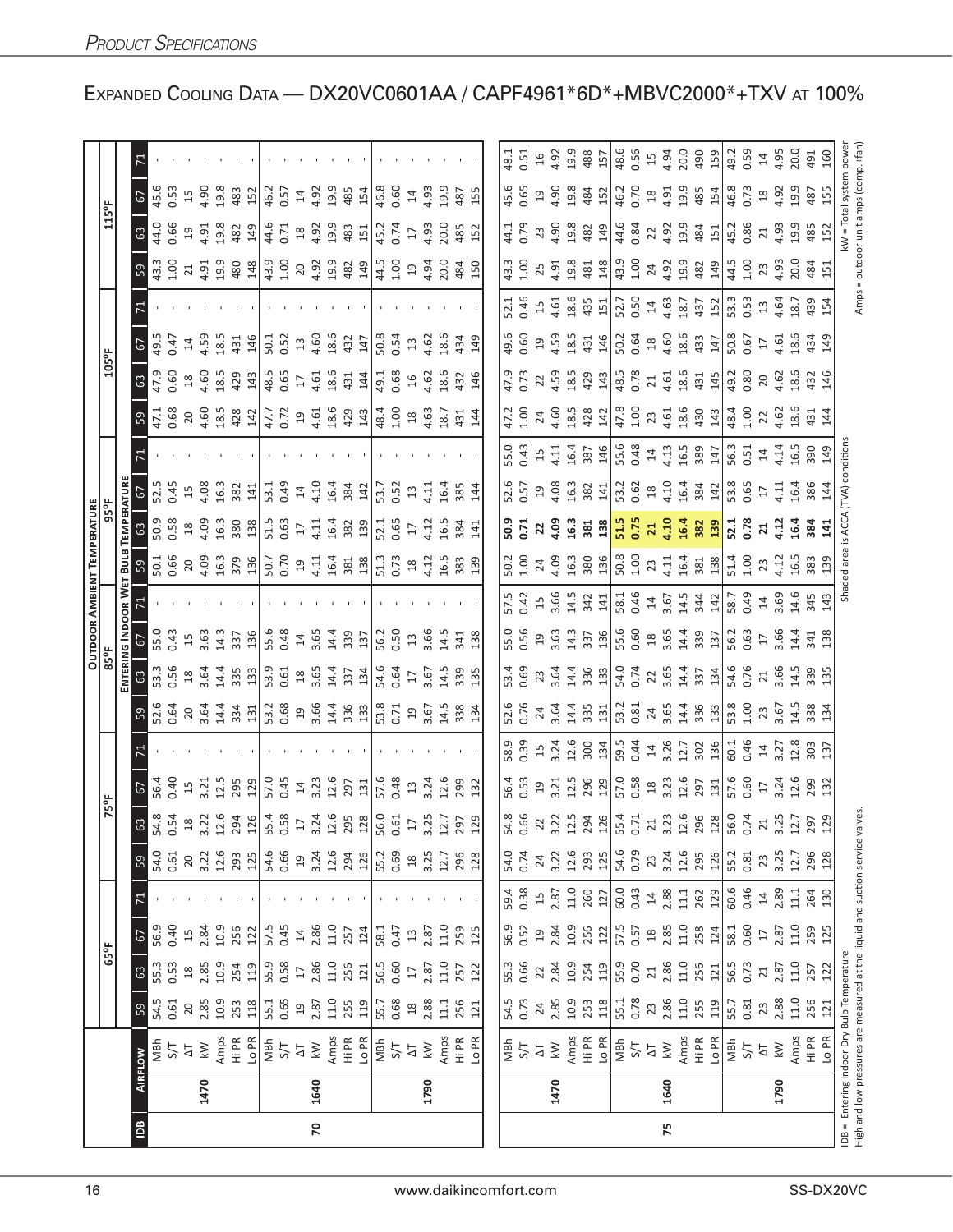# Expanded Cooling Data — DX20VC0601AA / CAPF4961*6D*+MBVC2000*+TXV at 100%

| IDB | Airflow | | 65°F | | | | 75°F | | | | 85°F | | | | 95°F | | | | 105°F | | | | 115°F | | | |
|---|---|---|---|---|---|---|---|---|---|---|---|---|---|---|---|---|---|---|---|---|---|---|---|---|---|---|
| | | | Entering Indoor Wet Bulb Temperature | | | | | | | | | | | | | | | | | | | | | | | |
| | | | 59 | 63 | 67 | 71 | 59 | 63 | 67 | 71 | 59 | 63 | 67 | 71 | 59 | 63 | 67 | 71 | 59 | 63 | 67 | 71 | 59 | 63 | 67 | 71 |
| 70 | 1470 | MBh | 54.5 | 55.3 | 56.9 | - | 54.0 | 54.8 | 56.4 | - | 52.6 | 53.3 | 55.0 | - | 50.1 | 50.9 | 52.5 | - | 47.1 | 47.9 | 49.5 | - | 43.3 | 44.0 | 45.6 | - |
| | | S/T | 0.61 | 0.53 | 0.40 | - | 0.61 | 0.54 | 0.40 | - | 0.64 | 0.56 | 0.43 | - | 0.66 | 0.58 | 0.45 | - | 0.68 | 0.60 | 0.47 | - | 1.00 | 0.66 | 0.53 | - |
| | | ΔT | 20 | 18 | 15 | - | 20 | 18 | 15 | - | 20 | 18 | 15 | - | 20 | 18 | 15 | - | 20 | 18 | 14 | - | 21 | 19 | 15 | - |
| | | kW | 2.85 | 2.85 | 2.84 | - | 3.22 | 3.22 | 3.21 | - | 3.64 | 3.64 | 3.63 | - | 4.09 | 4.09 | 4.08 | - | 4.60 | 4.60 | 4.59 | - | 4.91 | 4.91 | 4.90 | - |
| | | Amps | 10.9 | 10.9 | 10.9 | - | 12.6 | 12.6 | 12.5 | - | 14.4 | 14.4 | 14.3 | - | 16.3 | 16.3 | 16.3 | - | 18.5 | 18.5 | 18.5 | - | 19.9 | 19.8 | 19.8 | - |
| | | Hi PR | 253 | 254 | 256 | - | 293 | 294 | 295 | - | 334 | 335 | 337 | - | 379 | 380 | 382 | - | 428 | 429 | 431 | - | 480 | 482 | 483 | - |
| | | Lo PR | 118 | 119 | 122 | - | 125 | 126 | 129 | - | 131 | 133 | 136 | - | 136 | 138 | 141 | - | 142 | 143 | 146 | - | 148 | 149 | 152 | - |
| | 1640 | MBh | 55.1 | 55.9 | 57.5 | - | 54.6 | 55.4 | 57.0 | - | 53.2 | 53.9 | 55.6 | - | 50.7 | 51.5 | 53.1 | - | 47.7 | 48.5 | 50.1 | - | 43.9 | 44.6 | 46.2 | - |
| | | S/T | 0.65 | 0.58 | 0.45 | - | 0.66 | 0.58 | 0.45 | - | 0.68 | 0.61 | 0.48 | - | 0.70 | 0.63 | 0.49 | - | 0.72 | 0.65 | 0.52 | - | 1.00 | 0.71 | 0.57 | - |
| | | ΔT | 19 | 17 | 14 | - | 19 | 17 | 14 | - | 19 | 18 | 14 | - | 19 | 17 | 14 | - | 19 | 17 | 13 | - | 20 | 18 | 14 | - |
| | | kW | 2.87 | 2.86 | 2.86 | - | 3.24 | 3.24 | 3.23 | - | 3.66 | 3.65 | 3.65 | - | 4.11 | 4.11 | 4.10 | - | 4.61 | 4.61 | 4.60 | - | 4.92 | 4.92 | 4.92 | - |
| | | Amps | 11.0 | 11.0 | 11.0 | - | 12.6 | 12.6 | 12.6 | - | 14.4 | 14.4 | 14.4 | - | 16.4 | 16.4 | 16.4 | - | 18.6 | 18.6 | 18.6 | - | 19.9 | 19.9 | 19.9 | - |
| | | Hi PR | 255 | 256 | 257 | - | 294 | 295 | 297 | - | 336 | 337 | 339 | - | 381 | 382 | 384 | - | 429 | 431 | 432 | - | 482 | 483 | 485 | - |
| | | Lo PR | 119 | 121 | 124 | - | 126 | 128 | 131 | - | 133 | 134 | 137 | - | 138 | 139 | 142 | - | 143 | 144 | 147 | - | 149 | 151 | 154 | - |
| | 1790 | MBh | 55.7 | 56.5 | 58.1 | - | 55.2 | 56.0 | 57.6 | - | 53.8 | 54.6 | 56.2 | - | 51.3 | 52.1 | 53.7 | - | 48.4 | 49.1 | 50.8 | - | 44.5 | 45.2 | 46.8 | - |
| | | S/T | 0.68 | 0.60 | 0.47 | - | 0.69 | 0.61 | 0.48 | - | 0.71 | 0.64 | 0.50 | - | 0.73 | 0.65 | 0.52 | - | 1.00 | 0.68 | 0.54 | - | 1.00 | 0.74 | 0.60 | - |
| | | ΔT | 18 | 17 | 13 | - | 18 | 17 | 13 | - | 19 | 17 | 13 | - | 18 | 17 | 13 | - | 18 | 16 | 13 | - | 19 | 17 | 14 | - |
| | | kW | 2.88 | 2.87 | 2.87 | - | 3.25 | 3.25 | 3.24 | - | 3.67 | 3.67 | 3.66 | - | 4.12 | 4.12 | 4.11 | - | 4.63 | 4.62 | 4.62 | - | 4.94 | 4.93 | 4.93 | - |
| | | Amps | 11.1 | 11.0 | 11.0 | - | 12.7 | 12.7 | 12.6 | - | 14.5 | 14.5 | 14.5 | - | 16.5 | 16.5 | 16.4 | - | 18.7 | 18.6 | 18.6 | - | 20.0 | 20.0 | 19.9 | - |
| | | Hi PR | 256 | 257 | 259 | - | 296 | 297 | 299 | - | 338 | 339 | 341 | - | 383 | 384 | 385 | - | 431 | 432 | 434 | - | 484 | 485 | 487 | - |
| | | Lo PR | 121 | 122 | 125 | - | 128 | 129 | 132 | - | 134 | 135 | 138 | - | 139 | 141 | 144 | - | 144 | 146 | 149 | - | 150 | 152 | 155 | - |
| 75 | 1470 | MBh | 54.5 | 55.3 | 56.9 | 59.4 | 54.0 | 54.8 | 56.4 | 58.9 | 52.6 | 53.4 | 55.0 | 57.5 | 50.2 | **50.9** | 52.6 | 55.0 | 47.2 | 47.9 | 49.6 | 52.1 | 43.3 | 44.1 | 45.6 | 48.1 |
| | | S/T | 0.73 | 0.66 | 0.52 | 0.38 | 0.74 | 0.66 | 0.53 | 0.39 | 0.76 | 0.69 | 0.56 | 0.42 | 1.00 | **0.71** | 0.57 | 0.43 | 1.00 | 0.73 | 0.60 | 0.46 | 1.00 | 0.79 | 0.65 | 0.51 |
| | | ΔT | 24 | 22 | 19 | 15 | 24 | 22 | 19 | 15 | 24 | 23 | 19 | 15 | 24 | **22** | 19 | 15 | 24 | 22 | 19 | 15 | 25 | 23 | 19 | 16 |
| | | kW | 2.85 | 2.84 | 2.84 | 2.87 | 3.22 | 3.22 | 3.21 | 3.24 | 3.64 | 3.64 | 3.63 | 3.66 | 4.09 | **4.09** | 4.08 | 4.11 | 4.60 | 4.59 | 4.59 | 4.61 | 4.91 | 4.90 | 4.90 | 4.92 |
| | | Amps | 10.9 | 10.9 | 10.9 | 11.0 | 12.6 | 12.5 | 12.5 | 12.6 | 14.4 | 14.4 | 14.3 | 14.5 | 16.3 | **16.3** | 16.3 | 16.4 | 18.5 | 18.5 | 18.5 | 18.6 | 19.8 | 19.8 | 19.8 | 19.9 |
| | | Hi PR | 253 | 254 | 256 | 260 | 293 | 294 | 296 | 300 | 335 | 336 | 337 | 342 | 380 | **381** | 382 | 387 | 428 | 429 | 431 | 435 | 481 | 482 | 484 | 488 |
| | | Lo PR | 118 | 119 | 122 | 127 | 125 | 126 | 129 | 134 | 131 | 133 | 136 | 141 | 136 | **138** | 141 | 146 | 142 | 143 | 146 | 151 | 148 | 149 | 152 | 157 |
| | 1640 | MBh | 55.1 | 55.9 | 57.5 | 60.0 | 54.6 | 55.4 | 57.0 | 59.5 | 53.2 | 54.0 | 55.6 | 58.1 | 50.8 | **51.5** | 53.2 | 55.6 | 47.8 | 48.5 | 50.2 | 52.7 | 43.9 | 44.6 | 46.2 | 48.6 |
| | | S/T | 0.78 | 0.70 | 0.57 | 0.43 | 0.79 | 0.71 | 0.58 | 0.44 | 0.81 | 0.74 | 0.60 | 0.46 | 1.00 | **0.75** | 0.62 | 0.48 | 1.00 | 0.78 | 0.64 | 0.50 | 1.00 | 0.84 | 0.70 | 0.56 |
| | | ΔT | 23 | 21 | 18 | 14 | 23 | 21 | 18 | 14 | 24 | 22 | 18 | 14 | 23 | **21** | 18 | 14 | 23 | 21 | 18 | 14 | 24 | 22 | 18 | 15 |
| | | kW | 2.86 | 2.86 | 2.85 | 2.88 | 3.24 | 3.23 | 3.23 | 3.26 | 3.65 | 3.65 | 3.65 | 3.67 | 4.11 | **4.10** | 4.10 | 4.13 | 4.61 | 4.61 | 4.60 | 4.63 | 4.92 | 4.92 | 4.91 | 4.94 |
| | | Amps | 11.0 | 11.0 | 11.0 | 11.1 | 12.6 | 12.6 | 12.6 | 12.7 | 14.4 | 14.4 | 14.4 | 14.5 | 16.4 | **16.4** | 16.4 | 16.5 | 18.6 | 18.6 | 18.6 | 18.7 | 19.9 | 19.9 | 19.9 | 20.0 |
| | | Hi PR | 255 | 256 | 258 | 262 | 295 | 296 | 297 | 302 | 336 | 337 | 339 | 344 | 381 | **382** | 384 | 389 | 430 | 431 | 433 | 437 | 482 | 484 | 485 | 490 |
| | | Lo PR | 119 | 121 | 124 | 129 | 126 | 128 | 131 | 136 | 133 | 134 | 137 | 142 | 138 | **139** | 142 | 147 | 143 | 145 | 147 | 152 | 149 | 151 | 154 | 159 |
| | 1790 | MBh | 55.7 | 56.5 | 58.1 | 60.6 | 55.2 | 56.0 | 57.6 | 60.1 | 53.8 | 54.6 | 56.2 | 58.7 | 51.4 | **52.1** | 53.8 | 56.3 | 48.4 | 49.2 | 50.8 | 53.3 | 44.5 | 45.2 | 46.8 | 49.2 |
| | | S/T | 0.81 | 0.73 | 0.60 | 0.46 | 0.81 | 0.74 | 0.60 | 0.46 | 1.00 | 0.76 | 0.63 | 0.49 | 1.00 | **0.78** | 0.65 | 0.51 | 1.00 | 0.80 | 0.67 | 0.53 | 1.00 | 0.86 | 0.73 | 0.59 |
| | | ΔT | 23 | 21 | 17 | 14 | 23 | 21 | 17 | 14 | 23 | 21 | 17 | 14 | 23 | **21** | 17 | 14 | 22 | 20 | 17 | 13 | 23 | 21 | 18 | 14 |
| | | kW | 2.88 | 2.87 | 2.87 | 2.89 | 3.25 | 3.25 | 3.24 | 3.27 | 3.67 | 3.66 | 3.66 | 3.69 | 4.12 | **4.12** | 4.11 | 4.14 | 4.62 | 4.62 | 4.61 | 4.64 | 4.93 | 4.93 | 4.92 | 4.95 |
| | | Amps | 11.0 | 11.0 | 11.0 | 11.1 | 12.7 | 12.7 | 12.6 | 12.8 | 14.5 | 14.5 | 14.4 | 14.6 | 16.5 | **16.4** | 16.4 | 16.5 | 18.6 | 18.6 | 18.6 | 18.7 | 20.0 | 19.9 | 19.9 | 20.0 |
| | | Hi PR | 256 | 257 | 259 | 264 | 296 | 297 | 299 | 303 | 338 | 339 | 341 | 345 | 383 | **384** | 386 | 390 | 431 | 432 | 434 | 439 | 484 | 485 | 487 | 491 |
| | | Lo PR | 121 | 122 | 125 | 130 | 128 | 129 | 132 | 137 | 134 | 135 | 138 | 143 | 139 | **141** | 144 | 149 | 144 | 146 | 149 | 154 | 151 | 152 | 155 | 160 |

IDB = Entering Indoor Dry Bulb Temperature
High and low pressures are measured at the liquid and suction service valves.

Shaded area is ACCA (TVA) conditions

kW = Total system power
Amps = outdoor unit amps (comp.+fan)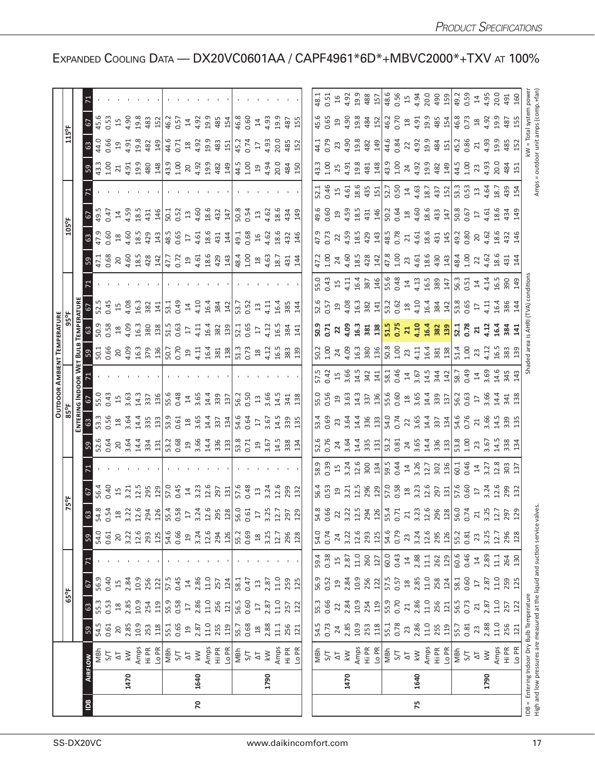# Expanded Cooling Data — DX20VC0601AA / CAPF4961*6D*+MBVC2000*+TXV at 100%

| IDB | Airflow | | 65°F | | | | 75°F | | | | 85°F | | | | 95°F | | | | 105°F | | | | 115°F | | | |
|---|---|---|---|---|---|---|---|---|---|---|---|---|---|---|---|---|---|---|---|---|---|---|---|---|---|---|
| | | | **Entering Indoor Wet Bulb Temperature** | | | | | | | | | | | | | | | | | | | | | | | |
| | | | 59 | 63 | 67 | 71 | 59 | 63 | 67 | 71 | 59 | 63 | 67 | 71 | 59 | 63 | 67 | 71 | 59 | 63 | 67 | 71 | 59 | 63 | 67 | 71 |
| 70 | 1470 | MBh | 54.5 | 55.3 | 56.9 | - | 54.0 | 54.8 | 56.4 | - | 52.6 | 53.3 | 55.0 | - | 50.1 | 50.9 | 52.5 | - | 47.1 | 47.9 | 49.5 | - | 43.3 | 44.0 | 45.6 | - |
| | | S/T | 0.61 | 0.53 | 0.40 | - | 0.61 | 0.54 | 0.40 | - | 0.64 | 0.56 | 0.43 | - | 0.66 | 0.58 | 0.45 | - | 0.68 | 0.60 | 0.47 | - | 1.00 | 0.66 | 0.53 | - |
| | | ΔT | 20 | 18 | 15 | - | 20 | 18 | 15 | - | 20 | 18 | 15 | - | 20 | 18 | 15 | - | 20 | 18 | 14 | - | 21 | 19 | 15 | - |
| | | kW | 2.85 | 2.85 | 2.84 | - | 3.22 | 3.22 | 3.21 | - | 3.64 | 3.64 | 3.63 | - | 4.09 | 4.09 | 4.08 | - | 4.60 | 4.60 | 4.59 | - | 4.91 | 4.91 | 4.90 | - |
| | | Amps | 10.9 | 10.9 | 10.9 | - | 12.6 | 12.6 | 12.5 | - | 14.4 | 14.4 | 14.3 | - | 16.3 | 16.3 | 16.3 | - | 18.5 | 18.5 | 18.5 | - | 19.9 | 19.8 | 19.8 | - |
| | | Hi PR | 253 | 254 | 256 | - | 293 | 294 | 295 | - | 334 | 335 | 337 | - | 379 | 380 | 382 | - | 428 | 429 | 431 | - | 480 | 482 | 483 | - |
| | | Lo PR | 118 | 119 | 122 | - | 125 | 126 | 129 | - | 131 | 133 | 136 | - | 136 | 138 | 141 | - | 142 | 143 | 146 | - | 148 | 149 | 152 | - |
| | 1640 | MBh | 55.1 | 55.9 | 57.5 | - | 54.6 | 55.4 | 57.0 | - | 53.2 | 53.9 | 55.6 | - | 50.7 | 51.5 | 53.1 | - | 47.7 | 48.5 | 50.1 | - | 43.9 | 44.6 | 46.2 | - |
| | | S/T | 0.65 | 0.58 | 0.45 | - | 0.66 | 0.58 | 0.45 | - | 0.68 | 0.61 | 0.48 | - | 0.70 | 0.63 | 0.49 | - | 0.72 | 0.65 | 0.52 | - | 1.00 | 0.71 | 0.57 | - |
| | | ΔT | 19 | 17 | 14 | - | 19 | 17 | 14 | - | 19 | 18 | 14 | - | 19 | 17 | 14 | - | 19 | 17 | 13 | - | 20 | 18 | 14 | - |
| | | kW | 2.87 | 2.86 | 2.86 | - | 3.24 | 3.24 | 3.23 | - | 3.66 | 3.65 | 3.65 | - | 4.11 | 4.11 | 4.10 | - | 4.61 | 4.61 | 4.60 | - | 4.92 | 4.92 | 4.92 | - |
| | | Amps | 11.0 | 11.0 | 11.0 | - | 12.6 | 12.6 | 12.6 | - | 14.4 | 14.4 | 14.4 | - | 16.4 | 16.4 | 16.4 | - | 18.6 | 18.6 | 18.6 | - | 19.9 | 19.9 | 19.9 | - |
| | | Hi PR | 255 | 256 | 257 | - | 294 | 295 | 297 | - | 336 | 337 | 339 | - | 381 | 382 | 384 | - | 429 | 431 | 432 | - | 482 | 483 | 485 | - |
| | | Lo PR | 119 | 121 | 124 | - | 126 | 128 | 131 | - | 133 | 134 | 137 | - | 138 | 139 | 142 | - | 143 | 144 | 147 | - | 149 | 151 | 154 | - |
| | 1790 | MBh | 55.7 | 56.5 | 58.1 | - | 55.2 | 56.0 | 57.6 | - | 53.8 | 54.6 | 56.2 | - | 51.3 | 52.1 | 53.7 | - | 48.4 | 49.1 | 50.8 | - | 44.5 | 45.2 | 46.8 | - |
| | | S/T | 0.68 | 0.60 | 0.47 | - | 0.69 | 0.61 | 0.48 | - | 0.71 | 0.64 | 0.50 | - | 0.73 | 0.65 | 0.52 | - | 1.00 | 0.68 | 0.54 | - | 1.00 | 0.74 | 0.60 | - |
| | | ΔT | 18 | 17 | 13 | - | 18 | 17 | 13 | - | 19 | 17 | 13 | - | 18 | 17 | 13 | - | 18 | 16 | 13 | - | 19 | 17 | 14 | - |
| | | kW | 2.88 | 2.87 | 2.87 | - | 3.25 | 3.25 | 3.24 | - | 3.67 | 3.67 | 3.66 | - | 4.12 | 4.12 | 4.11 | - | 4.63 | 4.62 | 4.62 | - | 4.94 | 4.93 | 4.93 | - |
| | | Amps | 11.1 | 11.0 | 11.0 | - | 12.7 | 12.7 | 12.6 | - | 14.5 | 14.5 | 14.5 | - | 16.5 | 16.5 | 16.4 | - | 18.7 | 18.6 | 18.6 | - | 20.0 | 20.0 | 19.9 | - |
| | | Hi PR | 256 | 257 | 259 | - | 296 | 297 | 299 | - | 338 | 339 | 341 | - | 383 | 384 | 385 | - | 431 | 432 | 434 | - | 484 | 485 | 487 | - |
| | | Lo PR | 121 | 122 | 125 | - | 128 | 129 | 132 | - | 134 | 135 | 138 | - | 139 | 141 | 144 | - | 144 | 146 | 149 | - | 150 | 152 | 155 | - |
| 75 | 1470 | MBh | 54.5 | 55.3 | 56.9 | 59.4 | 54.0 | 54.8 | 56.4 | 58.9 | 52.6 | 53.4 | 55.0 | 57.5 | 50.2 | **50.9** | 52.6 | 55.0 | 47.2 | 47.9 | 49.6 | 52.1 | 43.3 | 44.1 | 45.6 | 48.1 |
| | | S/T | 0.73 | 0.66 | 0.52 | 0.38 | 0.74 | 0.66 | 0.53 | 0.39 | 0.76 | 0.69 | 0.56 | 0.42 | 0.73 | **0.71** | 0.57 | 0.43 | 1.00 | 0.73 | 0.60 | 0.46 | 1.00 | 0.79 | 0.65 | 0.51 |
| | | ΔT | 24 | 22 | 19 | 15 | 24 | 22 | 19 | 15 | 24 | 23 | 19 | 15 | 24 | **22** | 19 | 15 | 24 | 22 | 19 | 15 | 25 | 23 | 19 | 16 |
| | | kW | 2.85 | 2.84 | 2.84 | 2.87 | 3.22 | 3.22 | 3.21 | 3.24 | 3.64 | 3.64 | 3.63 | 3.66 | 4.09 | **4.09** | 4.08 | 4.11 | 4.60 | 4.59 | 4.59 | 4.61 | 4.91 | 4.90 | 4.90 | 4.92 |
| | | Amps | 10.9 | 10.9 | 10.9 | 11.0 | 12.6 | 12.5 | 12.5 | 12.6 | 14.4 | 14.4 | 14.3 | 14.5 | 16.3 | **16.3** | 16.3 | 16.4 | 18.5 | 18.5 | 18.5 | 18.6 | 19.8 | 19.8 | 19.8 | 19.9 |
| | | Hi PR | 253 | 254 | 256 | 260 | 293 | 294 | 296 | 300 | 335 | 336 | 337 | 342 | 380 | **381** | 382 | 387 | 428 | 429 | 431 | 435 | 481 | 482 | 484 | 488 |
| | | Lo PR | 118 | 119 | 122 | 127 | 125 | 126 | 129 | 134 | 131 | 133 | 136 | 141 | 136 | **138** | 141 | 146 | 142 | 143 | 146 | 151 | 148 | 149 | 152 | 157 |
| | 1640 | MBh | 55.1 | 55.9 | 57.5 | 60.0 | 54.6 | 55.4 | 57.0 | 59.5 | 53.2 | 54.0 | 55.6 | 58.1 | 50.8 | **51.5** | 53.2 | 55.6 | 47.8 | 48.5 | 50.2 | 52.7 | 43.9 | 44.6 | 46.2 | 48.6 |
| | | S/T | 0.78 | 0.70 | 0.57 | 0.43 | 0.79 | 0.71 | 0.58 | 0.44 | 0.81 | 0.74 | 0.60 | 0.46 | 1.00 | **0.75** | 0.62 | 0.48 | 1.00 | 0.78 | 0.64 | 0.50 | 1.00 | 0.84 | 0.70 | 0.56 |
| | | ΔT | 23 | 21 | 18 | 14 | 23 | 21 | 18 | 14 | 24 | 22 | 18 | 14 | 23 | **21** | 18 | 14 | 23 | 21 | 18 | 14 | 24 | 22 | 18 | 15 |
| | | kW | 2.86 | 2.86 | 2.85 | 2.88 | 3.24 | 3.23 | 3.23 | 3.26 | 3.65 | 3.65 | 3.65 | 3.67 | 4.11 | **4.10** | 4.10 | 4.13 | 4.61 | 4.61 | 4.60 | 4.63 | 4.92 | 4.92 | 4.91 | 4.94 |
| | | Amps | 11.0 | 11.0 | 11.0 | 11.1 | 12.6 | 12.6 | 12.6 | 12.7 | 14.4 | 14.4 | 14.4 | 14.5 | 16.4 | **16.4** | 16.4 | 16.5 | 18.6 | 18.6 | 18.6 | 18.7 | 19.9 | 19.9 | 19.9 | 20.0 |
| | | Hi PR | 255 | 256 | 258 | 262 | 295 | 296 | 297 | 302 | 336 | 337 | 339 | 344 | 381 | **382** | 384 | 389 | 430 | 431 | 433 | 437 | 482 | 484 | 485 | 490 |
| | | Lo PR | 119 | 121 | 124 | 129 | 126 | 128 | 131 | 136 | 133 | 134 | 137 | 142 | 138 | **139** | 142 | 147 | 143 | 145 | 147 | 152 | 149 | 151 | 154 | 159 |
| | 1790 | MBh | 55.7 | 56.5 | 58.1 | 60.6 | 55.2 | 56.0 | 57.6 | 60.1 | 53.8 | 54.6 | 56.2 | 58.7 | 51.4 | **52.1** | 53.8 | 56.3 | 48.4 | 49.2 | 50.8 | 53.3 | 44.5 | 45.2 | 46.8 | 49.2 |
| | | S/T | 0.81 | 0.73 | 0.60 | 0.46 | 0.81 | 0.74 | 0.60 | 0.46 | 1.00 | 0.76 | 0.63 | 0.49 | 1.00 | **0.78** | 0.65 | 0.51 | 1.00 | 0.80 | 0.67 | 0.53 | 1.00 | 0.86 | 0.73 | 0.59 |
| | | ΔT | 23 | 21 | 17 | 14 | 23 | 21 | 17 | 14 | 23 | 21 | 17 | 14 | 23 | **21** | 17 | 14 | 22 | 20 | 17 | 13 | 23 | 21 | 18 | 14 |
| | | kW | 2.88 | 2.87 | 2.87 | 2.89 | 3.25 | 3.25 | 3.24 | 3.27 | 3.67 | 3.66 | 3.66 | 3.69 | 4.12 | **4.12** | 4.11 | 4.14 | 4.62 | 4.62 | 4.61 | 4.64 | 4.93 | 4.93 | 4.92 | 4.95 |
| | | Amps | 11.0 | 11.0 | 11.0 | 11.1 | 12.7 | 12.7 | 12.6 | 12.8 | 14.5 | 14.5 | 14.4 | 14.6 | 16.5 | **16.4** | 16.4 | 16.5 | 18.6 | 18.6 | 18.6 | 18.7 | 20.0 | 19.9 | 19.9 | 20.0 |
| | | Hi PR | 256 | 257 | 259 | 264 | 296 | 297 | 299 | 303 | 338 | 339 | 341 | 345 | 383 | **384** | 386 | 390 | 431 | 432 | 434 | 439 | 484 | 485 | 487 | 491 |
| | | Lo PR | 121 | 122 | 125 | 130 | 128 | 129 | 132 | 137 | 134 | 135 | 138 | 143 | 139 | **141** | 144 | 149 | 144 | 146 | 149 | 154 | 151 | 152 | 155 | 160 |

IDB = Entering Indoor Dry Bulb Temperature
High and low pressures are measured at the liquid and suction service valves.

Shaded area is AHRI (TVA) conditions

kW = Total system power
Amps = outdoor unit amps (comp.+fan)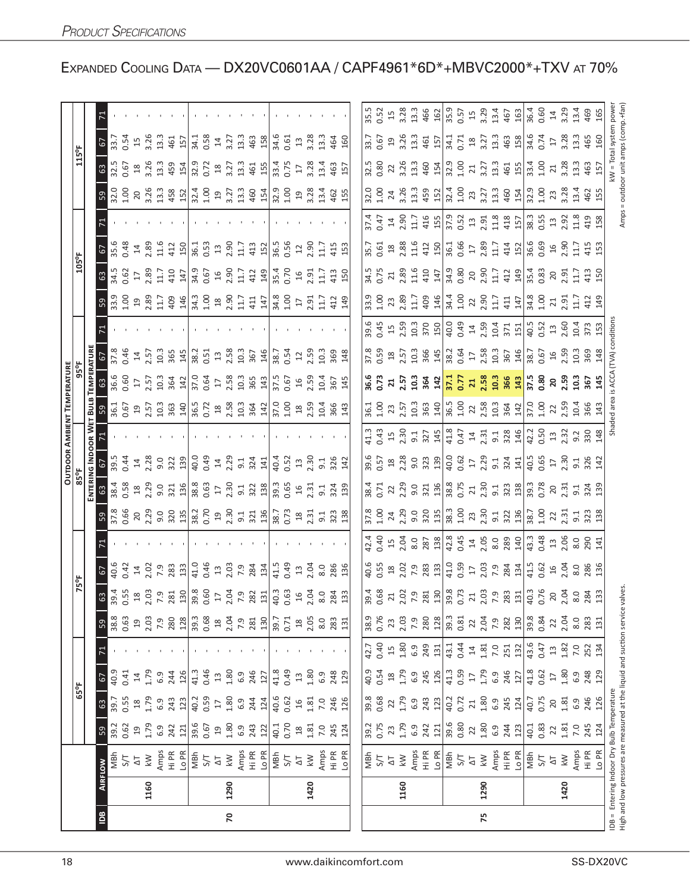# Expanded Cooling Data — DX20VC0601AA / CAPF4961*6D*+MBVC2000*+TXV at 70%

| IDB | Airflow | | 65°F | | | | 75°F | | | | 85°F | | | | 95°F | | | | 105°F | | | | 115°F | | | |
|---|---|---|---|---|---|---|---|---|---|---|---|---|---|---|---|---|---|---|---|---|---|---|---|---|---|---|
| | | | **Entering Indoor Wet Bulb Temperature** | | | | | | | | | | | | | | | | | | | | | | | |
| | | | 59 | 63 | 67 | 71 | 59 | 63 | 67 | 71 | 59 | 63 | 67 | 71 | 59 | 63 | 67 | 71 | 59 | 63 | 67 | 71 | 59 | 63 | 67 | 71 |
| 70 | 1160 | MBh | 39.2 | 39.7 | 40.9 | - | 38.8 | 39.4 | 40.6 | - | 37.8 | 38.4 | 39.5 | - | 36.1 | 36.6 | 37.8 | - | 33.9 | 34.5 | 35.6 | - | 32.0 | 32.5 | 33.7 | - |
| | | S/T | 0.62 | 0.55 | 0.41 | - | 0.63 | 0.55 | 0.42 | - | 0.66 | 0.58 | 0.44 | - | 0.67 | 0.60 | 0.46 | - | 1.00 | 0.62 | 0.48 | - | 1.00 | 0.67 | 0.54 | - |
| | | ΔT | 19 | 18 | 14 | - | 19 | 18 | 14 | - | 20 | 18 | 14 | - | 19 | 17 | 14 | - | 19 | 17 | 14 | - | 20 | 18 | 15 | - |
| | | kW | 1.79 | 1.79 | 1.79 | - | 2.03 | 2.03 | 2.02 | - | 2.29 | 2.29 | 2.28 | - | 2.57 | 2.57 | 2.57 | - | 2.89 | 2.89 | 2.89 | - | 3.26 | 3.26 | 3.26 | - |
| | | Amps | 6.9 | 6.9 | 6.9 | - | 7.9 | 7.9 | 7.9 | - | 9.0 | 9.0 | 9.0 | - | 10.3 | 10.3 | 10.3 | - | 11.7 | 11.7 | 11.6 | - | 13.3 | 13.3 | 13.3 | - |
| | | Hi PR | 242 | 243 | 244 | - | 280 | 281 | 283 | - | 320 | 321 | 322 | - | 363 | 364 | 365 | - | 409 | 410 | 412 | - | 458 | 459 | 461 | - |
| | | Lo PR | 121 | 123 | 126 | - | 128 | 130 | 133 | - | 135 | 136 | 139 | - | 140 | 142 | 145 | - | 146 | 147 | 150 | - | 152 | 154 | 157 | - |
| | 1290 | MBh | 39.6 | 40.2 | 41.3 | - | 39.3 | 39.8 | 41.0 | - | 38.2 | 38.8 | 40.0 | - | 36.5 | 37.0 | 38.2 | - | 34.3 | 34.9 | 36.1 | - | 32.4 | 32.9 | 34.1 | - |
| | | S/T | 0.67 | 0.59 | 0.46 | - | 0.68 | 0.60 | 0.46 | - | 0.70 | 0.63 | 0.49 | - | 0.72 | 0.64 | 0.51 | - | 1.00 | 0.67 | 0.53 | - | 1.00 | 0.72 | 0.58 | - |
| | | ΔT | 19 | 17 | 13 | - | 18 | 17 | 13 | - | 19 | 17 | 14 | - | 18 | 17 | 13 | - | 18 | 16 | 13 | - | 19 | 18 | 14 | - |
| | | kW | 1.80 | 1.80 | 1.80 | - | 2.04 | 2.04 | 2.03 | - | 2.30 | 2.30 | 2.29 | - | 2.58 | 2.58 | 2.58 | - | 2.90 | 2.90 | 2.90 | - | 3.27 | 3.27 | 3.27 | - |
| | | Amps | 6.9 | 6.9 | 6.9 | - | 7.9 | 7.9 | 7.9 | - | 9.1 | 9.1 | 9.1 | - | 10.3 | 10.3 | 10.3 | - | 11.7 | 11.7 | 11.7 | - | 13.3 | 13.3 | 13.3 | - |
| | | Hi PR | 243 | 244 | 246 | - | 281 | 282 | 284 | - | 321 | 322 | 324 | - | 364 | 365 | 367 | - | 411 | 412 | 413 | - | 460 | 461 | 463 | - |
| | | Lo PR | 122 | 124 | 127 | - | 130 | 131 | 134 | - | 136 | 138 | 141 | - | 142 | 143 | 146 | - | 147 | 149 | 152 | - | 154 | 155 | 158 | - |
| | 1420 | MBh | 40.1 | 40.6 | 41.8 | - | 39.7 | 40.3 | 41.5 | - | 38.7 | 39.3 | 40.4 | - | 37.0 | 37.5 | 38.7 | - | 34.8 | 35.4 | 36.5 | - | 32.9 | 33.4 | 34.6 | - |
| | | S/T | 0.70 | 0.62 | 0.49 | - | 0.71 | 0.63 | 0.49 | - | 0.73 | 0.65 | 0.52 | - | 1.00 | 0.67 | 0.54 | - | 1.00 | 0.70 | 0.56 | - | 1.00 | 0.75 | 0.61 | - |
| | | ΔT | 18 | 16 | 13 | - | 18 | 16 | 13 | - | 18 | 16 | 13 | - | 18 | 16 | 12 | - | 17 | 16 | 12 | - | 19 | 17 | 13 | - |
| | | kW | 1.81 | 1.81 | 1.80 | - | 2.05 | 2.04 | 2.04 | - | 2.31 | 2.31 | 2.30 | - | 2.59 | 2.59 | 2.59 | - | 2.91 | 2.91 | 2.90 | - | 3.28 | 3.28 | 3.28 | - |
| | | Amps | 7.0 | 7.0 | 6.9 | - | 8.0 | 8.0 | 8.0 | - | 9.1 | 9.1 | 9.1 | - | 10.4 | 10.4 | 10.3 | - | 11.7 | 11.7 | 11.7 | - | 13.4 | 13.4 | 13.3 | - |
| | | Hi PR | 245 | 246 | 248 | - | 283 | 284 | 286 | - | 323 | 324 | 326 | - | 366 | 367 | 369 | - | 412 | 413 | 415 | - | 462 | 463 | 464 | - |
| | | Lo PR | 124 | 126 | 129 | - | 131 | 133 | 136 | - | 138 | 139 | 142 | - | 143 | 145 | 148 | - | 149 | 150 | 153 | - | 155 | 157 | 160 | - |
| 75 | 1160 | MBh | 39.2 | 39.8 | 40.9 | 42.7 | 38.9 | 39.4 | 40.6 | 42.4 | 37.8 | 38.4 | 39.6 | 41.3 | 36.1 | **36.6** | 37.8 | 39.6 | 33.9 | 34.5 | 35.7 | 37.4 | 32.0 | 32.5 | 33.7 | 35.5 |
| | | S/T | 0.75 | 0.68 | 0.54 | 0.40 | 0.76 | 0.68 | 0.55 | 0.40 | 1.00 | 0.71 | 0.57 | 0.43 | 1.00 | **0.73** | 0.59 | 0.45 | 1.00 | 0.75 | 0.61 | 0.47 | 1.00 | 0.80 | 0.67 | 0.52 |
| | | ΔT | 23 | 22 | 18 | 15 | 23 | 21 | 18 | 15 | 24 | 22 | 18 | 15 | 23 | **21** | 18 | 15 | 23 | 21 | 18 | 14 | 24 | 22 | 19 | 15 |
| | | kW | 1.79 | 1.79 | 1.79 | 1.80 | 2.03 | 2.02 | 2.02 | 2.04 | 2.29 | 2.29 | 2.28 | 2.30 | 2.57 | **2.57** | 2.57 | 2.59 | 2.89 | 2.89 | 2.88 | 2.90 | 3.26 | 3.26 | 3.26 | 3.28 |
| | | Amps | 6.9 | 6.9 | 6.9 | 6.9 | 7.9 | 7.9 | 7.9 | 8.0 | 9.0 | 9.0 | 9.0 | 9.1 | 10.3 | **10.3** | 10.3 | 10.3 | 11.7 | 11.7 | 11.6 | 11.7 | 13.3 | 13.3 | 13.3 | 13.3 |
| | | Hi PR | 242 | 243 | 245 | 249 | 280 | 281 | 283 | 287 | 320 | 321 | 323 | 327 | 363 | **364** | 366 | 370 | 409 | 410 | 412 | 416 | 459 | 460 | 461 | 466 |
| | | Lo PR | 121 | 123 | 126 | 131 | 128 | 130 | 133 | 138 | 135 | 136 | 139 | 145 | 140 | **142** | 145 | 150 | 146 | 147 | 150 | 155 | 152 | 154 | 157 | 162 |
| | 1290 | MBh | 39.6 | 40.2 | 41.3 | 43.1 | 39.3 | 39.8 | 41.0 | 42.8 | 38.3 | 38.8 | 40.0 | 41.8 | 36.5 | **37.1** | 38.2 | 40.0 | 34.4 | 34.9 | 36.1 | 37.9 | 32.4 | 32.9 | 34.1 | 35.9 |
| | | S/T | 0.80 | 0.72 | 0.59 | 0.44 | 0.81 | 0.73 | 0.59 | 0.45 | 1.00 | 0.75 | 0.62 | 0.47 | 1.00 | **0.77** | 0.64 | 0.49 | 1.00 | 0.80 | 0.66 | 0.52 | 1.00 | 1.00 | 0.71 | 0.57 |
| | | ΔT | 22 | 21 | 17 | 14 | 22 | 21 | 17 | 14 | 23 | 21 | 17 | 14 | 22 | **21** | 17 | 14 | 22 | 20 | 17 | 13 | 23 | 21 | 18 | 15 |
| | | kW | 1.80 | 1.80 | 1.79 | 1.81 | 2.04 | 2.03 | 2.03 | 2.05 | 2.30 | 2.30 | 2.29 | 2.31 | 2.58 | **2.58** | 2.58 | 2.59 | 2.90 | 2.90 | 2.89 | 2.91 | 3.27 | 3.27 | 3.27 | 3.29 |
| | | Amps | 6.9 | 6.9 | 6.9 | 7.0 | 7.9 | 7.9 | 7.9 | 8.0 | 9.1 | 9.1 | 9.1 | 9.1 | 10.3 | **10.3** | 10.3 | 10.4 | 11.7 | 11.7 | 11.7 | 11.8 | 13.3 | 13.3 | 13.3 | 13.4 |
| | | Hi PR | 244 | 245 | 246 | 251 | 282 | 283 | 284 | 289 | 322 | 323 | 324 | 328 | 364 | **366** | 367 | 371 | 411 | 412 | 414 | 418 | 460 | 461 | 463 | 467 |
| | | Lo PR | 123 | 124 | 127 | 132 | 130 | 131 | 134 | 140 | 136 | 138 | 141 | 146 | 142 | **143** | 146 | 151 | 147 | 149 | 152 | 157 | 154 | 155 | 158 | 163 |
| | 1420 | MBh | 40.1 | 40.7 | 41.8 | 43.6 | 39.8 | 40.3 | 41.5 | 43.3 | 38.7 | 39.3 | 40.5 | 42.2 | 37.0 | **37.5** | 38.7 | 40.5 | 34.8 | 35.4 | 36.6 | 38.3 | 32.9 | 33.4 | 34.6 | 36.4 |
| | | S/T | 0.83 | 0.75 | 0.62 | 0.47 | 0.84 | 0.76 | 0.62 | 0.48 | 1.00 | 0.78 | 0.65 | 0.50 | 1.00 | **0.80** | 0.67 | 0.52 | 1.00 | 0.83 | 0.69 | 0.55 | 1.00 | 1.00 | 0.74 | 0.60 |
| | | ΔT | 22 | 20 | 17 | 13 | 22 | 20 | 16 | 13 | 22 | 20 | 17 | 13 | 22 | **20** | 16 | 13 | 21 | 20 | 16 | 13 | 23 | 21 | 17 | 14 |
| | | kW | 1.81 | 1.81 | 1.80 | 1.82 | 2.04 | 2.04 | 2.04 | 2.06 | 2.31 | 2.31 | 2.30 | 2.32 | 2.59 | **2.59** | 2.59 | 2.60 | 2.91 | 2.91 | 2.90 | 2.92 | 3.28 | 3.28 | 3.28 | 3.29 |
| | | Amps | 7.0 | 6.9 | 6.9 | 7.0 | 8.0 | 8.0 | 8.0 | 8.0 | 9.1 | 9.1 | 9.1 | 9.2 | 10.4 | **10.3** | 10.3 | 10.4 | 11.7 | 11.7 | 11.7 | 11.8 | 13.4 | 13.3 | 13.3 | 13.4 |
| | | Hi PR | 245 | 246 | 248 | 252 | 283 | 284 | 286 | 290 | 323 | 324 | 326 | 330 | 366 | **367** | 369 | 373 | 412 | 413 | 415 | 419 | 462 | 463 | 465 | 469 |
| | | Lo PR | 124 | 126 | 129 | 134 | 131 | 133 | 136 | 141 | 138 | 139 | 142 | 148 | 143 | **145** | 148 | 153 | 149 | 150 | 153 | 158 | 155 | 157 | 160 | 165 |

IDB = Entering Indoor Dry Bulb Temperature
High and low pressures are measured at the liquid and suction service valves.

Shaded area is ACCA (TVA) conditions

kW = Total system power
Amps = outdoor unit amps (comp.+fan)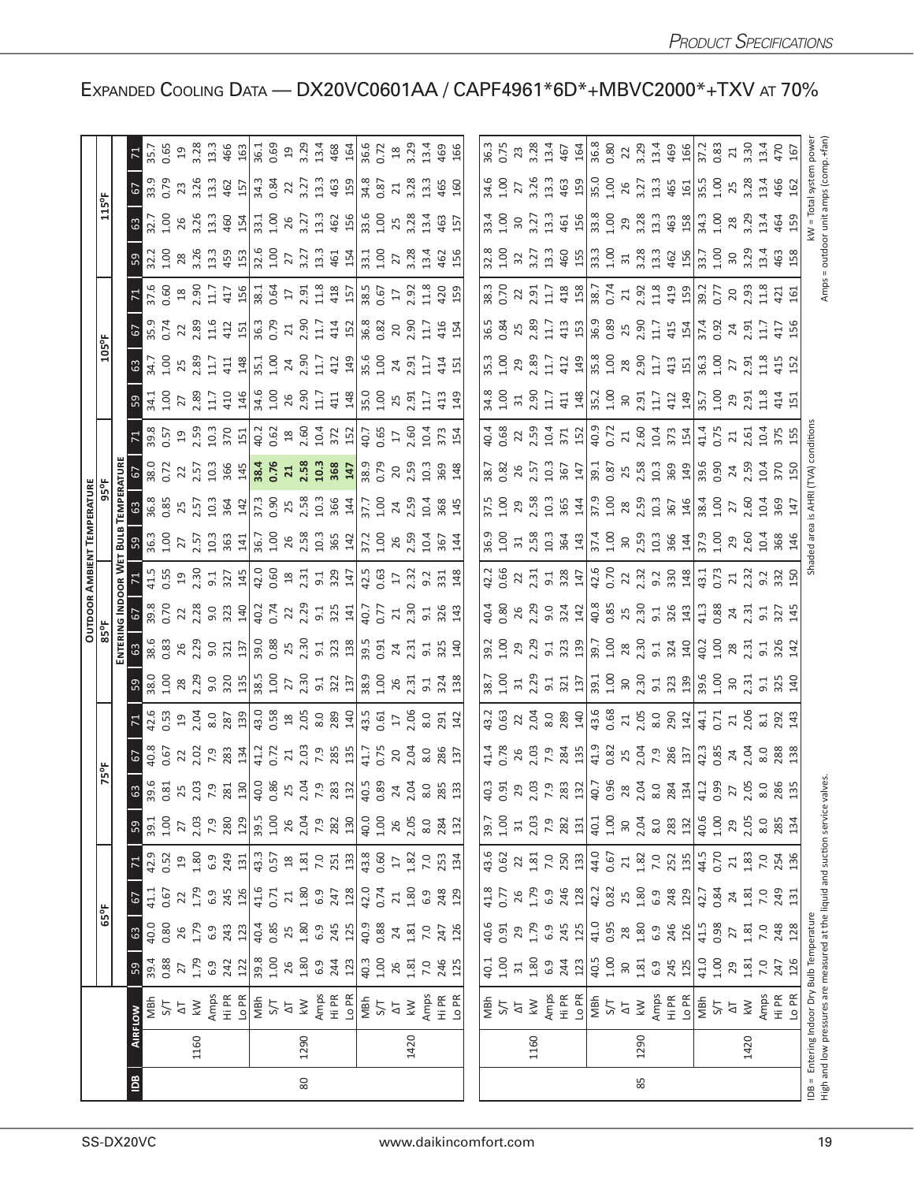# Expanded Cooling Data — DX20VC0601AA / CAPF4961*6D*+MBVC2000*+TXV at 70%

| IDB | Airflow | | 65°F | | | | 75°F | | | | 85°F | | | | 95°F | | | | 105°F | | | | 115°F | | | |
|---|---|---|---|---|---|---|---|---|---|---|---|---|---|---|---|---|---|---|---|---|---|---|---|---|---|---|
| | | | Entering Indoor Wet Bulb Temperature | | | | | | | | | | | | | | | | | | | | | | | |
| | | | 59 | 63 | 67 | 71 | 59 | 63 | 67 | 71 | 59 | 63 | 67 | 71 | 59 | 63 | 67 | 71 | 59 | 63 | 67 | 71 | 59 | 63 | 67 | 71 |
| 80 | 1160 | MBh | 39.4 | 40.0 | 41.1 | 42.9 | 39.1 | 39.6 | 40.8 | 42.6 | 38.0 | 38.6 | 39.8 | 41.5 | 36.3 | 36.8 | 38.0 | 39.8 | 34.1 | 34.7 | 35.9 | 37.6 | 32.2 | 32.7 | 33.9 | 35.7 |
| | | S/T | 0.88 | 0.80 | 0.67 | 0.52 | 1.00 | 0.81 | 0.67 | 0.53 | 1.00 | 0.83 | 0.70 | 0.55 | 1.00 | 0.85 | 0.72 | 0.57 | 1.00 | 1.00 | 0.74 | 0.60 | 1.00 | 1.00 | 0.79 | 0.65 |
| | | ΔT | 27 | 26 | 22 | 19 | 27 | 25 | 22 | 19 | 28 | 26 | 22 | 19 | 27 | 25 | 22 | 19 | 27 | 25 | 22 | 18 | 28 | 26 | 23 | 19 |
| | | kW | 1.79 | 1.79 | 1.79 | 1.80 | 2.03 | 2.03 | 2.02 | 2.04 | 2.29 | 2.29 | 2.28 | 2.30 | 2.57 | 2.57 | 2.57 | 2.59 | 2.89 | 2.89 | 2.89 | 2.90 | 3.26 | 3.26 | 3.26 | 3.28 |
| | | Amps | 6.9 | 6.9 | 6.9 | 6.9 | 7.9 | 7.9 | 7.9 | 8.0 | 9.0 | 9.0 | 9.0 | 9.1 | 10.3 | 10.3 | 10.3 | 10.3 | 11.7 | 11.7 | 11.6 | 11.7 | 13.3 | 13.3 | 13.3 | 13.3 |
| | | Hi PR | 242 | 243 | 245 | 249 | 280 | 281 | 283 | 287 | 320 | 321 | 323 | 327 | 363 | 364 | 366 | 370 | 410 | 411 | 412 | 417 | 459 | 460 | 462 | 466 |
| | | Lo PR | 122 | 123 | 126 | 131 | 129 | 130 | 134 | 139 | 135 | 137 | 140 | 145 | 141 | 142 | 145 | 151 | 146 | 148 | 151 | 156 | 153 | 154 | 157 | 163 |
| | 1290 | MBh | 39.8 | 40.4 | 41.6 | 43.3 | 39.5 | 40.0 | 41.2 | 43.0 | 38.5 | 39.0 | 40.2 | 42.0 | 36.7 | 37.3 | **38.4** | 40.2 | 34.6 | 35.1 | 36.3 | 38.1 | 32.6 | 33.1 | 34.3 | 36.1 |
| | | S/T | 1.00 | 0.85 | 0.71 | 0.57 | 1.00 | 0.86 | 0.72 | 0.58 | 1.00 | 0.88 | 0.74 | 0.60 | 1.00 | 0.90 | **0.76** | 0.62 | 1.00 | 1.00 | 0.79 | 0.64 | 1.00 | 1.00 | 0.84 | 0.69 |
| | | ΔT | 26 | 25 | 21 | 18 | 26 | 25 | 21 | 18 | 27 | 25 | 22 | 18 | 26 | 25 | **21** | 18 | 26 | 24 | 21 | 17 | 27 | 26 | 22 | 19 |
| | | kW | 1.80 | 1.80 | 1.80 | 1.81 | 2.04 | 2.04 | 2.03 | 2.05 | 2.30 | 2.30 | 2.29 | 2.31 | 2.58 | 2.58 | **2.58** | 2.60 | 2.90 | 2.90 | 2.90 | 2.91 | 3.27 | 3.27 | 3.27 | 3.29 |
| | | Amps | 6.9 | 6.9 | 6.9 | 7.0 | 7.9 | 7.9 | 7.9 | 8.0 | 9.1 | 9.1 | 9.1 | 9.1 | 10.3 | 10.3 | **10.3** | 10.4 | 11.7 | 11.7 | 11.7 | 11.8 | 13.3 | 13.3 | 13.3 | 13.4 |
| | | Hi PR | 244 | 245 | 247 | 251 | 282 | 283 | 285 | 289 | 322 | 323 | 325 | 329 | 365 | 366 | **368** | 372 | 411 | 412 | 414 | 418 | 461 | 462 | 463 | 468 |
| | | Lo PR | 123 | 125 | 128 | 133 | 130 | 132 | 135 | 140 | 137 | 138 | 141 | 147 | 142 | 144 | **147** | 152 | 148 | 149 | 152 | 157 | 154 | 156 | 159 | 164 |
| | 1420 | MBh | 40.3 | 40.9 | 42.0 | 43.8 | 40.0 | 40.5 | 41.7 | 43.5 | 38.9 | 39.5 | 40.7 | 42.5 | 37.2 | 37.7 | 38.9 | 40.7 | 35.0 | 35.6 | 36.8 | 38.5 | 33.1 | 33.6 | 34.8 | 36.6 |
| | | S/T | 1.00 | 0.88 | 0.74 | 0.60 | 1.00 | 0.89 | 0.75 | 0.61 | 1.00 | 0.91 | 0.77 | 0.63 | 1.00 | 1.00 | 0.79 | 0.65 | 1.00 | 1.00 | 0.82 | 0.67 | 1.00 | 1.00 | 0.87 | 0.72 |
| | | ΔT | 26 | 24 | 21 | 17 | 26 | 24 | 20 | 17 | 26 | 24 | 21 | 17 | 26 | 24 | 20 | 17 | 25 | 24 | 20 | 17 | 27 | 25 | 21 | 18 |
| | | kW | 1.81 | 1.81 | 1.80 | 1.82 | 2.05 | 2.04 | 2.04 | 2.06 | 2.31 | 2.31 | 2.30 | 2.32 | 2.59 | 2.59 | 2.59 | 2.60 | 2.91 | 2.91 | 2.90 | 2.92 | 3.28 | 3.28 | 3.28 | 3.29 |
| | | Amps | 7.0 | 7.0 | 6.9 | 7.0 | 8.0 | 8.0 | 8.0 | 8.0 | 9.1 | 9.1 | 9.1 | 9.2 | 10.4 | 10.4 | 10.3 | 10.4 | 11.7 | 11.7 | 11.7 | 11.8 | 13.4 | 13.4 | 13.3 | 13.4 |
| | | Hi PR | 246 | 247 | 248 | 253 | 284 | 285 | 286 | 291 | 324 | 325 | 326 | 331 | 367 | 368 | 369 | 373 | 413 | 414 | 416 | 420 | 462 | 463 | 465 | 469 |
| | | Lo PR | 125 | 126 | 129 | 134 | 132 | 133 | 137 | 142 | 138 | 140 | 143 | 148 | 144 | 145 | 148 | 154 | 149 | 151 | 154 | 159 | 156 | 157 | 160 | 166 |
| 85 | 1160 | MBh | 40.1 | 40.6 | 41.8 | 43.6 | 39.7 | 40.3 | 41.4 | 43.2 | 38.7 | 39.2 | 40.4 | 42.2 | 36.9 | 37.5 | 38.7 | 40.4 | 34.8 | 35.3 | 36.5 | 38.3 | 32.8 | 33.4 | 34.6 | 36.3 |
| | | S/T | 1.00 | 0.91 | 0.77 | 0.62 | 1.00 | 0.91 | 0.78 | 0.63 | 1.00 | 1.00 | 0.80 | 0.66 | 1.00 | 1.00 | 0.82 | 0.68 | 1.00 | 1.00 | 0.84 | 0.70 | 1.00 | 1.00 | 1.00 | 0.75 |
| | | ΔT | 31 | 29 | 26 | 22 | 31 | 29 | 26 | 22 | 31 | 29 | 26 | 22 | 31 | 29 | 26 | 22 | 31 | 29 | 25 | 22 | 32 | 30 | 27 | 23 |
| | | kW | 1.80 | 1.79 | 1.79 | 1.81 | 2.03 | 2.03 | 2.03 | 2.04 | 2.29 | 2.29 | 2.29 | 2.31 | 2.58 | 2.58 | 2.57 | 2.59 | 2.90 | 2.89 | 2.89 | 2.91 | 3.27 | 3.27 | 3.26 | 3.28 |
| | | Amps | 6.9 | 6.9 | 6.9 | 7.0 | 7.9 | 7.9 | 7.9 | 8.0 | 9.1 | 9.1 | 9.0 | 9.1 | 10.3 | 10.3 | 10.3 | 10.4 | 11.7 | 11.7 | 11.7 | 11.7 | 13.3 | 13.3 | 13.3 | 13.4 |
| | | Hi PR | 244 | 245 | 246 | 250 | 282 | 283 | 284 | 289 | 321 | 323 | 324 | 328 | 364 | 365 | 367 | 371 | 411 | 412 | 413 | 418 | 460 | 461 | 463 | 467 |
| | | Lo PR | 123 | 125 | 128 | 133 | 131 | 132 | 135 | 140 | 137 | 139 | 142 | 147 | 143 | 144 | 147 | 152 | 148 | 149 | 153 | 158 | 155 | 156 | 159 | 164 |
| | 1290 | MBh | 40.5 | 41.0 | 42.2 | 44.0 | 40.1 | 40.7 | 41.9 | 43.6 | 39.1 | 39.7 | 40.8 | 42.6 | 37.4 | 37.9 | 39.1 | 40.9 | 35.2 | 35.8 | 36.9 | 38.7 | 33.3 | 33.8 | 35.0 | 36.8 |
| | | S/T | 1.00 | 0.95 | 0.82 | 0.67 | 1.00 | 0.96 | 0.82 | 0.68 | 1.00 | 1.00 | 0.85 | 0.70 | 1.00 | 1.00 | 0.87 | 0.72 | 1.00 | 1.00 | 0.89 | 0.74 | 1.00 | 1.00 | 1.00 | 0.80 |
| | | ΔT | 30 | 28 | 25 | 21 | 30 | 28 | 25 | 21 | 30 | 28 | 25 | 22 | 30 | 28 | 25 | 21 | 30 | 28 | 25 | 21 | 31 | 29 | 26 | 22 |
| | | kW | 1.81 | 1.80 | 1.80 | 1.82 | 2.04 | 2.04 | 2.04 | 2.05 | 2.30 | 2.30 | 2.30 | 2.32 | 2.59 | 2.59 | 2.58 | 2.60 | 2.91 | 2.90 | 2.90 | 2.92 | 3.28 | 3.28 | 3.27 | 3.29 |
| | | Amps | 6.9 | 6.9 | 6.9 | 7.0 | 8.0 | 8.0 | 7.9 | 8.0 | 9.1 | 9.1 | 9.1 | 9.2 | 10.3 | 10.3 | 10.3 | 10.4 | 11.7 | 11.7 | 11.7 | 11.8 | 13.3 | 13.3 | 13.3 | 13.4 |
| | | Hi PR | 245 | 246 | 248 | 252 | 283 | 284 | 286 | 290 | 323 | 324 | 326 | 330 | 366 | 367 | 369 | 373 | 412 | 413 | 415 | 419 | 462 | 463 | 465 | 469 |
| | | Lo PR | 125 | 126 | 129 | 135 | 132 | 134 | 137 | 142 | 139 | 140 | 143 | 148 | 144 | 146 | 149 | 154 | 149 | 151 | 154 | 159 | 156 | 158 | 161 | 166 |
| | 1420 | MBh | 41.0 | 41.5 | 42.7 | 44.5 | 40.6 | 41.2 | 42.3 | 44.1 | 39.6 | 40.2 | 41.3 | 43.1 | 37.9 | 38.4 | 39.6 | 41.4 | 35.7 | 36.3 | 37.4 | 39.2 | 33.7 | 34.3 | 35.5 | 37.2 |
| | | S/T | 1.00 | 0.98 | 0.84 | 0.70 | 1.00 | 0.99 | 0.85 | 0.71 | 1.00 | 1.00 | 0.88 | 0.73 | 1.00 | 1.00 | 0.90 | 0.75 | 1.00 | 1.00 | 0.92 | 0.77 | 1.00 | 1.00 | 1.00 | 0.83 |
| | | ΔT | 29 | 27 | 24 | 21 | 29 | 27 | 24 | 21 | 30 | 28 | 24 | 21 | 29 | 27 | 24 | 21 | 29 | 27 | 24 | 20 | 30 | 28 | 25 | 21 |
| | | kW | 1.81 | 1.81 | 1.81 | 1.83 | 2.05 | 2.05 | 2.04 | 2.06 | 2.31 | 2.31 | 2.31 | 2.32 | 2.60 | 2.60 | 2.59 | 2.61 | 2.91 | 2.91 | 2.91 | 2.93 | 3.29 | 3.29 | 3.28 | 3.30 |
| | | Amps | 7.0 | 7.0 | 7.0 | 7.0 | 8.0 | 8.0 | 8.0 | 8.1 | 9.1 | 9.1 | 9.1 | 9.2 | 10.4 | 10.4 | 10.4 | 10.4 | 11.8 | 11.8 | 11.7 | 11.8 | 13.4 | 13.4 | 13.4 | 13.4 |
| | | Hi PR | 247 | 248 | 249 | 254 | 285 | 286 | 288 | 292 | 325 | 326 | 327 | 332 | 368 | 369 | 370 | 375 | 414 | 415 | 417 | 421 | 463 | 464 | 466 | 470 |
| | | Lo PR | 126 | 128 | 131 | 136 | 134 | 135 | 138 | 143 | 140 | 142 | 145 | 150 | 146 | 147 | 150 | 155 | 151 | 152 | 156 | 161 | 158 | 159 | 162 | 167 |

IDB = Entering Indoor Dry Bulb Temperature
High and low pressures are measured at the liquid and suction service valves.

Shaded area is AHRI (TVA) conditions

kW = Total system power
Amps = outdoor unit amps (comp.+fan)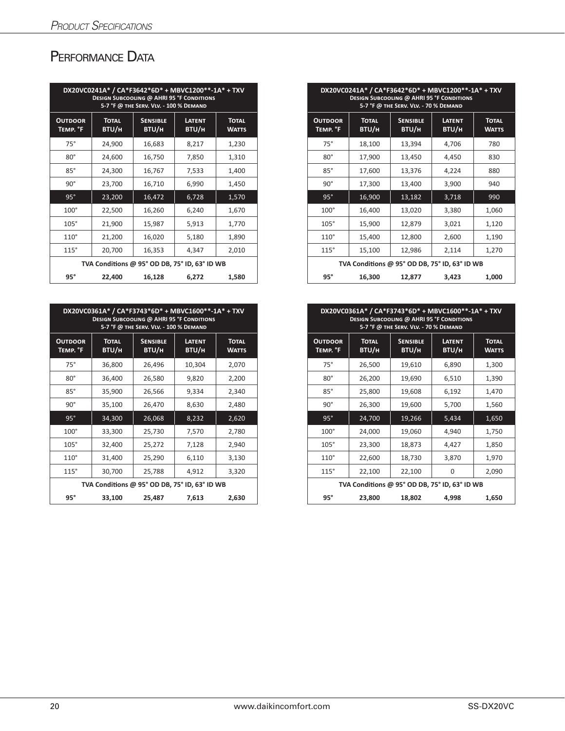# Performance Data

| DX20VC0241A* / CA*F3642*6D* + MBVC1200**-1A* + TXV<br>Design Subcooling @ AHRI 95 °F Conditions<br>5-7 °F @ the Serv. Vlv. - 100 % Demand | | | | |
|---|---|---|---|---|
| **Outdoor Temp. °F** | **Total BTU/h** | **Sensible BTU/h** | **Latent BTU/h** | **Total Watts** |
| 75° | 24,900 | 16,683 | 8,217 | 1,230 |
| 80° | 24,600 | 16,750 | 7,850 | 1,310 |
| 85° | 24,300 | 16,767 | 7,533 | 1,400 |
| 90° | 23,700 | 16,710 | 6,990 | 1,450 |
| 95° | 23,200 | 16,472 | 6,728 | 1,570 |
| 100° | 22,500 | 16,260 | 6,240 | 1,670 |
| 105° | 21,900 | 15,987 | 5,913 | 1,770 |
| 110° | 21,200 | 16,020 | 5,180 | 1,890 |
| 115° | 20,700 | 16,353 | 4,347 | 2,010 |
| TVA Conditions @ 95° OD DB, 75° ID, 63° ID WB | | | | |
| **95°** | **22,400** | **16,128** | **6,272** | **1,580** |

| DX20VC0241A* / CA*F3642*6D* + MBVC1200**-1A* + TXV<br>Design Subcooling @ AHRI 95 °F Conditions<br>5-7 °F @ the Serv. Vlv. - 70 % Demand | | | | |
|---|---|---|---|---|
| **Outdoor Temp. °F** | **Total BTU/h** | **Sensible BTU/h** | **Latent BTU/h** | **Total Watts** |
| 75° | 18,100 | 13,394 | 4,706 | 780 |
| 80° | 17,900 | 13,450 | 4,450 | 830 |
| 85° | 17,600 | 13,376 | 4,224 | 880 |
| 90° | 17,300 | 13,400 | 3,900 | 940 |
| 95° | 16,900 | 13,182 | 3,718 | 990 |
| 100° | 16,400 | 13,020 | 3,380 | 1,060 |
| 105° | 15,900 | 12,879 | 3,021 | 1,120 |
| 110° | 15,400 | 12,800 | 2,600 | 1,190 |
| 115° | 15,100 | 12,986 | 2,114 | 1,270 |
| TVA Conditions @ 95° OD DB, 75° ID, 63° ID WB | | | | |
| **95°** | **16,300** | **12,877** | **3,423** | **1,000** |

| DX20VC0361A* / CA*F3743*6D* + MBVC1600**-1A* + TXV<br>Design Subcooling @ AHRI 95 °F Conditions<br>5-7 °F @ the Serv. Vlv. - 100 % Demand | | | | |
|---|---|---|---|---|
| **Outdoor Temp. °F** | **Total BTU/h** | **Sensible BTU/h** | **Latent BTU/h** | **Total Watts** |
| 75° | 36,800 | 26,496 | 10,304 | 2,070 |
| 80° | 36,400 | 26,580 | 9,820 | 2,200 |
| 85° | 35,900 | 26,566 | 9,334 | 2,340 |
| 90° | 35,100 | 26,470 | 8,630 | 2,480 |
| 95° | 34,300 | 26,068 | 8,232 | 2,620 |
| 100° | 33,300 | 25,730 | 7,570 | 2,780 |
| 105° | 32,400 | 25,272 | 7,128 | 2,940 |
| 110° | 31,400 | 25,290 | 6,110 | 3,130 |
| 115° | 30,700 | 25,788 | 4,912 | 3,320 |
| TVA Conditions @ 95° OD DB, 75° ID, 63° ID WB | | | | |
| **95°** | **33,100** | **25,487** | **7,613** | **2,630** |

| DX20VC0361A* / CA*F3743*6D* + MBVC1600**-1A* + TXV<br>Design Subcooling @ AHRI 95 °F Conditions<br>5-7 °F @ the Serv. Vlv. - 70 % Demand | | | | |
|---|---|---|---|---|
| **Outdoor Temp. °F** | **Total BTU/h** | **Sensible BTU/h** | **Latent BTU/h** | **Total Watts** |
| 75° | 26,500 | 19,610 | 6,890 | 1,300 |
| 80° | 26,200 | 19,690 | 6,510 | 1,390 |
| 85° | 25,800 | 19,608 | 6,192 | 1,470 |
| 90° | 26,300 | 19,600 | 5,700 | 1,560 |
| 95° | 24,700 | 19,266 | 5,434 | 1,650 |
| 100° | 24,000 | 19,060 | 4,940 | 1,750 |
| 105° | 23,300 | 18,873 | 4,427 | 1,850 |
| 110° | 22,600 | 18,730 | 3,870 | 1,970 |
| 115° | 22,100 | 22,100 | 0 | 2,090 |
| TVA Conditions @ 95° OD DB, 75° ID, 63° ID WB | | | | |
| **95°** | **23,800** | **18,802** | **4,998** | **1,650** |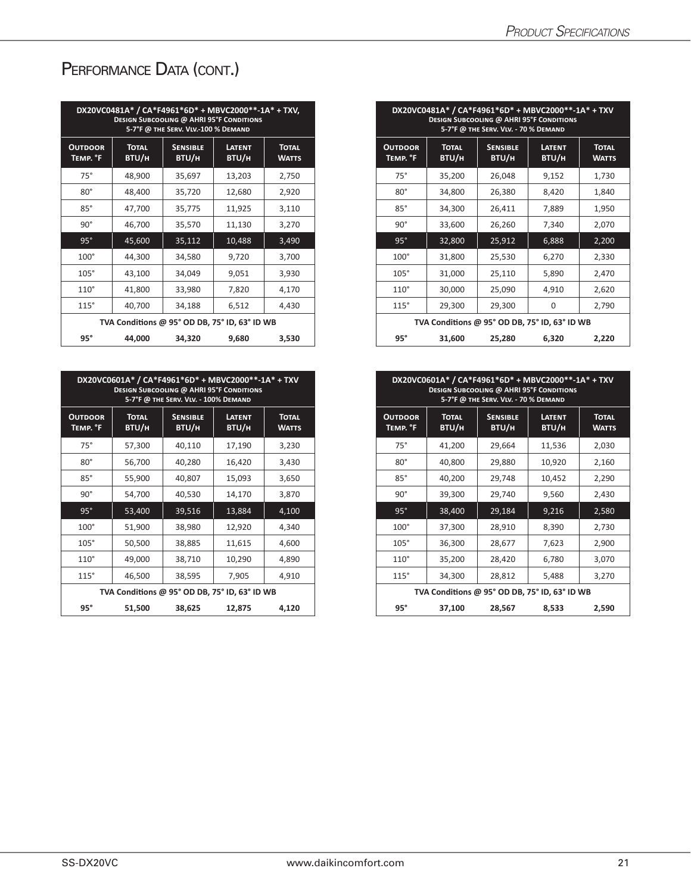# Performance Data (cont.)

| DX20VC0481A* / CA*F4961*6D* + MBVC2000**-1A* + TXV, Design Subcooling @ AHRI 95°F Conditions 5-7°F @ the Serv. Vlv.-100 % Demand | | | | |
|---|---|---|---|---|
| **Outdoor Temp. °F** | **Total BTU/h** | **Sensible BTU/h** | **Latent BTU/h** | **Total Watts** |
| 75° | 48,900 | 35,697 | 13,203 | 2,750 |
| 80° | 48,400 | 35,720 | 12,680 | 2,920 |
| 85° | 47,700 | 35,775 | 11,925 | 3,110 |
| 90° | 46,700 | 35,570 | 11,130 | 3,270 |
| 95° | 45,600 | 35,112 | 10,488 | 3,490 |
| 100° | 44,300 | 34,580 | 9,720 | 3,700 |
| 105° | 43,100 | 34,049 | 9,051 | 3,930 |
| 110° | 41,800 | 33,980 | 7,820 | 4,170 |
| 115° | 40,700 | 34,188 | 6,512 | 4,430 |
| TVA Conditions @ 95° OD DB, 75° ID, 63° ID WB | | | | |
| **95°** | **44,000** | **34,320** | **9,680** | **3,530** |

| DX20VC0481A* / CA*F4961*6D* + MBVC2000**-1A* + TXV Design Subcooling @ AHRI 95°F Conditions 5-7°F @ the Serv. Vlv. - 70 % Demand | | | | |
|---|---|---|---|---|
| **Outdoor Temp. °F** | **Total BTU/h** | **Sensible BTU/h** | **Latent BTU/h** | **Total Watts** |
| 75° | 35,200 | 26,048 | 9,152 | 1,730 |
| 80° | 34,800 | 26,380 | 8,420 | 1,840 |
| 85° | 34,300 | 26,411 | 7,889 | 1,950 |
| 90° | 33,600 | 26,260 | 7,340 | 2,070 |
| 95° | 32,800 | 25,912 | 6,888 | 2,200 |
| 100° | 31,800 | 25,530 | 6,270 | 2,330 |
| 105° | 31,000 | 25,110 | 5,890 | 2,470 |
| 110° | 30,000 | 25,090 | 4,910 | 2,620 |
| 115° | 29,300 | 29,300 | 0 | 2,790 |
| TVA Conditions @ 95° OD DB, 75° ID, 63° ID WB | | | | |
| **95°** | **31,600** | **25,280** | **6,320** | **2,220** |

| DX20VC0601A* / CA*F4961*6D* + MBVC2000**-1A* + TXV Design Subcooling @ AHRI 95°F Conditions 5-7°F @ the Serv. Vlv. - 100% Demand | | | | |
|---|---|---|---|---|
| **Outdoor Temp. °F** | **Total BTU/h** | **Sensible BTU/h** | **Latent BTU/h** | **Total Watts** |
| 75° | 57,300 | 40,110 | 17,190 | 3,230 |
| 80° | 56,700 | 40,280 | 16,420 | 3,430 |
| 85° | 55,900 | 40,807 | 15,093 | 3,650 |
| 90° | 54,700 | 40,530 | 14,170 | 3,870 |
| 95° | 53,400 | 39,516 | 13,884 | 4,100 |
| 100° | 51,900 | 38,980 | 12,920 | 4,340 |
| 105° | 50,500 | 38,885 | 11,615 | 4,600 |
| 110° | 49,000 | 38,710 | 10,290 | 4,890 |
| 115° | 46,500 | 38,595 | 7,905 | 4,910 |
| TVA Conditions @ 95° OD DB, 75° ID, 63° ID WB | | | | |
| **95°** | **51,500** | **38,625** | **12,875** | **4,120** |

| DX20VC0601A* / CA*F4961*6D* + MBVC2000**-1A* + TXV Design Subcooling @ AHRI 95°F Conditions 5-7°F @ the Serv. Vlv. - 70 % Demand | | | | |
|---|---|---|---|---|
| **Outdoor Temp. °F** | **Total BTU/h** | **Sensible BTU/h** | **Latent BTU/h** | **Total Watts** |
| 75° | 41,200 | 29,664 | 11,536 | 2,030 |
| 80° | 40,800 | 29,880 | 10,920 | 2,160 |
| 85° | 40,200 | 29,748 | 10,452 | 2,290 |
| 90° | 39,300 | 29,740 | 9,560 | 2,430 |
| 95° | 38,400 | 29,184 | 9,216 | 2,580 |
| 100° | 37,300 | 28,910 | 8,390 | 2,730 |
| 105° | 36,300 | 28,677 | 7,623 | 2,900 |
| 110° | 35,200 | 28,420 | 6,780 | 3,070 |
| 115° | 34,300 | 28,812 | 5,488 | 3,270 |
| TVA Conditions @ 95° OD DB, 75° ID, 63° ID WB | | | | |
| **95°** | **37,100** | **28,567** | **8,533** | **2,590** |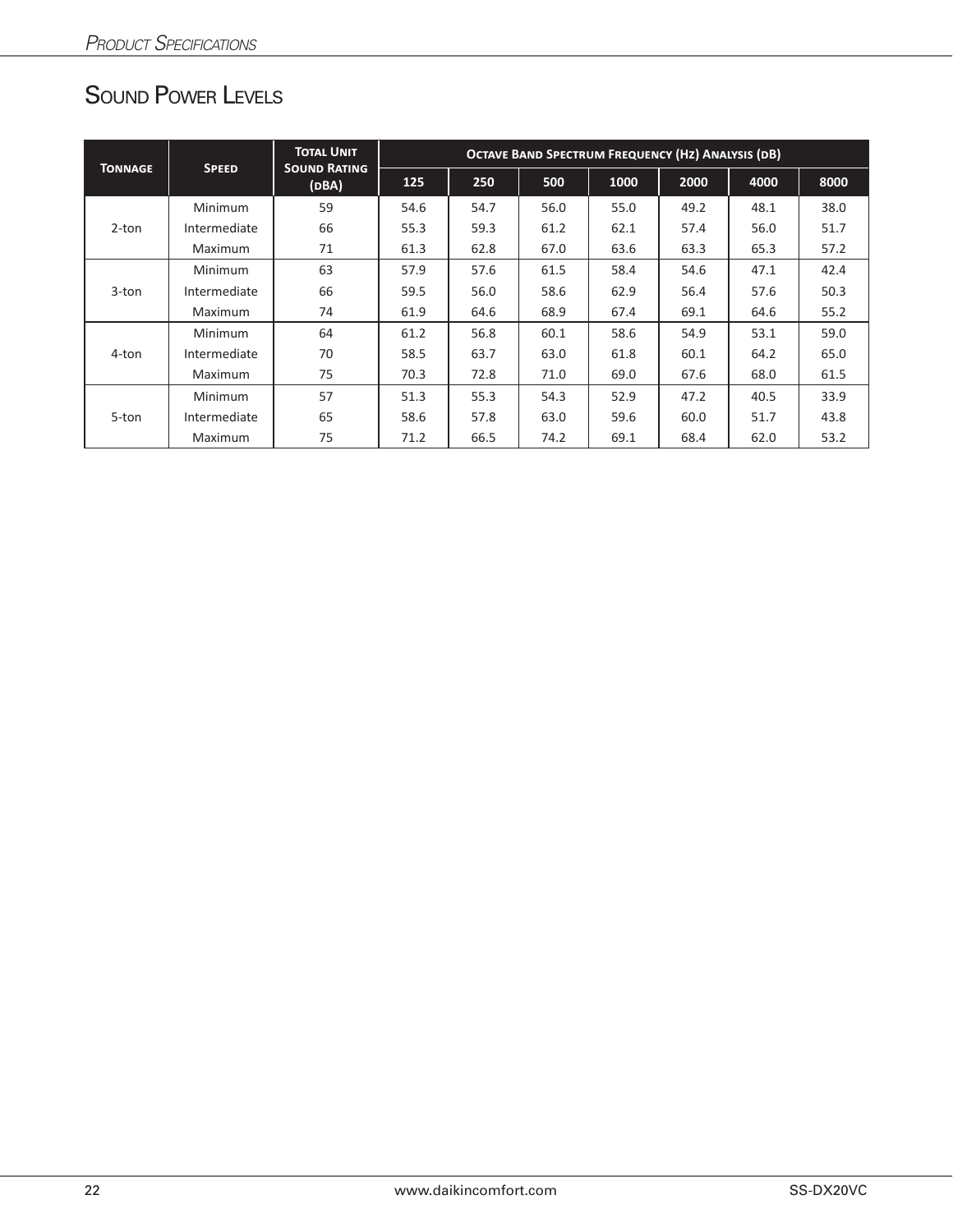## Sound Power Levels

| Tonnage | Speed | Total Unit Sound Rating (dBA) | Octave Band Spectrum Frequency (Hz) Analysis (dB) | | | | | | |
|---|---|---|---|---|---|---|---|---|---|
| | | | 125 | 250 | 500 | 1000 | 2000 | 4000 | 8000 |
| 2-ton | Minimum | 59 | 54.6 | 54.7 | 56.0 | 55.0 | 49.2 | 48.1 | 38.0 |
| | Intermediate | 66 | 55.3 | 59.3 | 61.2 | 62.1 | 57.4 | 56.0 | 51.7 |
| | Maximum | 71 | 61.3 | 62.8 | 67.0 | 63.6 | 63.3 | 65.3 | 57.2 |
| 3-ton | Minimum | 63 | 57.9 | 57.6 | 61.5 | 58.4 | 54.6 | 47.1 | 42.4 |
| | Intermediate | 66 | 59.5 | 56.0 | 58.6 | 62.9 | 56.4 | 57.6 | 50.3 |
| | Maximum | 74 | 61.9 | 64.6 | 68.9 | 67.4 | 69.1 | 64.6 | 55.2 |
| 4-ton | Minimum | 64 | 61.2 | 56.8 | 60.1 | 58.6 | 54.9 | 53.1 | 59.0 |
| | Intermediate | 70 | 58.5 | 63.7 | 63.0 | 61.8 | 60.1 | 64.2 | 65.0 |
| | Maximum | 75 | 70.3 | 72.8 | 71.0 | 69.0 | 67.6 | 68.0 | 61.5 |
| 5-ton | Minimum | 57 | 51.3 | 55.3 | 54.3 | 52.9 | 47.2 | 40.5 | 33.9 |
| | Intermediate | 65 | 58.6 | 57.8 | 63.0 | 59.6 | 60.0 | 51.7 | 43.8 |
| | Maximum | 75 | 71.2 | 66.5 | 74.2 | 69.1 | 68.4 | 62.0 | 53.2 |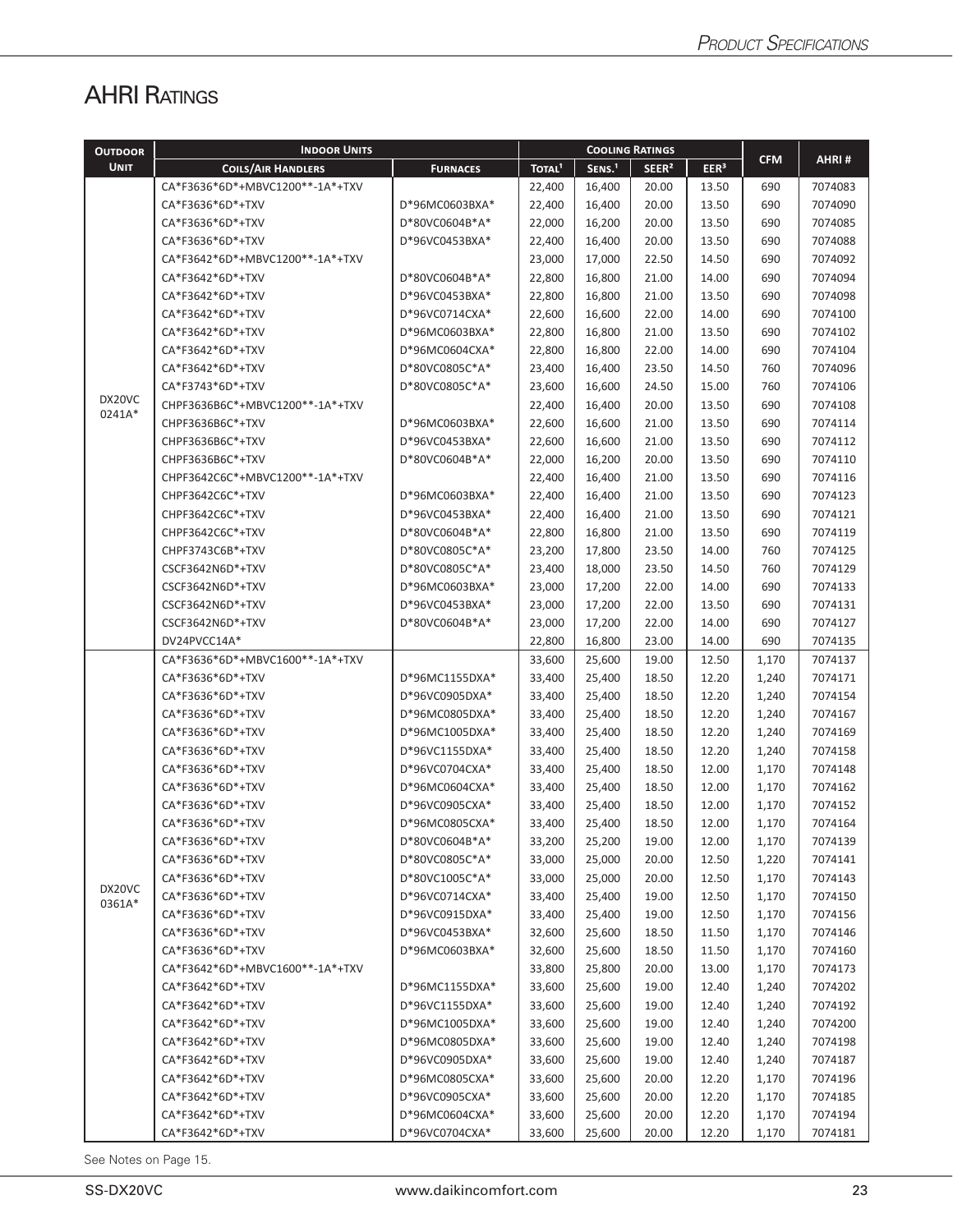## AHRI Ratings

| Outdoor Unit | Indoor Units | | Cooling Ratings | | | | CFM | AHRI # |
|---|---|---|---|---|---|---|---|---|
| | Coils/Air Handlers | Furnaces | Total[1] | Sens.[1] | SEER[2] | EER[3] | | |
| DX20VC 0241A* | CA*F3636*6D*+MBVC1200**-1A*+TXV | | 22,400 | 16,400 | 20.00 | 13.50 | 690 | 7074083 |
| | CA*F3636*6D*+TXV | D*96MC0603BXA* | 22,400 | 16,400 | 20.00 | 13.50 | 690 | 7074090 |
| | CA*F3636*6D*+TXV | D*80VC0604B*A* | 22,000 | 16,200 | 20.00 | 13.50 | 690 | 7074085 |
| | CA*F3636*6D*+TXV | D*96VC0453BXA* | 22,400 | 16,400 | 20.00 | 13.50 | 690 | 7074088 |
| | CA*F3642*6D*+MBVC1200**-1A*+TXV | | 23,000 | 17,000 | 22.50 | 14.50 | 690 | 7074092 |
| | CA*F3642*6D*+TXV | D*80VC0604B*A* | 22,800 | 16,800 | 21.00 | 14.00 | 690 | 7074094 |
| | CA*F3642*6D*+TXV | D*96VC0453BXA* | 22,800 | 16,800 | 21.00 | 13.50 | 690 | 7074098 |
| | CA*F3642*6D*+TXV | D*96VC0714CXA* | 22,600 | 16,600 | 22.00 | 14.00 | 690 | 7074100 |
| | CA*F3642*6D*+TXV | D*96MC0603BXA* | 22,800 | 16,800 | 21.00 | 13.50 | 690 | 7074102 |
| | CA*F3642*6D*+TXV | D*96MC0604CXA* | 22,800 | 16,800 | 22.00 | 14.00 | 690 | 7074104 |
| | CA*F3642*6D*+TXV | D*80VC0805C*A* | 23,400 | 16,400 | 23.50 | 14.50 | 760 | 7074096 |
| | CA*F3743*6D*+TXV | D*80VC0805C*A* | 23,600 | 16,600 | 24.50 | 15.00 | 760 | 7074106 |
| | CHPF3636B6C*+MBVC1200**-1A*+TXV | | 22,400 | 16,400 | 20.00 | 13.50 | 690 | 7074108 |
| | CHPF3636B6C*+TXV | D*96MC0603BXA* | 22,600 | 16,600 | 21.00 | 13.50 | 690 | 7074114 |
| | CHPF3636B6C*+TXV | D*96VC0453BXA* | 22,600 | 16,600 | 21.00 | 13.50 | 690 | 7074112 |
| | CHPF3636B6C*+TXV | D*80VC0604B*A* | 22,000 | 16,200 | 20.00 | 13.50 | 690 | 7074110 |
| | CHPF3642C6C*+MBVC1200**-1A*+TXV | | 22,400 | 16,400 | 21.00 | 13.50 | 690 | 7074116 |
| | CHPF3642C6C*+TXV | D*96MC0603BXA* | 22,400 | 16,400 | 21.00 | 13.50 | 690 | 7074123 |
| | CHPF3642C6C*+TXV | D*96VC0453BXA* | 22,400 | 16,400 | 21.00 | 13.50 | 690 | 7074121 |
| | CHPF3642C6C*+TXV | D*80VC0604B*A* | 22,800 | 16,800 | 21.00 | 13.50 | 690 | 7074119 |
| | CHPF3743C6B*+TXV | D*80VC0805C*A* | 23,200 | 17,800 | 23.50 | 14.00 | 760 | 7074125 |
| | CSCF3642N6D*+TXV | D*80VC0805C*A* | 23,400 | 18,000 | 23.50 | 14.50 | 760 | 7074129 |
| | CSCF3642N6D*+TXV | D*96MC0603BXA* | 23,000 | 17,200 | 22.00 | 14.00 | 690 | 7074133 |
| | CSCF3642N6D*+TXV | D*96VC0453BXA* | 23,000 | 17,200 | 22.00 | 13.50 | 690 | 7074131 |
| | CSCF3642N6D*+TXV | D*80VC0604B*A* | 23,000 | 17,200 | 22.00 | 14.00 | 690 | 7074127 |
| | DV24PVCC14A* | | 22,800 | 16,800 | 23.00 | 14.00 | 690 | 7074135 |
| DX20VC 0361A* | CA*F3636*6D*+MBVC1600**-1A*+TXV | | 33,600 | 25,600 | 19.00 | 12.50 | 1,170 | 7074137 |
| | CA*F3636*6D*+TXV | D*96MC1155DXA* | 33,400 | 25,400 | 18.50 | 12.20 | 1,240 | 7074171 |
| | CA*F3636*6D*+TXV | D*96VC0905DXA* | 33,400 | 25,400 | 18.50 | 12.20 | 1,240 | 7074154 |
| | CA*F3636*6D*+TXV | D*96MC0805DXA* | 33,400 | 25,400 | 18.50 | 12.20 | 1,240 | 7074167 |
| | CA*F3636*6D*+TXV | D*96MC1005DXA* | 33,400 | 25,400 | 18.50 | 12.20 | 1,240 | 7074169 |
| | CA*F3636*6D*+TXV | D*96VC1155DXA* | 33,400 | 25,400 | 18.50 | 12.20 | 1,240 | 7074158 |
| | CA*F3636*6D*+TXV | D*96VC0704CXA* | 33,400 | 25,400 | 18.50 | 12.00 | 1,170 | 7074148 |
| | CA*F3636*6D*+TXV | D*96MC0604CXA* | 33,400 | 25,400 | 18.50 | 12.00 | 1,170 | 7074162 |
| | CA*F3636*6D*+TXV | D*96VC0905CXA* | 33,400 | 25,400 | 18.50 | 12.00 | 1,170 | 7074152 |
| | CA*F3636*6D*+TXV | D*96MC0805CXA* | 33,400 | 25,400 | 18.50 | 12.00 | 1,170 | 7074164 |
| | CA*F3636*6D*+TXV | D*80VC0604B*A* | 33,200 | 25,200 | 19.00 | 12.00 | 1,170 | 7074139 |
| | CA*F3636*6D*+TXV | D*80VC0805C*A* | 33,000 | 25,000 | 20.00 | 12.50 | 1,220 | 7074141 |
| | CA*F3636*6D*+TXV | D*80VC1005C*A* | 33,000 | 25,000 | 20.00 | 12.50 | 1,170 | 7074143 |
| | CA*F3636*6D*+TXV | D*96VC0714CXA* | 33,400 | 25,400 | 19.00 | 12.50 | 1,170 | 7074150 |
| | CA*F3636*6D*+TXV | D*96VC0915DXA* | 33,400 | 25,400 | 19.00 | 12.50 | 1,170 | 7074156 |
| | CA*F3636*6D*+TXV | D*96VC0453BXA* | 32,600 | 25,600 | 18.50 | 11.50 | 1,170 | 7074146 |
| | CA*F3636*6D*+TXV | D*96MC0603BXA* | 32,600 | 25,600 | 18.50 | 11.50 | 1,170 | 7074160 |
| | CA*F3642*6D*+MBVC1600**-1A*+TXV | | 33,800 | 25,800 | 20.00 | 13.00 | 1,170 | 7074173 |
| | CA*F3642*6D*+TXV | D*96MC1155DXA* | 33,600 | 25,600 | 19.00 | 12.40 | 1,240 | 7074202 |
| | CA*F3642*6D*+TXV | D*96VC1155DXA* | 33,600 | 25,600 | 19.00 | 12.40 | 1,240 | 7074192 |
| | CA*F3642*6D*+TXV | D*96MC1005DXA* | 33,600 | 25,600 | 19.00 | 12.40 | 1,240 | 7074200 |
| | CA*F3642*6D*+TXV | D*96MC0805DXA* | 33,600 | 25,600 | 19.00 | 12.40 | 1,240 | 7074198 |
| | CA*F3642*6D*+TXV | D*96VC0905DXA* | 33,600 | 25,600 | 19.00 | 12.40 | 1,240 | 7074187 |
| | CA*F3642*6D*+TXV | D*96MC0805CXA* | 33,600 | 25,600 | 20.00 | 12.20 | 1,170 | 7074196 |
| | CA*F3642*6D*+TXV | D*96VC0905CXA* | 33,600 | 25,600 | 20.00 | 12.20 | 1,170 | 7074185 |
| | CA*F3642*6D*+TXV | D*96MC0604CXA* | 33,600 | 25,600 | 20.00 | 12.20 | 1,170 | 7074194 |
| | CA*F3642*6D*+TXV | D*96VC0704CXA* | 33,600 | 25,600 | 20.00 | 12.20 | 1,170 | 7074181 |

See Notes on Page 15.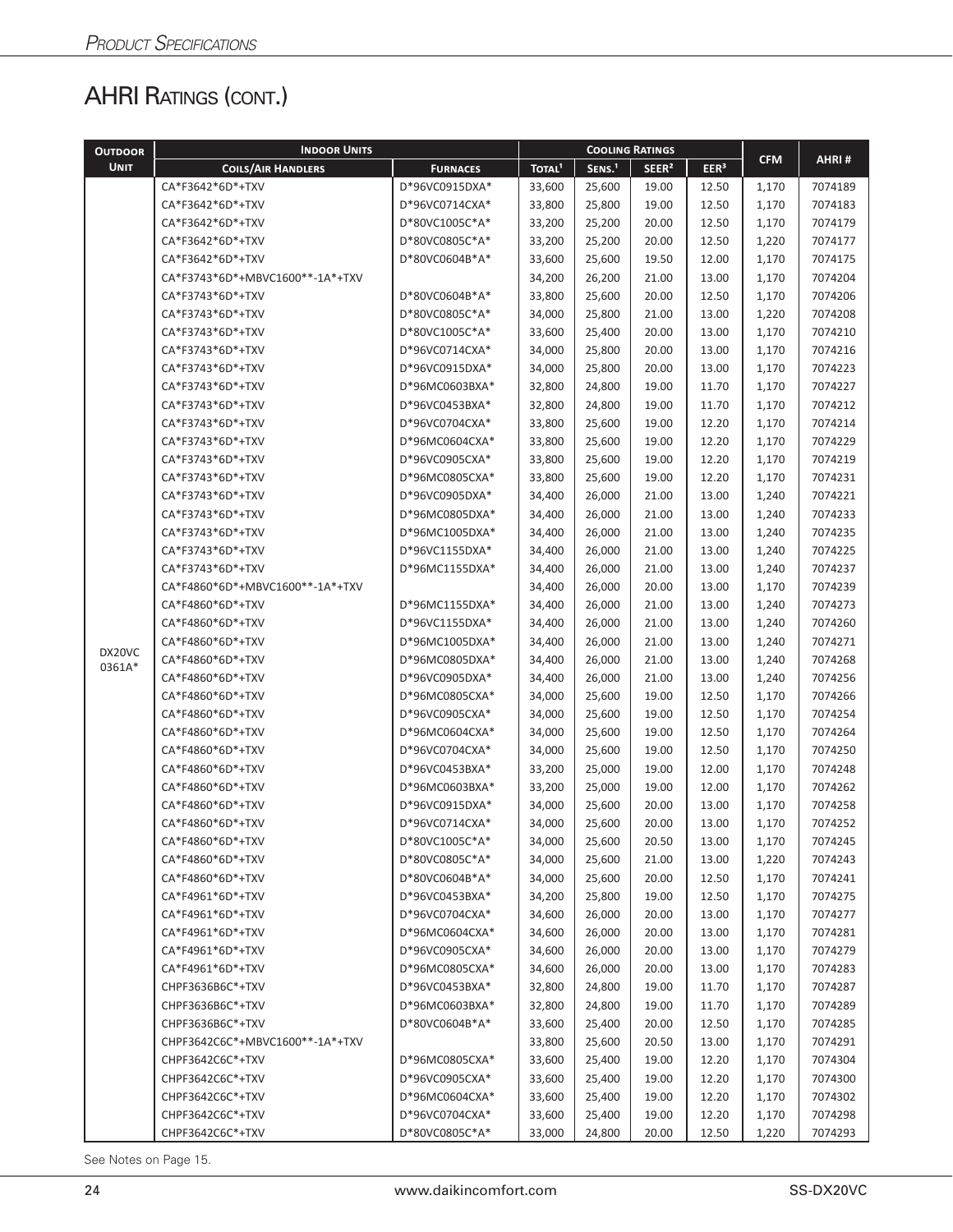## AHRI Ratings (cont.)

| Outdoor Unit | Indoor Units | | Cooling Ratings | | | | CFM | AHRI # |
|---|---|---|---|---|---|---|---|---|
| | Coils/Air Handlers | Furnaces | Total[1] | Sens.[1] | SEER[2] | EER[3] | | |
| DX20VC 0361A* | CA*F3642*6D*+TXV | D*96VC0915DXA* | 33,600 | 25,600 | 19.00 | 12.50 | 1,170 | 7074189 |
| | CA*F3642*6D*+TXV | D*96VC0714CXA* | 33,800 | 25,800 | 19.00 | 12.50 | 1,170 | 7074183 |
| | CA*F3642*6D*+TXV | D*80VC1005C*A* | 33,200 | 25,200 | 20.00 | 12.50 | 1,170 | 7074179 |
| | CA*F3642*6D*+TXV | D*80VC0805C*A* | 33,200 | 25,200 | 20.00 | 12.50 | 1,220 | 7074177 |
| | CA*F3642*6D*+TXV | D*80VC0604B*A* | 33,600 | 25,600 | 19.50 | 12.00 | 1,170 | 7074175 |
| | CA*F3743*6D*+MBVC1600**-1A*+TXV | | 34,200 | 26,200 | 21.00 | 13.00 | 1,170 | 7074204 |
| | CA*F3743*6D*+TXV | D*80VC0604B*A* | 33,800 | 25,600 | 20.00 | 12.50 | 1,170 | 7074206 |
| | CA*F3743*6D*+TXV | D*80VC0805C*A* | 34,000 | 25,800 | 21.00 | 13.00 | 1,220 | 7074208 |
| | CA*F3743*6D*+TXV | D*80VC1005C*A* | 33,600 | 25,400 | 20.00 | 13.00 | 1,170 | 7074210 |
| | CA*F3743*6D*+TXV | D*96VC0714CXA* | 34,000 | 25,800 | 20.00 | 13.00 | 1,170 | 7074216 |
| | CA*F3743*6D*+TXV | D*96VC0915DXA* | 34,000 | 25,800 | 20.00 | 13.00 | 1,170 | 7074223 |
| | CA*F3743*6D*+TXV | D*96MC0603BXA* | 32,800 | 24,800 | 19.00 | 11.70 | 1,170 | 7074227 |
| | CA*F3743*6D*+TXV | D*96VC0453BXA* | 32,800 | 24,800 | 19.00 | 11.70 | 1,170 | 7074212 |
| | CA*F3743*6D*+TXV | D*96VC0704CXA* | 33,800 | 25,600 | 19.00 | 12.20 | 1,170 | 7074214 |
| | CA*F3743*6D*+TXV | D*96MC0604CXA* | 33,800 | 25,600 | 19.00 | 12.20 | 1,170 | 7074229 |
| | CA*F3743*6D*+TXV | D*96VC0905CXA* | 33,800 | 25,600 | 19.00 | 12.20 | 1,170 | 7074219 |
| | CA*F3743*6D*+TXV | D*96MC0805CXA* | 33,800 | 25,600 | 19.00 | 12.20 | 1,170 | 7074231 |
| | CA*F3743*6D*+TXV | D*96VC0905DXA* | 34,400 | 26,000 | 21.00 | 13.00 | 1,240 | 7074221 |
| | CA*F3743*6D*+TXV | D*96MC0805DXA* | 34,400 | 26,000 | 21.00 | 13.00 | 1,240 | 7074233 |
| | CA*F3743*6D*+TXV | D*96MC1005DXA* | 34,400 | 26,000 | 21.00 | 13.00 | 1,240 | 7074235 |
| | CA*F3743*6D*+TXV | D*96VC1155DXA* | 34,400 | 26,000 | 21.00 | 13.00 | 1,240 | 7074225 |
| | CA*F3743*6D*+TXV | D*96MC1155DXA* | 34,400 | 26,000 | 21.00 | 13.00 | 1,240 | 7074237 |
| | CA*F4860*6D*+MBVC1600**-1A*+TXV | | 34,400 | 26,000 | 20.00 | 13.00 | 1,170 | 7074239 |
| | CA*F4860*6D*+TXV | D*96MC1155DXA* | 34,400 | 26,000 | 21.00 | 13.00 | 1,240 | 7074273 |
| | CA*F4860*6D*+TXV | D*96VC1155DXA* | 34,400 | 26,000 | 21.00 | 13.00 | 1,240 | 7074260 |
| | CA*F4860*6D*+TXV | D*96MC1005DXA* | 34,400 | 26,000 | 21.00 | 13.00 | 1,240 | 7074271 |
| | CA*F4860*6D*+TXV | D*96MC0805DXA* | 34,400 | 26,000 | 21.00 | 13.00 | 1,240 | 7074268 |
| | CA*F4860*6D*+TXV | D*96VC0905DXA* | 34,400 | 26,000 | 21.00 | 13.00 | 1,240 | 7074256 |
| | CA*F4860*6D*+TXV | D*96MC0805CXA* | 34,000 | 25,600 | 19.00 | 12.50 | 1,170 | 7074266 |
| | CA*F4860*6D*+TXV | D*96VC0905CXA* | 34,000 | 25,600 | 19.00 | 12.50 | 1,170 | 7074254 |
| | CA*F4860*6D*+TXV | D*96MC0604CXA* | 34,000 | 25,600 | 19.00 | 12.50 | 1,170 | 7074264 |
| | CA*F4860*6D*+TXV | D*96VC0704CXA* | 34,000 | 25,600 | 19.00 | 12.50 | 1,170 | 7074250 |
| | CA*F4860*6D*+TXV | D*96VC0453BXA* | 33,200 | 25,000 | 19.00 | 12.00 | 1,170 | 7074248 |
| | CA*F4860*6D*+TXV | D*96MC0603BXA* | 33,200 | 25,000 | 19.00 | 12.00 | 1,170 | 7074262 |
| | CA*F4860*6D*+TXV | D*96VC0915DXA* | 34,000 | 25,600 | 20.00 | 13.00 | 1,170 | 7074258 |
| | CA*F4860*6D*+TXV | D*96VC0714CXA* | 34,000 | 25,600 | 20.00 | 13.00 | 1,170 | 7074252 |
| | CA*F4860*6D*+TXV | D*80VC1005C*A* | 34,000 | 25,600 | 20.50 | 13.00 | 1,170 | 7074245 |
| | CA*F4860*6D*+TXV | D*80VC0805C*A* | 34,000 | 25,600 | 21.00 | 13.00 | 1,220 | 7074243 |
| | CA*F4860*6D*+TXV | D*80VC0604B*A* | 34,000 | 25,600 | 20.00 | 12.50 | 1,170 | 7074241 |
| | CA*F4961*6D*+TXV | D*96VC0453BXA* | 34,200 | 25,800 | 19.00 | 12.50 | 1,170 | 7074275 |
| | CA*F4961*6D*+TXV | D*96VC0704CXA* | 34,600 | 26,000 | 20.00 | 13.00 | 1,170 | 7074277 |
| | CA*F4961*6D*+TXV | D*96MC0604CXA* | 34,600 | 26,000 | 20.00 | 13.00 | 1,170 | 7074281 |
| | CA*F4961*6D*+TXV | D*96VC0905CXA* | 34,600 | 26,000 | 20.00 | 13.00 | 1,170 | 7074279 |
| | CA*F4961*6D*+TXV | D*96MC0805CXA* | 34,600 | 26,000 | 20.00 | 13.00 | 1,170 | 7074283 |
| | CHPF3636B6C*+TXV | D*96VC0453BXA* | 32,800 | 24,800 | 19.00 | 11.70 | 1,170 | 7074287 |
| | CHPF3636B6C*+TXV | D*96MC0603BXA* | 32,800 | 24,800 | 19.00 | 11.70 | 1,170 | 7074289 |
| | CHPF3636B6C*+TXV | D*80VC0604B*A* | 33,600 | 25,400 | 20.00 | 12.50 | 1,170 | 7074285 |
| | CHPF3642C6C*+MBVC1600**-1A*+TXV | | 33,800 | 25,600 | 20.50 | 13.00 | 1,170 | 7074291 |
| | CHPF3642C6C*+TXV | D*96MC0805CXA* | 33,600 | 25,400 | 19.00 | 12.20 | 1,170 | 7074304 |
| | CHPF3642C6C*+TXV | D*96VC0905CXA* | 33,600 | 25,400 | 19.00 | 12.20 | 1,170 | 7074300 |
| | CHPF3642C6C*+TXV | D*96MC0604CXA* | 33,600 | 25,400 | 19.00 | 12.20 | 1,170 | 7074302 |
| | CHPF3642C6C*+TXV | D*96VC0704CXA* | 33,600 | 25,400 | 19.00 | 12.20 | 1,170 | 7074298 |
| | CHPF3642C6C*+TXV | D*80VC0805C*A* | 33,000 | 24,800 | 20.00 | 12.50 | 1,220 | 7074293 |

See Notes on Page 15.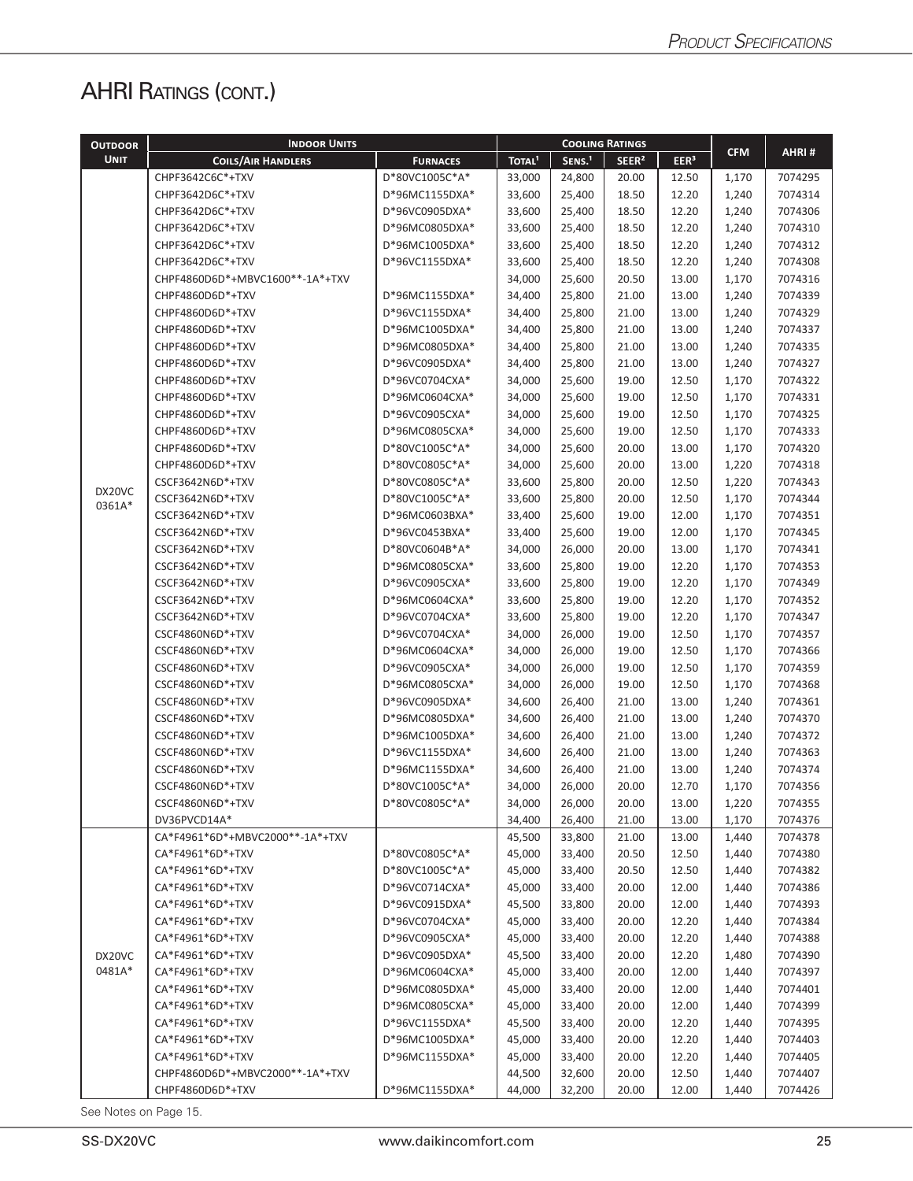## AHRI Ratings (cont.)

| Outdoor Unit | Indoor Units | | Cooling Ratings | | | | CFM | AHRI # |
|---|---|---|---|---|---|---|---|---|
| | Coils/Air Handlers | Furnaces | Total[1] | Sens.[1] | SEER[2] | EER[3] | | |
| DX20VC 0361A* | CHPF3642C6C*+TXV | D*80VC1005C*A* | 33,000 | 24,800 | 20.00 | 12.50 | 1,170 | 7074295 |
| | CHPF3642D6C*+TXV | D*96MC1155DXA* | 33,600 | 25,400 | 18.50 | 12.20 | 1,240 | 7074314 |
| | CHPF3642D6C*+TXV | D*96VC0905DXA* | 33,600 | 25,400 | 18.50 | 12.20 | 1,240 | 7074306 |
| | CHPF3642D6C*+TXV | D*96MC0805DXA* | 33,600 | 25,400 | 18.50 | 12.20 | 1,240 | 7074310 |
| | CHPF3642D6C*+TXV | D*96MC1005DXA* | 33,600 | 25,400 | 18.50 | 12.20 | 1,240 | 7074312 |
| | CHPF3642D6C*+TXV | D*96VC1155DXA* | 33,600 | 25,400 | 18.50 | 12.20 | 1,240 | 7074308 |
| | CHPF4860D6D*+MBVC1600**-1A*+TXV | | 34,000 | 25,600 | 20.50 | 13.00 | 1,170 | 7074316 |
| | CHPF4860D6D*+TXV | D*96MC1155DXA* | 34,400 | 25,800 | 21.00 | 13.00 | 1,240 | 7074339 |
| | CHPF4860D6D*+TXV | D*96VC1155DXA* | 34,400 | 25,800 | 21.00 | 13.00 | 1,240 | 7074329 |
| | CHPF4860D6D*+TXV | D*96MC1005DXA* | 34,400 | 25,800 | 21.00 | 13.00 | 1,240 | 7074337 |
| | CHPF4860D6D*+TXV | D*96MC0805DXA* | 34,400 | 25,800 | 21.00 | 13.00 | 1,240 | 7074335 |
| | CHPF4860D6D*+TXV | D*96VC0905DXA* | 34,400 | 25,800 | 21.00 | 13.00 | 1,240 | 7074327 |
| | CHPF4860D6D*+TXV | D*96VC0704CXA* | 34,000 | 25,600 | 19.00 | 12.50 | 1,170 | 7074322 |
| | CHPF4860D6D*+TXV | D*96MC0604CXA* | 34,000 | 25,600 | 19.00 | 12.50 | 1,170 | 7074331 |
| | CHPF4860D6D*+TXV | D*96VC0905CXA* | 34,000 | 25,600 | 19.00 | 12.50 | 1,170 | 7074325 |
| | CHPF4860D6D*+TXV | D*96MC0805CXA* | 34,000 | 25,600 | 19.00 | 12.50 | 1,170 | 7074333 |
| | CHPF4860D6D*+TXV | D*80VC1005C*A* | 34,000 | 25,600 | 20.00 | 13.00 | 1,170 | 7074320 |
| | CHPF4860D6D*+TXV | D*80VC0805C*A* | 34,000 | 25,600 | 20.00 | 13.00 | 1,220 | 7074318 |
| | CSCF3642N6D*+TXV | D*80VC0805C*A* | 33,600 | 25,800 | 20.00 | 12.50 | 1,220 | 7074343 |
| | CSCF3642N6D*+TXV | D*80VC1005C*A* | 33,600 | 25,800 | 20.00 | 12.50 | 1,170 | 7074344 |
| | CSCF3642N6D*+TXV | D*96MC0603BXA* | 33,400 | 25,600 | 19.00 | 12.00 | 1,170 | 7074351 |
| | CSCF3642N6D*+TXV | D*96VC0453BXA* | 33,400 | 25,600 | 19.00 | 12.00 | 1,170 | 7074345 |
| | CSCF3642N6D*+TXV | D*80VC0604B*A* | 34,000 | 26,000 | 20.00 | 13.00 | 1,170 | 7074341 |
| | CSCF3642N6D*+TXV | D*96MC0805CXA* | 33,600 | 25,800 | 19.00 | 12.20 | 1,170 | 7074353 |
| | CSCF3642N6D*+TXV | D*96VC0905CXA* | 33,600 | 25,800 | 19.00 | 12.20 | 1,170 | 7074349 |
| | CSCF3642N6D*+TXV | D*96MC0604CXA* | 33,600 | 25,800 | 19.00 | 12.20 | 1,170 | 7074352 |
| | CSCF3642N6D*+TXV | D*96VC0704CXA* | 33,600 | 25,800 | 19.00 | 12.20 | 1,170 | 7074347 |
| | CSCF4860N6D*+TXV | D*96VC0704CXA* | 34,000 | 26,000 | 19.00 | 12.50 | 1,170 | 7074357 |
| | CSCF4860N6D*+TXV | D*96MC0604CXA* | 34,000 | 26,000 | 19.00 | 12.50 | 1,170 | 7074366 |
| | CSCF4860N6D*+TXV | D*96VC0905CXA* | 34,000 | 26,000 | 19.00 | 12.50 | 1,170 | 7074359 |
| | CSCF4860N6D*+TXV | D*96MC0805CXA* | 34,000 | 26,000 | 19.00 | 12.50 | 1,170 | 7074368 |
| | CSCF4860N6D*+TXV | D*96VC0905DXA* | 34,600 | 26,400 | 21.00 | 13.00 | 1,240 | 7074361 |
| | CSCF4860N6D*+TXV | D*96MC0805DXA* | 34,600 | 26,400 | 21.00 | 13.00 | 1,240 | 7074370 |
| | CSCF4860N6D*+TXV | D*96MC1005DXA* | 34,600 | 26,400 | 21.00 | 13.00 | 1,240 | 7074372 |
| | CSCF4860N6D*+TXV | D*96VC1155DXA* | 34,600 | 26,400 | 21.00 | 13.00 | 1,240 | 7074363 |
| | CSCF4860N6D*+TXV | D*96MC1155DXA* | 34,600 | 26,400 | 21.00 | 13.00 | 1,240 | 7074374 |
| | CSCF4860N6D*+TXV | D*80VC1005C*A* | 34,000 | 26,000 | 20.00 | 12.70 | 1,170 | 7074356 |
| | CSCF4860N6D*+TXV | D*80VC0805C*A* | 34,000 | 26,000 | 20.00 | 13.00 | 1,220 | 7074355 |
| | DV36PVCD14A* | | 34,400 | 26,400 | 21.00 | 13.00 | 1,170 | 7074376 |
| DX20VC 0481A* | CA*F4961*6D*+MBVC2000**-1A*+TXV | | 45,500 | 33,800 | 21.00 | 13.00 | 1,440 | 7074378 |
| | CA*F4961*6D*+TXV | D*80VC0805C*A* | 45,000 | 33,400 | 20.50 | 12.50 | 1,440 | 7074380 |
| | CA*F4961*6D*+TXV | D*80VC1005C*A* | 45,000 | 33,400 | 20.50 | 12.50 | 1,440 | 7074382 |
| | CA*F4961*6D*+TXV | D*96VC0714CXA* | 45,000 | 33,400 | 20.00 | 12.00 | 1,440 | 7074386 |
| | CA*F4961*6D*+TXV | D*96VC0915DXA* | 45,500 | 33,800 | 20.00 | 12.00 | 1,440 | 7074393 |
| | CA*F4961*6D*+TXV | D*96VC0704CXA* | 45,000 | 33,400 | 20.00 | 12.20 | 1,440 | 7074384 |
| | CA*F4961*6D*+TXV | D*96VC0905CXA* | 45,000 | 33,400 | 20.00 | 12.20 | 1,440 | 7074388 |
| | CA*F4961*6D*+TXV | D*96VC0905DXA* | 45,500 | 33,400 | 20.00 | 12.20 | 1,480 | 7074390 |
| | CA*F4961*6D*+TXV | D*96MC0604CXA* | 45,000 | 33,400 | 20.00 | 12.00 | 1,440 | 7074397 |
| | CA*F4961*6D*+TXV | D*96MC0805DXA* | 45,000 | 33,400 | 20.00 | 12.00 | 1,440 | 7074401 |
| | CA*F4961*6D*+TXV | D*96MC0805CXA* | 45,000 | 33,400 | 20.00 | 12.00 | 1,440 | 7074399 |
| | CA*F4961*6D*+TXV | D*96VC1155DXA* | 45,500 | 33,400 | 20.00 | 12.20 | 1,440 | 7074395 |
| | CA*F4961*6D*+TXV | D*96MC1005DXA* | 45,000 | 33,400 | 20.00 | 12.20 | 1,440 | 7074403 |
| | CA*F4961*6D*+TXV | D*96MC1155DXA* | 45,000 | 33,400 | 20.00 | 12.20 | 1,440 | 7074405 |
| | CHPF4860D6D*+MBVC2000**-1A*+TXV | | 44,500 | 32,600 | 20.00 | 12.50 | 1,440 | 7074407 |
| | CHPF4860D6D*+TXV | D*96MC1155DXA* | 44,000 | 32,200 | 20.00 | 12.00 | 1,440 | 7074426 |

See Notes on Page 15.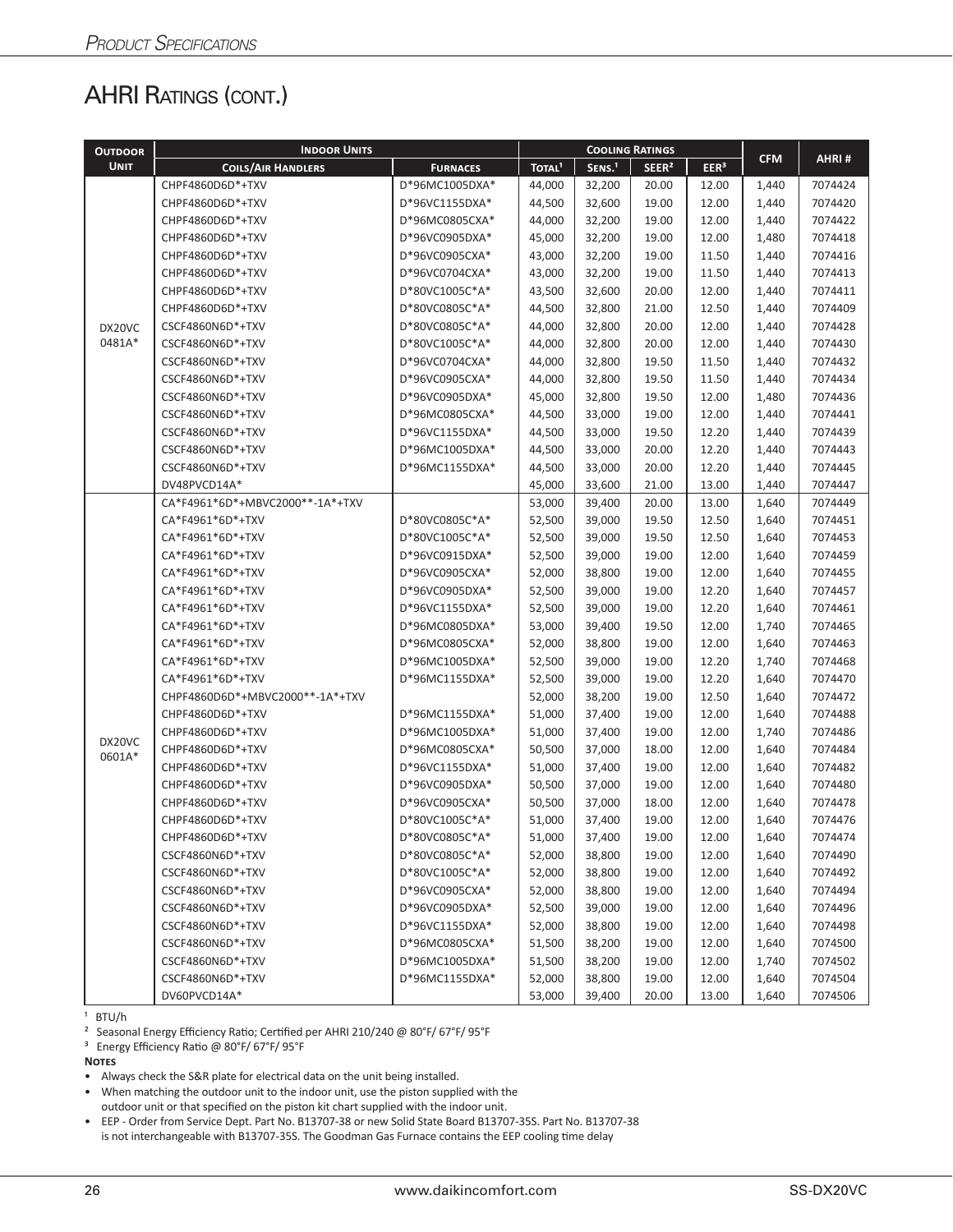## AHRI Ratings (cont.)

| Outdoor Unit | Indoor Units | | Cooling Ratings | | | | CFM | AHRI # |
|---|---|---|---|---|---|---|---|---|
| | Coils/Air Handlers | Furnaces | Total[1] | Sens.[1] | SEER[2] | EER[3] | | |
| DX20VC 0481A* | CHPF4860D6D*+TXV | D*96MC1005DXA* | 44,000 | 32,200 | 20.00 | 12.00 | 1,440 | 7074424 |
| | CHPF4860D6D*+TXV | D*96VC1155DXA* | 44,500 | 32,600 | 19.00 | 12.00 | 1,440 | 7074420 |
| | CHPF4860D6D*+TXV | D*96MC0805CXA* | 44,000 | 32,200 | 19.00 | 12.00 | 1,440 | 7074422 |
| | CHPF4860D6D*+TXV | D*96VC0905DXA* | 45,000 | 32,200 | 19.00 | 12.00 | 1,480 | 7074418 |
| | CHPF4860D6D*+TXV | D*96VC0905CXA* | 43,000 | 32,200 | 19.00 | 11.50 | 1,440 | 7074416 |
| | CHPF4860D6D*+TXV | D*96VC0704CXA* | 43,000 | 32,200 | 19.00 | 11.50 | 1,440 | 7074413 |
| | CHPF4860D6D*+TXV | D*80VC1005C*A* | 43,500 | 32,600 | 20.00 | 12.00 | 1,440 | 7074411 |
| | CHPF4860D6D*+TXV | D*80VC0805C*A* | 44,500 | 32,800 | 21.00 | 12.50 | 1,440 | 7074409 |
| | CSCF4860N6D*+TXV | D*80VC0805C*A* | 44,000 | 32,800 | 20.00 | 12.00 | 1,440 | 7074428 |
| | CSCF4860N6D*+TXV | D*80VC1005C*A* | 44,000 | 32,800 | 20.00 | 12.00 | 1,440 | 7074430 |
| | CSCF4860N6D*+TXV | D*96VC0704CXA* | 44,000 | 32,800 | 19.50 | 11.50 | 1,440 | 7074432 |
| | CSCF4860N6D*+TXV | D*96VC0905CXA* | 44,000 | 32,800 | 19.50 | 11.50 | 1,440 | 7074434 |
| | CSCF4860N6D*+TXV | D*96VC0905DXA* | 45,000 | 32,800 | 19.50 | 12.00 | 1,480 | 7074436 |
| | CSCF4860N6D*+TXV | D*96MC0805CXA* | 44,500 | 33,000 | 19.00 | 12.00 | 1,440 | 7074441 |
| | CSCF4860N6D*+TXV | D*96VC1155DXA* | 44,500 | 33,000 | 19.50 | 12.20 | 1,440 | 7074439 |
| | CSCF4860N6D*+TXV | D*96MC1005DXA* | 44,500 | 33,000 | 20.00 | 12.20 | 1,440 | 7074443 |
| | CSCF4860N6D*+TXV | D*96MC1155DXA* | 44,500 | 33,000 | 20.00 | 12.20 | 1,440 | 7074445 |
| | DV48PVCD14A* | | 45,000 | 33,600 | 21.00 | 13.00 | 1,440 | 7074447 |
| DX20VC 0601A* | CA*F4961*6D*+MBVC2000**-1A*+TXV | | 53,000 | 39,400 | 20.00 | 13.00 | 1,640 | 7074449 |
| | CA*F4961*6D*+TXV | D*80VC0805C*A* | 52,500 | 39,000 | 19.50 | 12.50 | 1,640 | 7074451 |
| | CA*F4961*6D*+TXV | D*80VC1005C*A* | 52,500 | 39,000 | 19.50 | 12.50 | 1,640 | 7074453 |
| | CA*F4961*6D*+TXV | D*96VC0915DXA* | 52,500 | 39,000 | 19.00 | 12.00 | 1,640 | 7074459 |
| | CA*F4961*6D*+TXV | D*96VC0905CXA* | 52,000 | 38,800 | 19.00 | 12.00 | 1,640 | 7074455 |
| | CA*F4961*6D*+TXV | D*96VC0905DXA* | 52,500 | 39,000 | 19.00 | 12.20 | 1,640 | 7074457 |
| | CA*F4961*6D*+TXV | D*96VC1155DXA* | 52,500 | 39,000 | 19.00 | 12.20 | 1,640 | 7074461 |
| | CA*F4961*6D*+TXV | D*96MC0805DXA* | 53,000 | 39,400 | 19.50 | 12.00 | 1,740 | 7074465 |
| | CA*F4961*6D*+TXV | D*96MC0805CXA* | 52,000 | 38,800 | 19.00 | 12.00 | 1,640 | 7074463 |
| | CA*F4961*6D*+TXV | D*96MC1005DXA* | 52,500 | 39,000 | 19.00 | 12.20 | 1,740 | 7074468 |
| | CA*F4961*6D*+TXV | D*96MC1155DXA* | 52,500 | 39,000 | 19.00 | 12.20 | 1,640 | 7074470 |
| | CHPF4860D6D*+MBVC2000**-1A*+TXV | | 52,000 | 38,200 | 19.00 | 12.50 | 1,640 | 7074472 |
| | CHPF4860D6D*+TXV | D*96MC1155DXA* | 51,000 | 37,400 | 19.00 | 12.00 | 1,640 | 7074488 |
| | CHPF4860D6D*+TXV | D*96MC1005DXA* | 51,000 | 37,400 | 19.00 | 12.00 | 1,740 | 7074486 |
| | CHPF4860D6D*+TXV | D*96MC0805CXA* | 50,500 | 37,000 | 18.00 | 12.00 | 1,640 | 7074484 |
| | CHPF4860D6D*+TXV | D*96VC1155DXA* | 51,000 | 37,400 | 19.00 | 12.00 | 1,640 | 7074482 |
| | CHPF4860D6D*+TXV | D*96VC0905DXA* | 50,500 | 37,000 | 19.00 | 12.00 | 1,640 | 7074480 |
| | CHPF4860D6D*+TXV | D*96VC0905CXA* | 50,500 | 37,000 | 18.00 | 12.00 | 1,640 | 7074478 |
| | CHPF4860D6D*+TXV | D*80VC1005C*A* | 51,000 | 37,400 | 19.00 | 12.00 | 1,640 | 7074476 |
| | CHPF4860D6D*+TXV | D*80VC0805C*A* | 51,000 | 37,400 | 19.00 | 12.00 | 1,640 | 7074474 |
| | CSCF4860N6D*+TXV | D*80VC0805C*A* | 52,000 | 38,800 | 19.00 | 12.00 | 1,640 | 7074490 |
| | CSCF4860N6D*+TXV | D*80VC1005C*A* | 52,000 | 38,800 | 19.00 | 12.00 | 1,640 | 7074492 |
| | CSCF4860N6D*+TXV | D*96VC0905CXA* | 52,000 | 38,800 | 19.00 | 12.00 | 1,640 | 7074494 |
| | CSCF4860N6D*+TXV | D*96VC0905DXA* | 52,500 | 39,000 | 19.00 | 12.00 | 1,640 | 7074496 |
| | CSCF4860N6D*+TXV | D*96VC1155DXA* | 52,000 | 38,800 | 19.00 | 12.00 | 1,640 | 7074498 |
| | CSCF4860N6D*+TXV | D*96MC0805CXA* | 51,500 | 38,200 | 19.00 | 12.00 | 1,640 | 7074500 |
| | CSCF4860N6D*+TXV | D*96MC1005DXA* | 51,500 | 38,200 | 19.00 | 12.00 | 1,740 | 7074502 |
| | CSCF4860N6D*+TXV | D*96MC1155DXA* | 52,000 | 38,800 | 19.00 | 12.00 | 1,640 | 7074504 |
| | DV60PVCD14A* | | 53,000 | 39,400 | 20.00 | 13.00 | 1,640 | 7074506 |

[1] BTU/h

[2] Seasonal Energy Efficiency Ratio; Certified per AHRI 210/240 @ 80°F/ 67°F/ 95°F

[3] Energy Efficiency Ratio @ 80°F/ 67°F/ 95°F

**Notes**

- Always check the S&R plate for electrical data on the unit being installed.
- When matching the outdoor unit to the indoor unit, use the piston supplied with the outdoor unit or that specified on the piston kit chart supplied with the indoor unit.
- EEP - Order from Service Dept. Part No. B13707-38 or new Solid State Board B13707-35S. Part No. B13707-38 is not interchangeable with B13707-35S. The Goodman Gas Furnace contains the EEP cooling time delay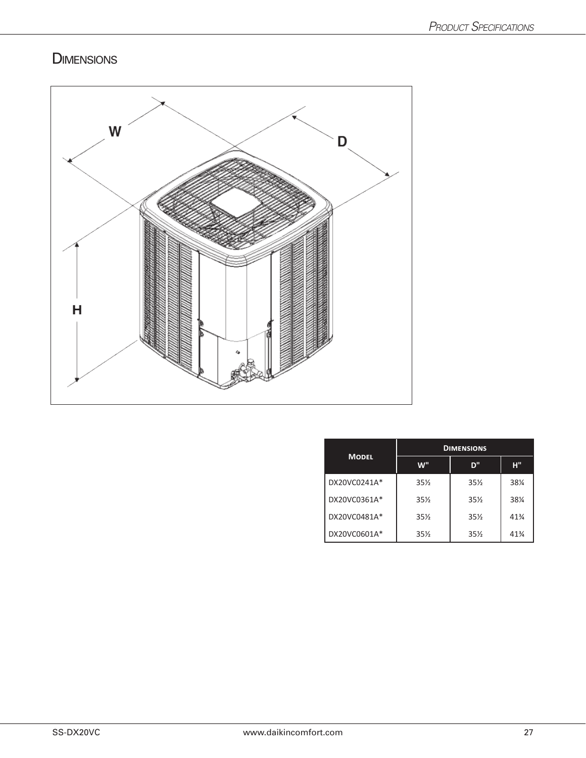## Dimensions

| Model | Dimensions | | |
|---|---|---|---|
| | W" | D" | H" |
| DX20VC0241A* | 35½ | 35½ | 38¼ |
| DX20VC0361A* | 35½ | 35½ | 38¼ |
| DX20VC0481A* | 35½ | 35½ | 41¾ |
| DX20VC0601A* | 35½ | 35½ | 41¾ |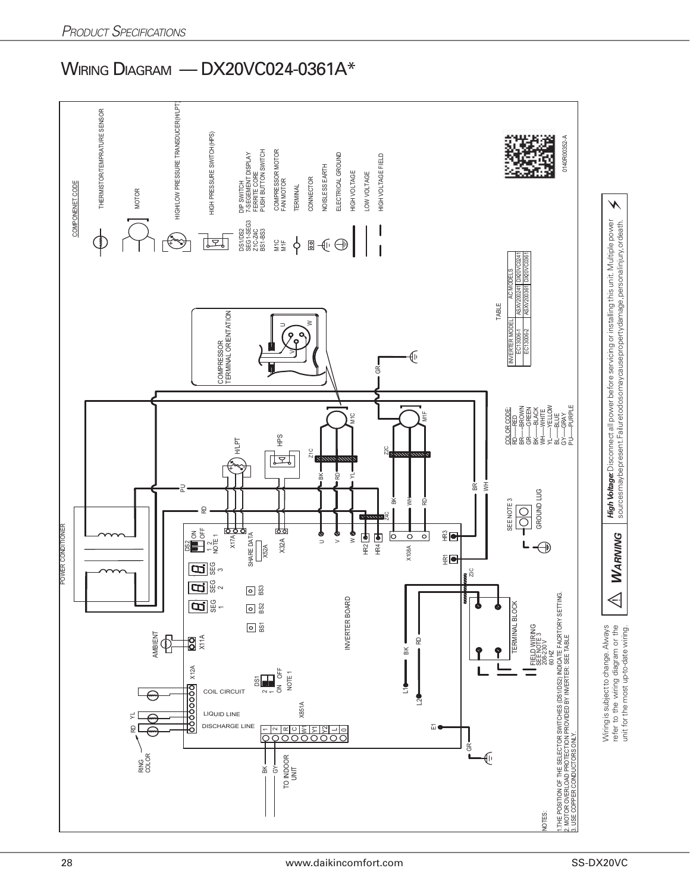# Wiring Diagram — DX20VC024-0361A*

COMPONENT CODE

- THERMISTOR/TEMPRATURE SENSOR
- MOTOR
- HIGH/LOW PRESSURE TRANSDUCER(H/LPT)
- HIGH PRESSURE SWITCH(HPS)
- DS1/DS2 DIP SWITCH
- SEG1-SEG3 7-SEGEMENT DISPLAY
- Z1C-Z4C FERRITE CORE
- BS1-BS3 PUSH BUTTON SWITCH
- M1C COMPRESSOR MOTOR
- M1F FAN MOTOR
- TERMINAL
- CONNECTOR
- NOISLESS EARTH
- ELECTRICAL GROUND
- HIGH VOLTAGE
- LOW VOLTAGE
- HIGH VOLTAGE FIELD

0140R00352-A

TABLE

| INVERTER MODEL | AC MODELS | |
|---|---|---|
| EC13006-1 | ASXV200241 | DX20VC0241 |
| EC13006-2 | ASXV200361 | DX20VC0361 |

COLOR CODE:
RD——RED
BR——BROWN
GR——GREEN
BK——BLACK
WH——WHITE
YL——YELLOW
BL——BLUE
GY——GRAY
PU——PURPLE

NOTES:
1. THE POSITION OF THE SELECTOR SWITCHES (DS1/DS2) INDICATE FACRTORY SETTING.
2. MOTOR OVERLOAD PROTECTION PROVIDED BY INVERTER. SEE TABLE
3. USE COPPER CONDUCTORS ONLY.

FIELD WIRING SEE NOTE 3 208-230 V 60 HZ

⚠ **WARNING** — ***High Voltage:*** Disconnect all power before servicing or installing this unit. Multiple power sources may be present. Failure to do so may cause property damage, personal injury, or death.

Wiring is subject to change. Always refer to the wiring diagram or the unit for the most up-to-date wiring.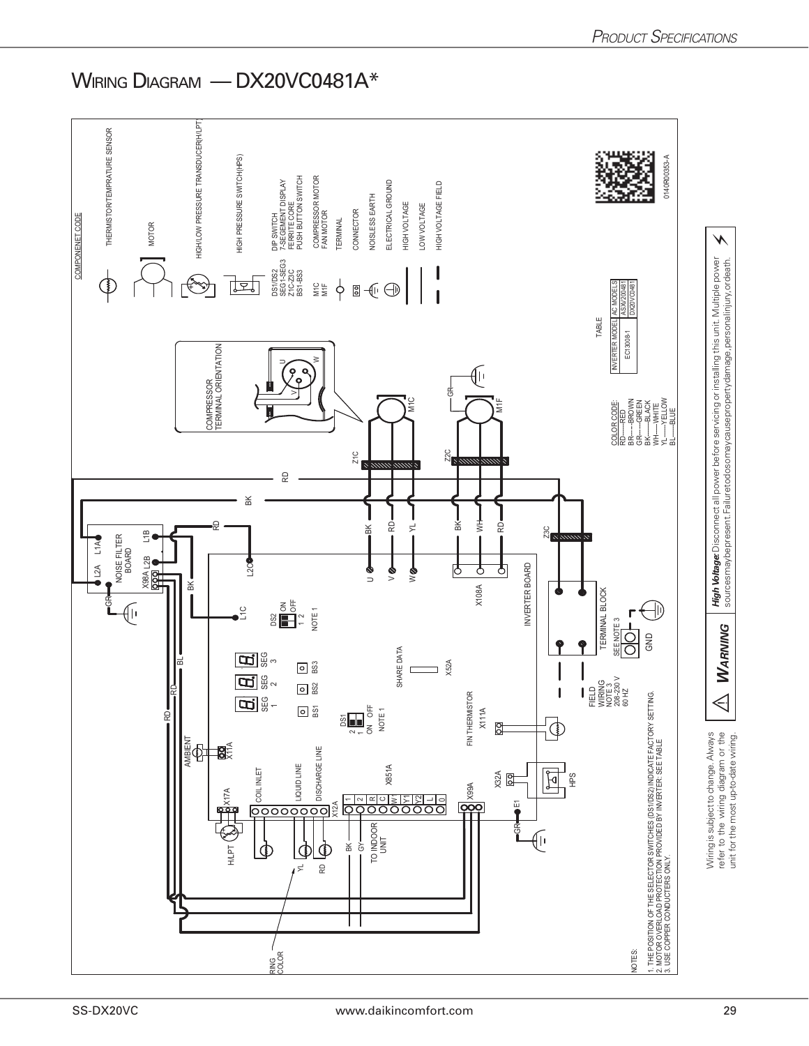# Wiring Diagram — DX20VC0481A*

COMPONENET CODE

- THERMISTOR/TEMPRATURE SENSOR
- MOTOR
- HIGH/LOW PRESSURE TRANSDUCER(H/LPT)
- HIGH PRESSURE SWITCH(HPS)
- DS1/DS2 — DIP SWITCH
- SEG1-SEG3 — 7-SEGEMENT DISPLAY
- Z1C-Z3C — FERRITE CORE
- BS1-BS3 — PUSH BUTTON SWITCH
- M1C — COMPRESSOR MOTOR
- M1F — FAN MOTOR
- TERMINAL
- CONNECTOR
- NOISLESS EARTH
- ELECTRICAL GROUND
- HIGH VOLTAGE
- LOW VOLTAGE
- HIGH VOLTAGE FIELD

COMPRESSOR TERMINAL ORIENTATION

COLOR CODE:
- RD——RED
- BR——BROWN
- GR——GREEN
- BK——BLACK
- WH——WHITE
- YL——YELLOW
- BL——BLUE

TABLE

| INVERTER MODEL | AC MODELS |
|---|---|
| EC13008-1 | ASXW200481 |
| | DX20VC0481 |

0140R00353-A

NOTES:
1. THE POSITION OF THE SELECTOR SWITCHES (DS1/DS2) INDICATE FACTORY SETTING.
2. MOTOR OVERLOAD PROTECTION PROVIDED BY INVERTER: SEE TABLE
3. USE COPPER CONDUCTORS ONLY.

**WARNING**

***High Voltage:*** Disconnect all power before servicing or installing this unit. Multiple power sources may be present. Failure to do so may cause property damage, personal injury, or death.

Wiring is subject to change. Always refer to the wiring diagram or the unit for the most up-to-date wiring.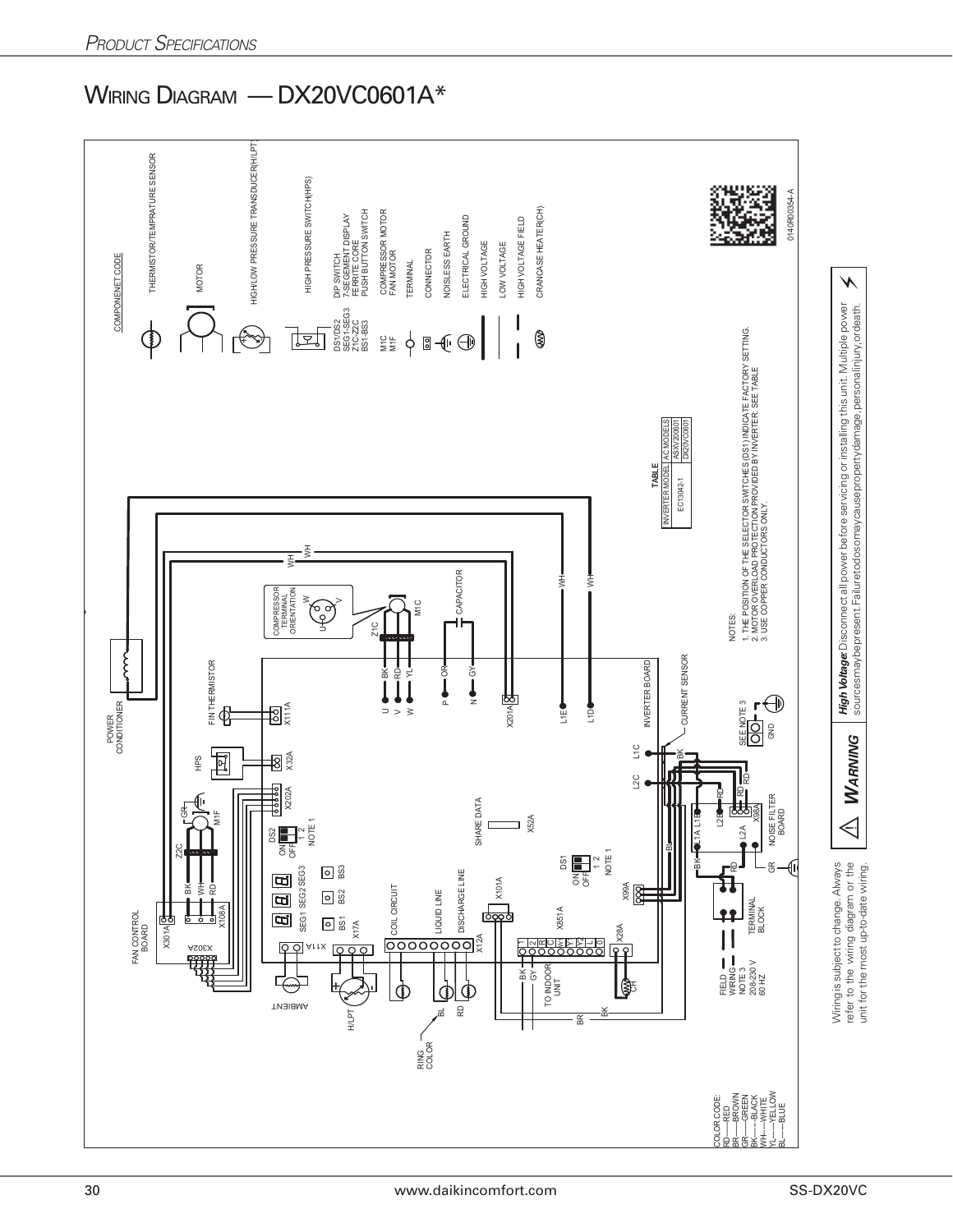# Wiring Diagram — DX20VC0601A*

COMPONENT CODE

- THERMISTOR/TEMPRATURE SENSOR
- MOTOR
- HIGH/LOW PRESSURE TRANSDUCER(H/LPT)
- HIGH PRESSURE SWITCH(HPS)
- DS1/DS2 — DIP SWITCH
- SEG1-SEG3 — 7-SEGEMENT DISPLAY
- Z1C-Z2C — FERRITE CORE
- BS1-BS3 — PUSH BUTTON SWITCH
- M1C — COMPRESSOR MOTOR
- M1F — FAN MOTOR
- TERMINAL
- CONNECTOR
- NOISELESS EARTH
- ELECTRICAL GROUND
- HIGH VOLTAGE
- LOW VOLTAGE
- HIGH VOLTAGE FIELD
- CRANCASE HEATER(CH)

TABLE

| INVERTER MODEL | AC MODELS |
|---|---|
| EC13042-1 | ASXV200601 |
| | DX20VC0601 |

NOTES:

1. THE POSITION OF THE SELECTOR SWITCHES (DS1) INDICATE FACTORY SETTING.
2. MOTOR OVERLOAD PROTECTION PROVIDED BY INVERTER. SEE TABLE
3. USE COPPER CONDUCTORS ONLY.

COLOR CODE:
RD----RED
BR----BROWN
GR----GREEN
BK----BLACK
WH----WHITE
YL----YELLOW
BL----BLUE

0140R00354-A

Wiring is subject to change. Always refer to the wiring diagram or the unit for the most up-to-date wiring.

⚠ ***WARNING*** ***High Voltage:*** Disconnect all power before servicing or installing this unit. Multiple power sources may be present. Failure to do so may cause property damage, personal injury, or death.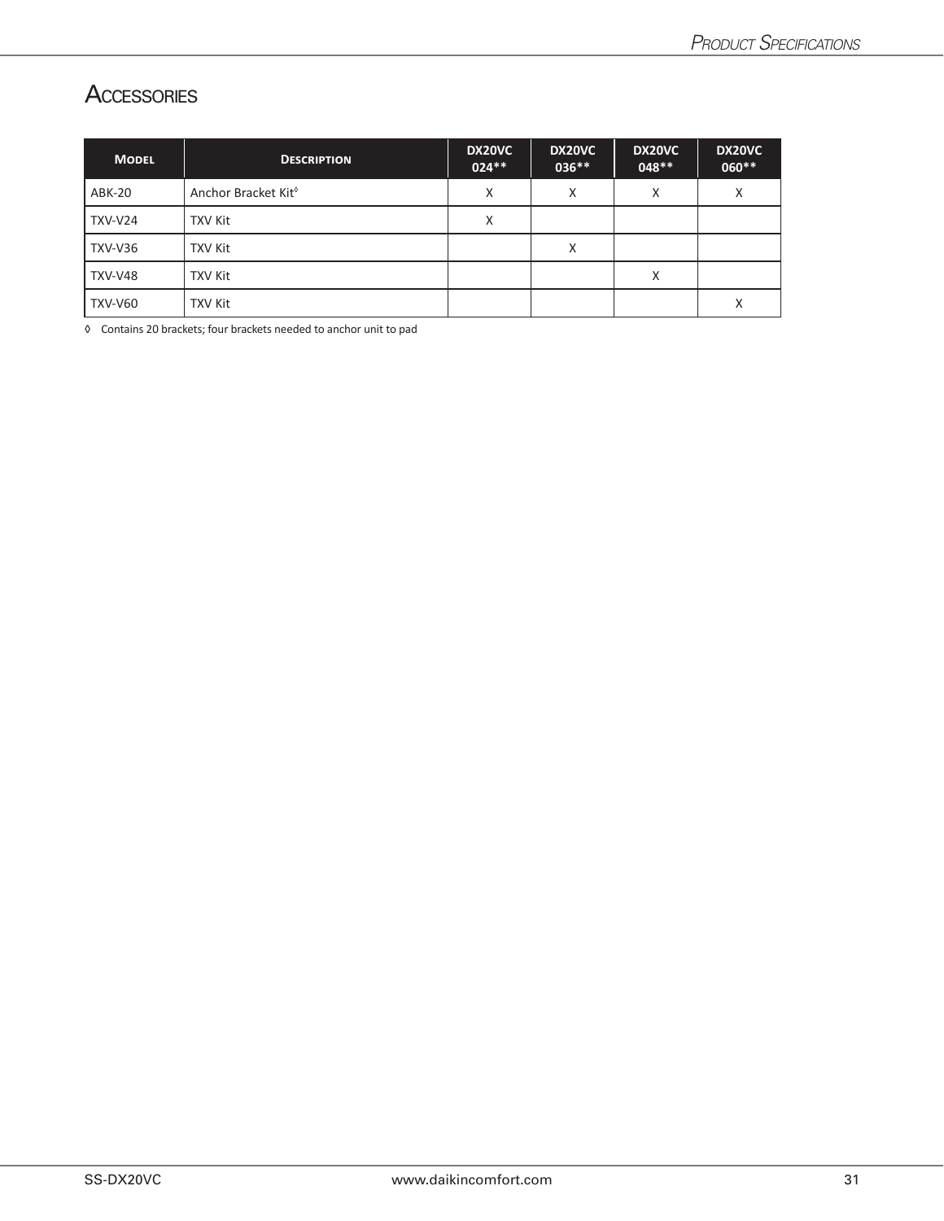## Accessories

| Model | Description | DX20VC 024** | DX20VC 036** | DX20VC 048** | DX20VC 060** |
|---|---|---|---|---|---|
| ABK-20 | Anchor Bracket Kit◊ | X | X | X | X |
| TXV-V24 | TXV Kit | X | | | |
| TXV-V36 | TXV Kit | | X | | |
| TXV-V48 | TXV Kit | | | X | |
| TXV-V60 | TXV Kit | | | | X |

◊ Contains 20 brackets; four brackets needed to anchor unit to pad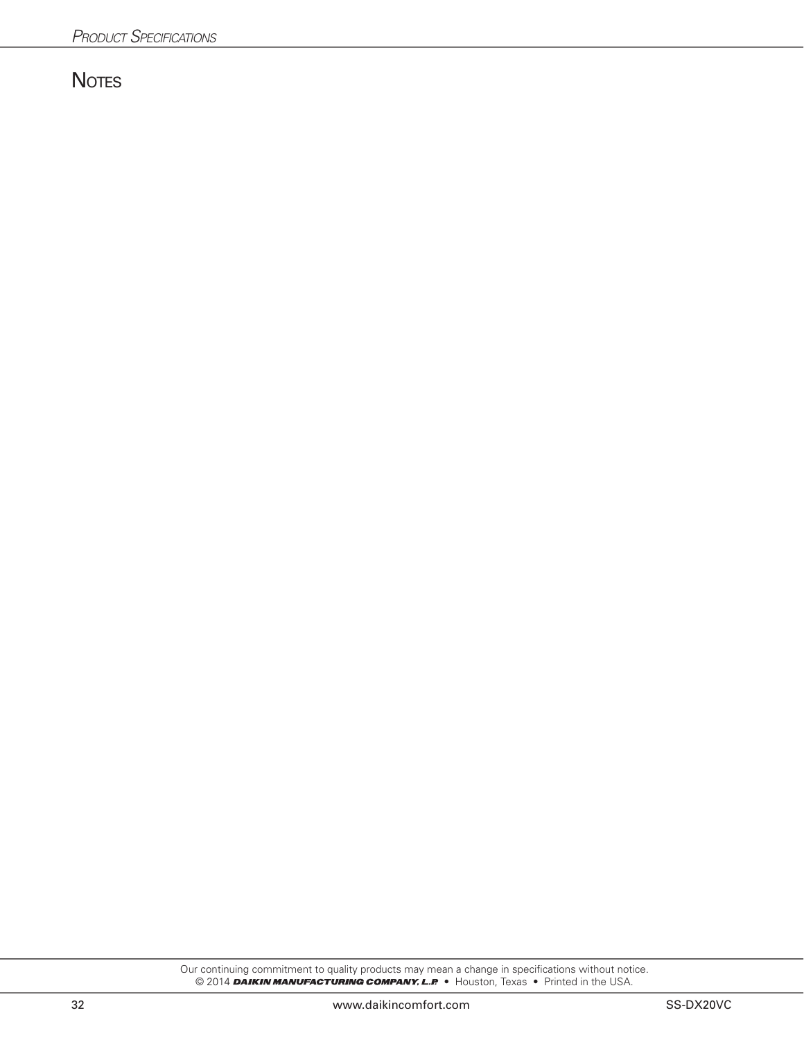# NOTES

Our continuing commitment to quality products may mean a change in specifications without notice.
© 2014 **DAIKIN MANUFACTURING COMPANY, L.P.** • Houston, Texas • Printed in the USA.

www.daikincomfort.com